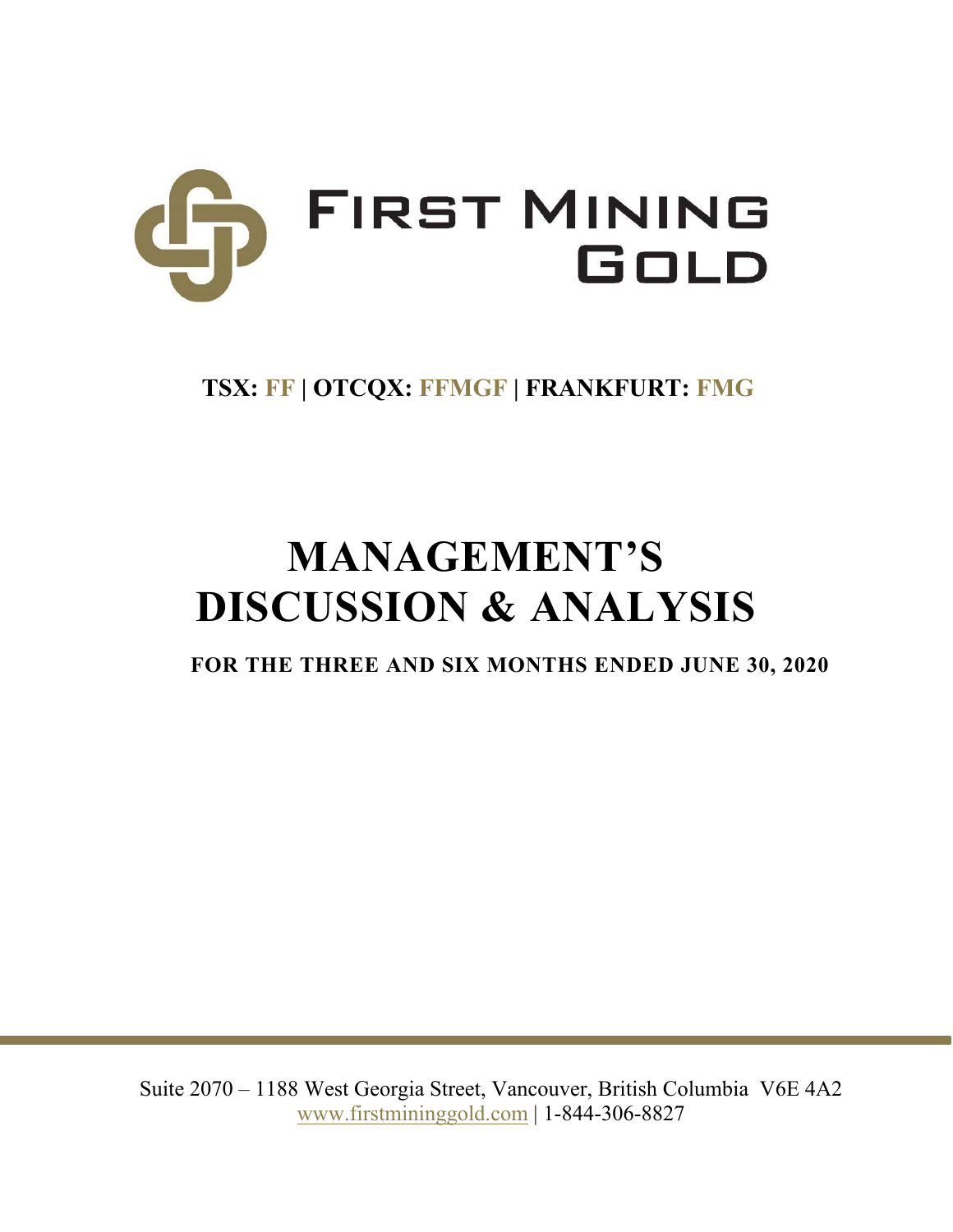# FIRST MINING GOLD

**TSX: FF | OTCQX: FFMGF | FRANKFURT: FMG**

# MANAGEMENT'S DISCUSSION & ANALYSIS

**FOR THE THREE AND SIX MONTHS ENDED JUNE 30, 2020**

Suite 2070 – 1188 West Georgia Street, Vancouver, British Columbia V6E 4A2
www.firstmininggold.com | 1-844-306-8827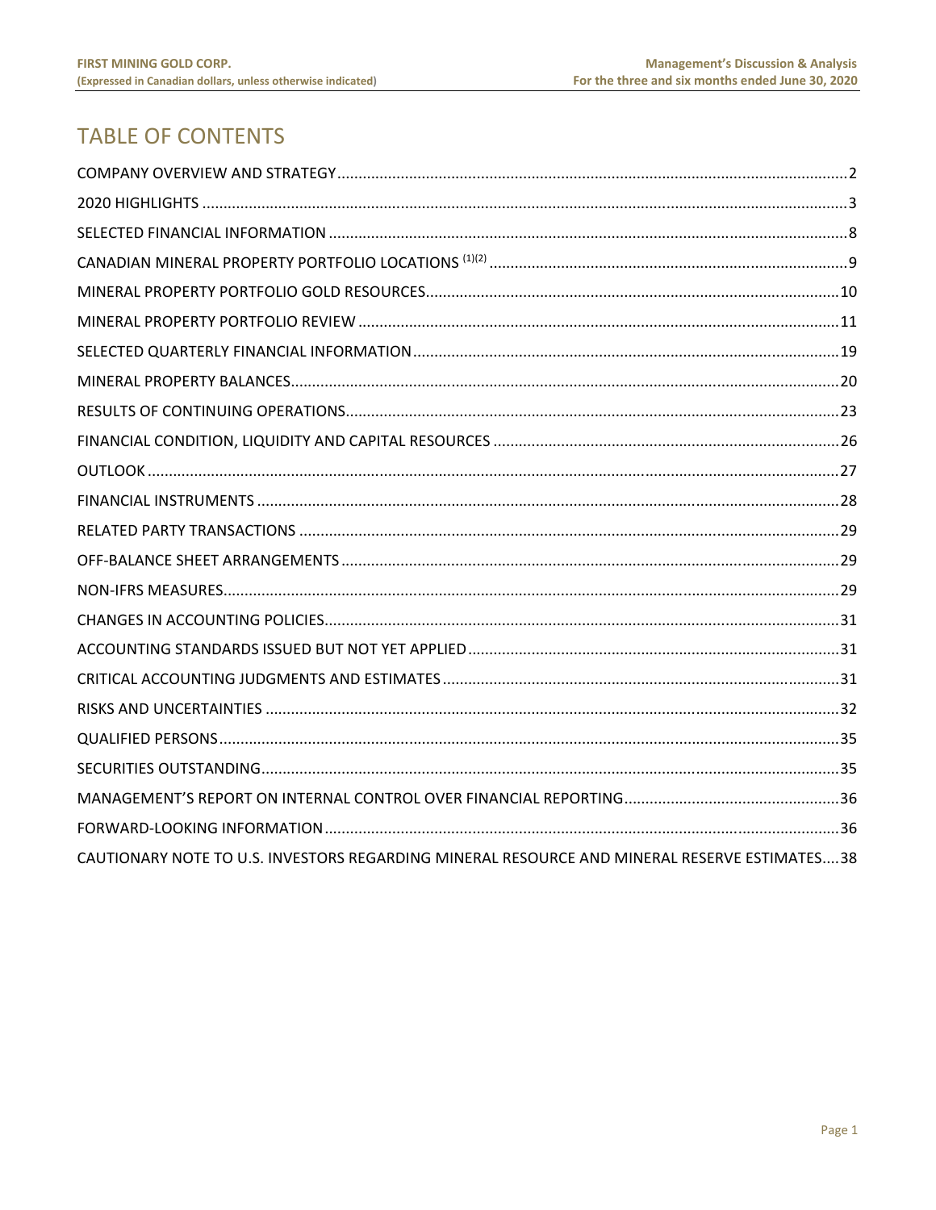# TABLE OF CONTENTS

COMPANY OVERVIEW AND STRATEGY....2

2020 HIGHLIGHTS....3

SELECTED FINANCIAL INFORMATION....8

CANADIAN MINERAL PROPERTY PORTFOLIO LOCATIONS (1)(2)....9

MINERAL PROPERTY PORTFOLIO GOLD RESOURCES....10

MINERAL PROPERTY PORTFOLIO REVIEW....11

SELECTED QUARTERLY FINANCIAL INFORMATION....19

MINERAL PROPERTY BALANCES....20

RESULTS OF CONTINUING OPERATIONS....23

FINANCIAL CONDITION, LIQUIDITY AND CAPITAL RESOURCES....26

OUTLOOK....27

FINANCIAL INSTRUMENTS....28

RELATED PARTY TRANSACTIONS....29

OFF-BALANCE SHEET ARRANGEMENTS....29

NON-IFRS MEASURES....29

CHANGES IN ACCOUNTING POLICIES....31

ACCOUNTING STANDARDS ISSUED BUT NOT YET APPLIED....31

CRITICAL ACCOUNTING JUDGMENTS AND ESTIMATES....31

RISKS AND UNCERTAINTIES....32

QUALIFIED PERSONS....35

SECURITIES OUTSTANDING....35

MANAGEMENT'S REPORT ON INTERNAL CONTROL OVER FINANCIAL REPORTING....36

FORWARD-LOOKING INFORMATION....36

CAUTIONARY NOTE TO U.S. INVESTORS REGARDING MINERAL RESOURCE AND MINERAL RESERVE ESTIMATES....38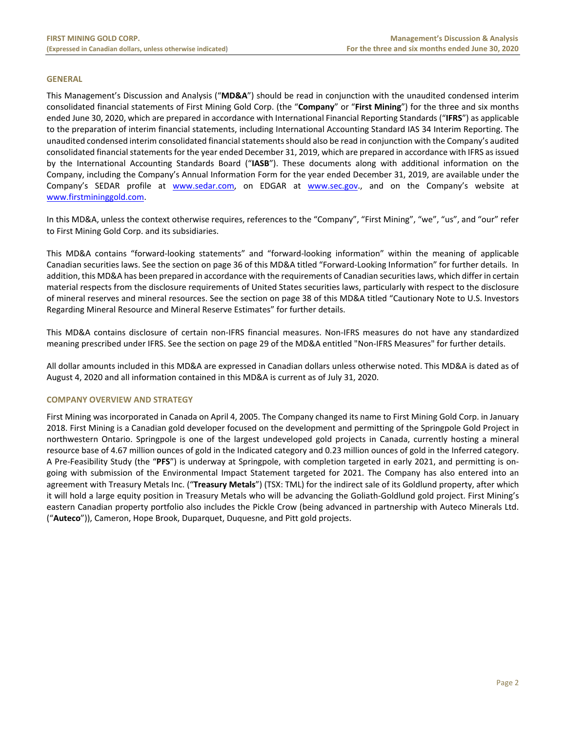## GENERAL

This Management's Discussion and Analysis ("**MD&A**") should be read in conjunction with the unaudited condensed interim consolidated financial statements of First Mining Gold Corp. (the "**Company**" or "**First Mining**") for the three and six months ended June 30, 2020, which are prepared in accordance with International Financial Reporting Standards ("**IFRS**") as applicable to the preparation of interim financial statements, including International Accounting Standard IAS 34 Interim Reporting. The unaudited condensed interim consolidated financial statements should also be read in conjunction with the Company's audited consolidated financial statements for the year ended December 31, 2019, which are prepared in accordance with IFRS as issued by the International Accounting Standards Board ("**IASB**"). These documents along with additional information on the Company, including the Company's Annual Information Form for the year ended December 31, 2019, are available under the Company's SEDAR profile at www.sedar.com, on EDGAR at www.sec.gov., and on the Company's website at www.firstmininggold.com.

In this MD&A, unless the context otherwise requires, references to the "Company", "First Mining", "we", "us", and "our" refer to First Mining Gold Corp. and its subsidiaries.

This MD&A contains "forward-looking statements" and "forward-looking information" within the meaning of applicable Canadian securities laws. See the section on page 36 of this MD&A titled "Forward-Looking Information" for further details. In addition, this MD&A has been prepared in accordance with the requirements of Canadian securities laws, which differ in certain material respects from the disclosure requirements of United States securities laws, particularly with respect to the disclosure of mineral reserves and mineral resources. See the section on page 38 of this MD&A titled "Cautionary Note to U.S. Investors Regarding Mineral Resource and Mineral Reserve Estimates" for further details.

This MD&A contains disclosure of certain non-IFRS financial measures. Non-IFRS measures do not have any standardized meaning prescribed under IFRS. See the section on page 29 of the MD&A entitled "Non-IFRS Measures" for further details.

All dollar amounts included in this MD&A are expressed in Canadian dollars unless otherwise noted. This MD&A is dated as of August 4, 2020 and all information contained in this MD&A is current as of July 31, 2020.

## COMPANY OVERVIEW AND STRATEGY

First Mining was incorporated in Canada on April 4, 2005. The Company changed its name to First Mining Gold Corp. in January 2018. First Mining is a Canadian gold developer focused on the development and permitting of the Springpole Gold Project in northwestern Ontario. Springpole is one of the largest undeveloped gold projects in Canada, currently hosting a mineral resource base of 4.67 million ounces of gold in the Indicated category and 0.23 million ounces of gold in the Inferred category. A Pre-Feasibility Study (the "**PFS**") is underway at Springpole, with completion targeted in early 2021, and permitting is on-going with submission of the Environmental Impact Statement targeted for 2021. The Company has also entered into an agreement with Treasury Metals Inc. ("**Treasury Metals**") (TSX: TML) for the indirect sale of its Goldlund property, after which it will hold a large equity position in Treasury Metals who will be advancing the Goliath-Goldlund gold project. First Mining's eastern Canadian property portfolio also includes the Pickle Crow (being advanced in partnership with Auteco Minerals Ltd. ("**Auteco**")), Cameron, Hope Brook, Duparquet, Duquesne, and Pitt gold projects.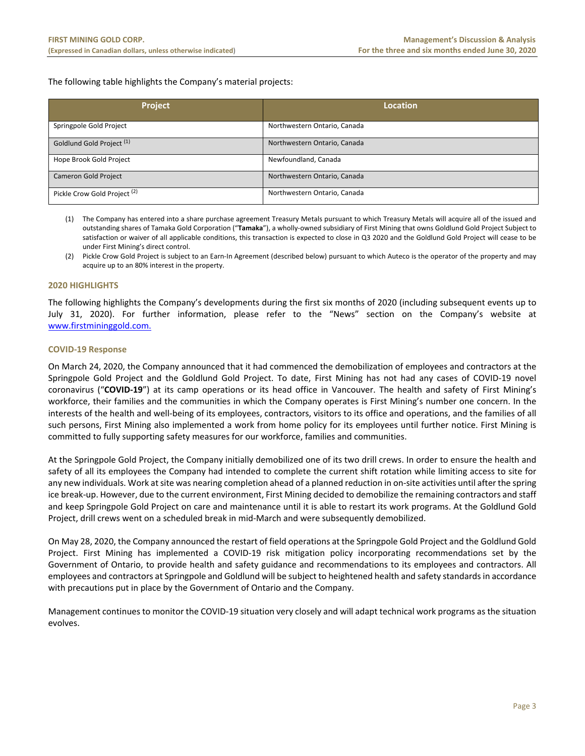The following table highlights the Company's material projects:

| Project | Location |
|---|---|
| Springpole Gold Project | Northwestern Ontario, Canada |
| Goldlund Gold Project (1) | Northwestern Ontario, Canada |
| Hope Brook Gold Project | Newfoundland, Canada |
| Cameron Gold Project | Northwestern Ontario, Canada |
| Pickle Crow Gold Project (2) | Northwestern Ontario, Canada |

(1) The Company has entered into a share purchase agreement Treasury Metals pursuant to which Treasury Metals will acquire all of the issued and outstanding shares of Tamaka Gold Corporation ("**Tamaka**"), a wholly-owned subsidiary of First Mining that owns Goldlund Gold Project Subject to satisfaction or waiver of all applicable conditions, this transaction is expected to close in Q3 2020 and the Goldlund Gold Project will cease to be under First Mining's direct control.

(2) Pickle Crow Gold Project is subject to an Earn-In Agreement (described below) pursuant to which Auteco is the operator of the property and may acquire up to an 80% interest in the property.

## 2020 HIGHLIGHTS

The following highlights the Company's developments during the first six months of 2020 (including subsequent events up to July 31, 2020). For further information, please refer to the "News" section on the Company's website at www.firstmininggold.com.

### COVID-19 Response

On March 24, 2020, the Company announced that it had commenced the demobilization of employees and contractors at the Springpole Gold Project and the Goldlund Gold Project. To date, First Mining has not had any cases of COVID-19 novel coronavirus ("**COVID-19**") at its camp operations or its head office in Vancouver. The health and safety of First Mining's workforce, their families and the communities in which the Company operates is First Mining's number one concern. In the interests of the health and well-being of its employees, contractors, visitors to its office and operations, and the families of all such persons, First Mining also implemented a work from home policy for its employees until further notice. First Mining is committed to fully supporting safety measures for our workforce, families and communities.

At the Springpole Gold Project, the Company initially demobilized one of its two drill crews. In order to ensure the health and safety of all its employees the Company had intended to complete the current shift rotation while limiting access to site for any new individuals. Work at site was nearing completion ahead of a planned reduction in on-site activities until after the spring ice break-up. However, due to the current environment, First Mining decided to demobilize the remaining contractors and staff and keep Springpole Gold Project on care and maintenance until it is able to restart its work programs. At the Goldlund Gold Project, drill crews went on a scheduled break in mid-March and were subsequently demobilized.

On May 28, 2020, the Company announced the restart of field operations at the Springpole Gold Project and the Goldlund Gold Project. First Mining has implemented a COVID-19 risk mitigation policy incorporating recommendations set by the Government of Ontario, to provide health and safety guidance and recommendations to its employees and contractors. All employees and contractors at Springpole and Goldlund will be subject to heightened health and safety standards in accordance with precautions put in place by the Government of Ontario and the Company.

Management continues to monitor the COVID-19 situation very closely and will adapt technical work programs as the situation evolves.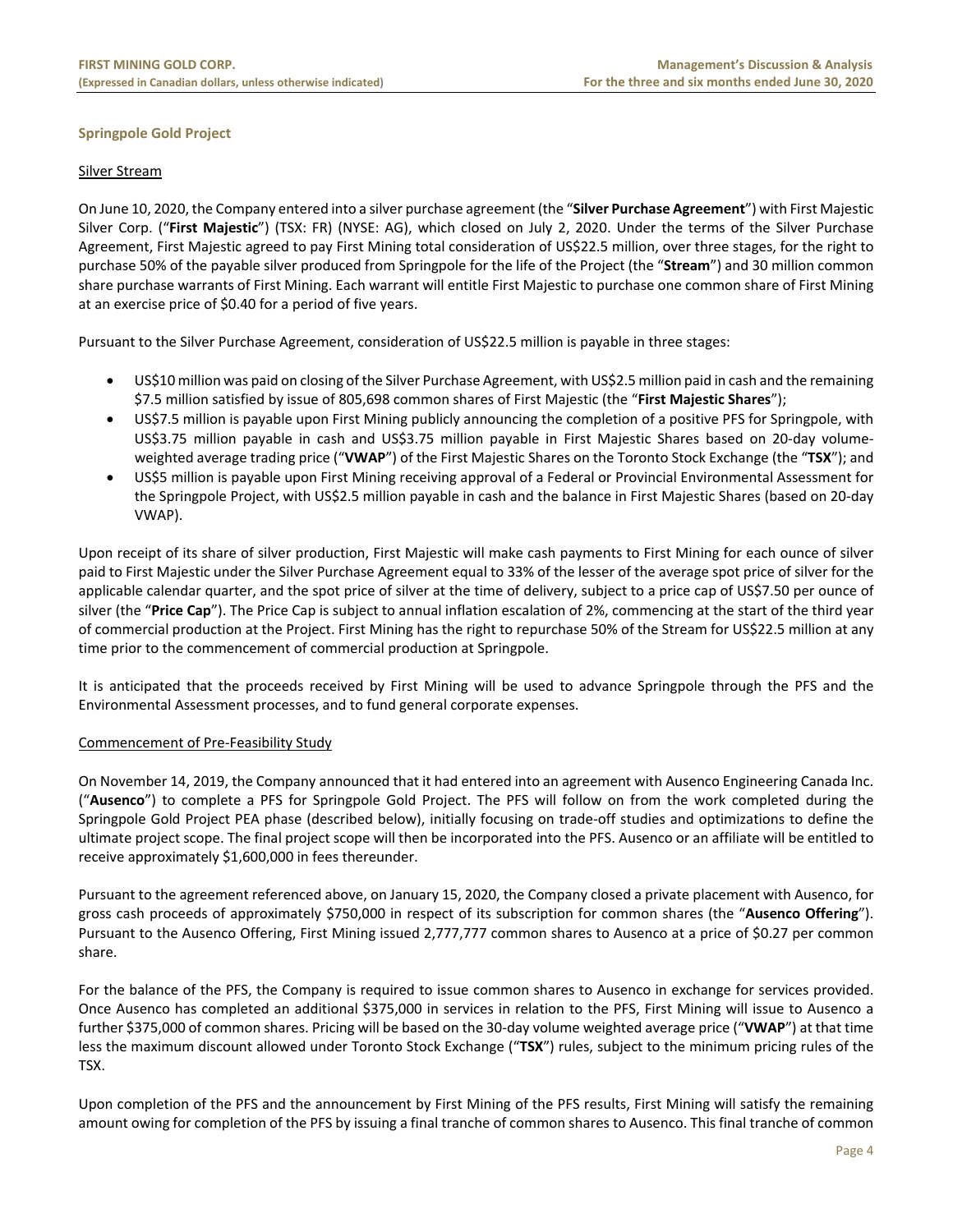## Springpole Gold Project

### Silver Stream

On June 10, 2020, the Company entered into a silver purchase agreement (the "**Silver Purchase Agreement**") with First Majestic Silver Corp. ("**First Majestic**") (TSX: FR) (NYSE: AG), which closed on July 2, 2020. Under the terms of the Silver Purchase Agreement, First Majestic agreed to pay First Mining total consideration of US$22.5 million, over three stages, for the right to purchase 50% of the payable silver produced from Springpole for the life of the Project (the "**Stream**") and 30 million common share purchase warrants of First Mining. Each warrant will entitle First Majestic to purchase one common share of First Mining at an exercise price of $0.40 for a period of five years.

Pursuant to the Silver Purchase Agreement, consideration of US$22.5 million is payable in three stages:

- US$10 million was paid on closing of the Silver Purchase Agreement, with US$2.5 million paid in cash and the remaining $7.5 million satisfied by issue of 805,698 common shares of First Majestic (the "**First Majestic Shares**");
- US$7.5 million is payable upon First Mining publicly announcing the completion of a positive PFS for Springpole, with US$3.75 million payable in cash and US$3.75 million payable in First Majestic Shares based on 20-day volume-weighted average trading price ("**VWAP**") of the First Majestic Shares on the Toronto Stock Exchange (the "**TSX**"); and
- US$5 million is payable upon First Mining receiving approval of a Federal or Provincial Environmental Assessment for the Springpole Project, with US$2.5 million payable in cash and the balance in First Majestic Shares (based on 20-day VWAP).

Upon receipt of its share of silver production, First Majestic will make cash payments to First Mining for each ounce of silver paid to First Majestic under the Silver Purchase Agreement equal to 33% of the lesser of the average spot price of silver for the applicable calendar quarter, and the spot price of silver at the time of delivery, subject to a price cap of US$7.50 per ounce of silver (the "**Price Cap**"). The Price Cap is subject to annual inflation escalation of 2%, commencing at the start of the third year of commercial production at the Project. First Mining has the right to repurchase 50% of the Stream for US$22.5 million at any time prior to the commencement of commercial production at Springpole.

It is anticipated that the proceeds received by First Mining will be used to advance Springpole through the PFS and the Environmental Assessment processes, and to fund general corporate expenses.

### Commencement of Pre-Feasibility Study

On November 14, 2019, the Company announced that it had entered into an agreement with Ausenco Engineering Canada Inc. ("**Ausenco**") to complete a PFS for Springpole Gold Project. The PFS will follow on from the work completed during the Springpole Gold Project PEA phase (described below), initially focusing on trade-off studies and optimizations to define the ultimate project scope. The final project scope will then be incorporated into the PFS. Ausenco or an affiliate will be entitled to receive approximately $1,600,000 in fees thereunder.

Pursuant to the agreement referenced above, on January 15, 2020, the Company closed a private placement with Ausenco, for gross cash proceeds of approximately $750,000 in respect of its subscription for common shares (the "**Ausenco Offering**"). Pursuant to the Ausenco Offering, First Mining issued 2,777,777 common shares to Ausenco at a price of $0.27 per common share.

For the balance of the PFS, the Company is required to issue common shares to Ausenco in exchange for services provided. Once Ausenco has completed an additional $375,000 in services in relation to the PFS, First Mining will issue to Ausenco a further $375,000 of common shares. Pricing will be based on the 30-day volume weighted average price ("**VWAP**") at that time less the maximum discount allowed under Toronto Stock Exchange ("**TSX**") rules, subject to the minimum pricing rules of the TSX.

Upon completion of the PFS and the announcement by First Mining of the PFS results, First Mining will satisfy the remaining amount owing for completion of the PFS by issuing a final tranche of common shares to Ausenco. This final tranche of common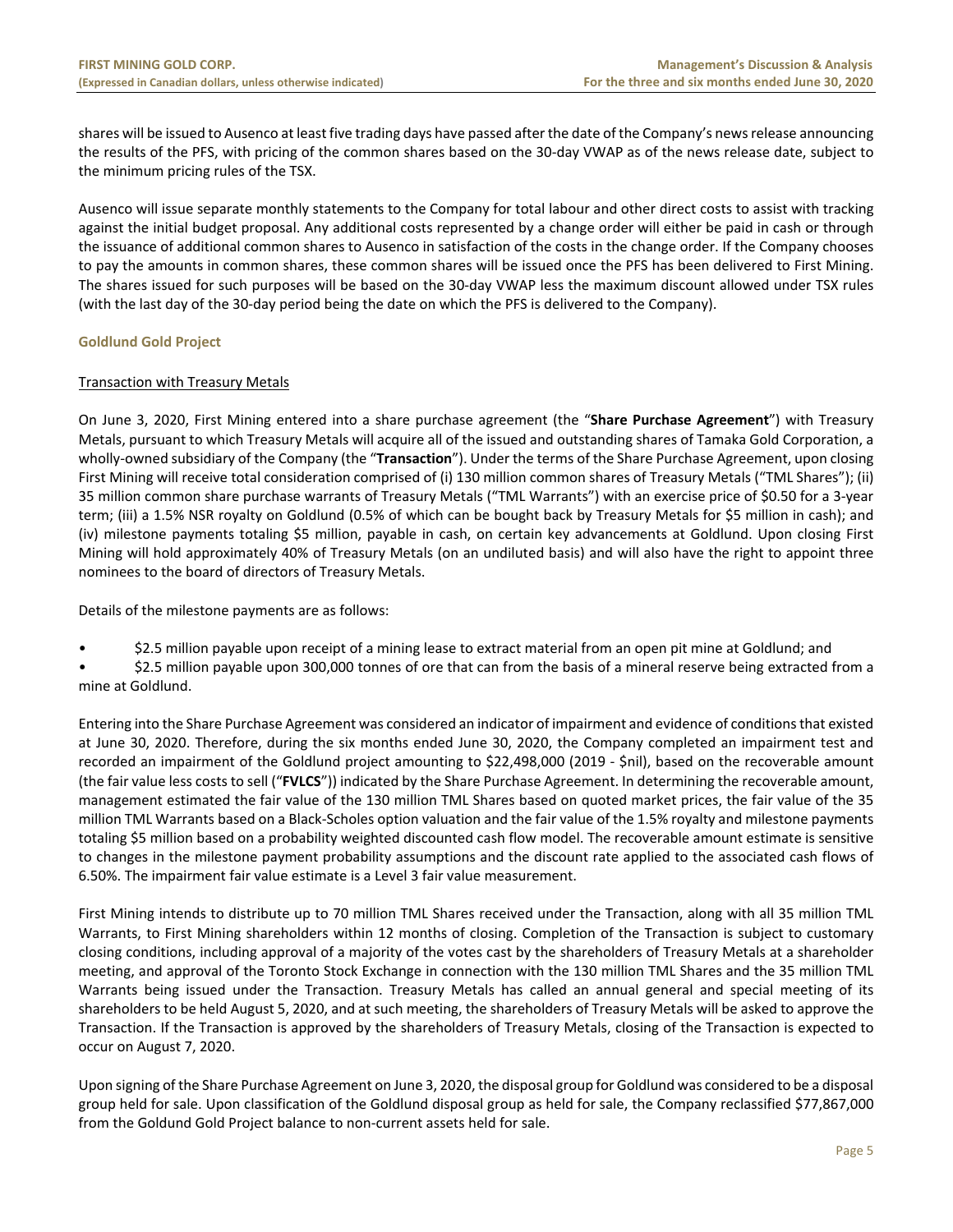shares will be issued to Ausenco at least five trading days have passed after the date of the Company's news release announcing the results of the PFS, with pricing of the common shares based on the 30-day VWAP as of the news release date, subject to the minimum pricing rules of the TSX.

Ausenco will issue separate monthly statements to the Company for total labour and other direct costs to assist with tracking against the initial budget proposal. Any additional costs represented by a change order will either be paid in cash or through the issuance of additional common shares to Ausenco in satisfaction of the costs in the change order. If the Company chooses to pay the amounts in common shares, these common shares will be issued once the PFS has been delivered to First Mining. The shares issued for such purposes will be based on the 30-day VWAP less the maximum discount allowed under TSX rules (with the last day of the 30-day period being the date on which the PFS is delivered to the Company).

### Goldlund Gold Project

#### Transaction with Treasury Metals

On June 3, 2020, First Mining entered into a share purchase agreement (the "**Share Purchase Agreement**") with Treasury Metals, pursuant to which Treasury Metals will acquire all of the issued and outstanding shares of Tamaka Gold Corporation, a wholly-owned subsidiary of the Company (the "**Transaction**"). Under the terms of the Share Purchase Agreement, upon closing First Mining will receive total consideration comprised of (i) 130 million common shares of Treasury Metals ("TML Shares"); (ii) 35 million common share purchase warrants of Treasury Metals ("TML Warrants") with an exercise price of $0.50 for a 3-year term; (iii) a 1.5% NSR royalty on Goldlund (0.5% of which can be bought back by Treasury Metals for $5 million in cash); and (iv) milestone payments totaling $5 million, payable in cash, on certain key advancements at Goldlund. Upon closing First Mining will hold approximately 40% of Treasury Metals (on an undiluted basis) and will also have the right to appoint three nominees to the board of directors of Treasury Metals.

Details of the milestone payments are as follows:

- $2.5 million payable upon receipt of a mining lease to extract material from an open pit mine at Goldlund; and
- $2.5 million payable upon 300,000 tonnes of ore that can from the basis of a mineral reserve being extracted from a mine at Goldlund.

Entering into the Share Purchase Agreement was considered an indicator of impairment and evidence of conditions that existed at June 30, 2020. Therefore, during the six months ended June 30, 2020, the Company completed an impairment test and recorded an impairment of the Goldlund project amounting to $22,498,000 (2019 - $nil), based on the recoverable amount (the fair value less costs to sell ("**FVLCS**")) indicated by the Share Purchase Agreement. In determining the recoverable amount, management estimated the fair value of the 130 million TML Shares based on quoted market prices, the fair value of the 35 million TML Warrants based on a Black-Scholes option valuation and the fair value of the 1.5% royalty and milestone payments totaling $5 million based on a probability weighted discounted cash flow model. The recoverable amount estimate is sensitive to changes in the milestone payment probability assumptions and the discount rate applied to the associated cash flows of 6.50%. The impairment fair value estimate is a Level 3 fair value measurement.

First Mining intends to distribute up to 70 million TML Shares received under the Transaction, along with all 35 million TML Warrants, to First Mining shareholders within 12 months of closing. Completion of the Transaction is subject to customary closing conditions, including approval of a majority of the votes cast by the shareholders of Treasury Metals at a shareholder meeting, and approval of the Toronto Stock Exchange in connection with the 130 million TML Shares and the 35 million TML Warrants being issued under the Transaction. Treasury Metals has called an annual general and special meeting of its shareholders to be held August 5, 2020, and at such meeting, the shareholders of Treasury Metals will be asked to approve the Transaction. If the Transaction is approved by the shareholders of Treasury Metals, closing of the Transaction is expected to occur on August 7, 2020.

Upon signing of the Share Purchase Agreement on June 3, 2020, the disposal group for Goldlund was considered to be a disposal group held for sale. Upon classification of the Goldlund disposal group as held for sale, the Company reclassified $77,867,000 from the Goldund Gold Project balance to non-current assets held for sale.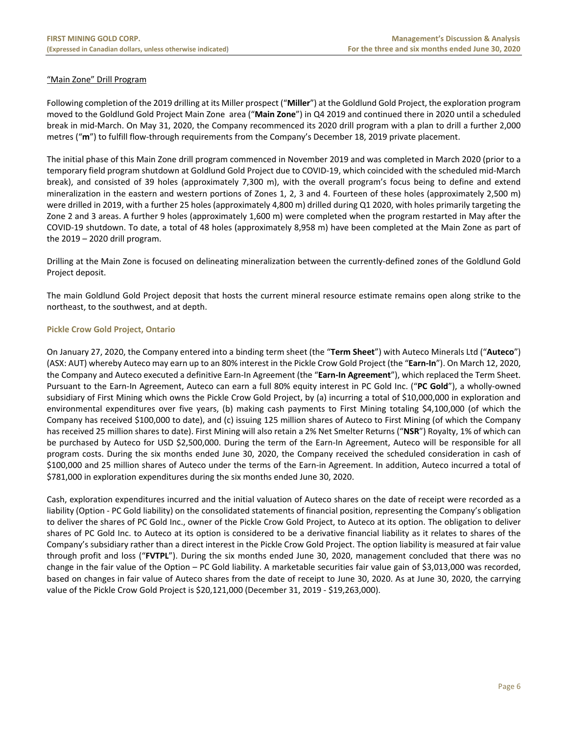"Main Zone" Drill Program

Following completion of the 2019 drilling at its Miller prospect ("**Miller**") at the Goldlund Gold Project, the exploration program moved to the Goldlund Gold Project Main Zone area ("**Main Zone**") in Q4 2019 and continued there in 2020 until a scheduled break in mid-March. On May 31, 2020, the Company recommenced its 2020 drill program with a plan to drill a further 2,000 metres ("**m**") to fulfill flow-through requirements from the Company's December 18, 2019 private placement.

The initial phase of this Main Zone drill program commenced in November 2019 and was completed in March 2020 (prior to a temporary field program shutdown at Goldlund Gold Project due to COVID-19, which coincided with the scheduled mid-March break), and consisted of 39 holes (approximately 7,300 m), with the overall program's focus being to define and extend mineralization in the eastern and western portions of Zones 1, 2, 3 and 4. Fourteen of these holes (approximately 2,500 m) were drilled in 2019, with a further 25 holes (approximately 4,800 m) drilled during Q1 2020, with holes primarily targeting the Zone 2 and 3 areas. A further 9 holes (approximately 1,600 m) were completed when the program restarted in May after the COVID-19 shutdown. To date, a total of 48 holes (approximately 8,958 m) have been completed at the Main Zone as part of the 2019 – 2020 drill program.

Drilling at the Main Zone is focused on delineating mineralization between the currently-defined zones of the Goldlund Gold Project deposit.

The main Goldlund Gold Project deposit that hosts the current mineral resource estimate remains open along strike to the northeast, to the southwest, and at depth.

### Pickle Crow Gold Project, Ontario

On January 27, 2020, the Company entered into a binding term sheet (the "**Term Sheet**") with Auteco Minerals Ltd ("**Auteco**") (ASX: AUT) whereby Auteco may earn up to an 80% interest in the Pickle Crow Gold Project (the "**Earn-In**"). On March 12, 2020, the Company and Auteco executed a definitive Earn-In Agreement (the "**Earn-In Agreement**"), which replaced the Term Sheet. Pursuant to the Earn-In Agreement, Auteco can earn a full 80% equity interest in PC Gold Inc. ("**PC Gold**"), a wholly-owned subsidiary of First Mining which owns the Pickle Crow Gold Project, by (a) incurring a total of $10,000,000 in exploration and environmental expenditures over five years, (b) making cash payments to First Mining totaling $4,100,000 (of which the Company has received $100,000 to date), and (c) issuing 125 million shares of Auteco to First Mining (of which the Company has received 25 million shares to date). First Mining will also retain a 2% Net Smelter Returns ("**NSR**") Royalty, 1% of which can be purchased by Auteco for USD $2,500,000. During the term of the Earn-In Agreement, Auteco will be responsible for all program costs. During the six months ended June 30, 2020, the Company received the scheduled consideration in cash of $100,000 and 25 million shares of Auteco under the terms of the Earn-in Agreement. In addition, Auteco incurred a total of $781,000 in exploration expenditures during the six months ended June 30, 2020.

Cash, exploration expenditures incurred and the initial valuation of Auteco shares on the date of receipt were recorded as a liability (Option - PC Gold liability) on the consolidated statements of financial position, representing the Company's obligation to deliver the shares of PC Gold Inc., owner of the Pickle Crow Gold Project, to Auteco at its option. The obligation to deliver shares of PC Gold Inc. to Auteco at its option is considered to be a derivative financial liability as it relates to shares of the Company's subsidiary rather than a direct interest in the Pickle Crow Gold Project. The option liability is measured at fair value through profit and loss ("**FVTPL**"). During the six months ended June 30, 2020, management concluded that there was no change in the fair value of the Option – PC Gold liability. A marketable securities fair value gain of $3,013,000 was recorded, based on changes in fair value of Auteco shares from the date of receipt to June 30, 2020. As at June 30, 2020, the carrying value of the Pickle Crow Gold Project is $20,121,000 (December 31, 2019 - $19,263,000).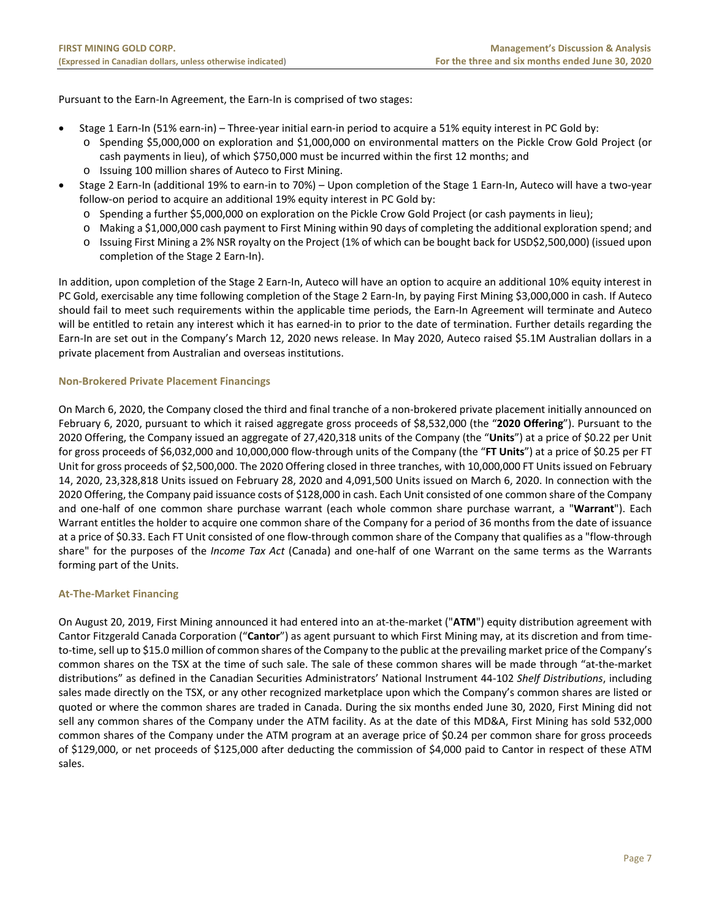Pursuant to the Earn-In Agreement, the Earn-In is comprised of two stages:

- Stage 1 Earn-In (51% earn-in) – Three-year initial earn-in period to acquire a 51% equity interest in PC Gold by:
  - Spending $5,000,000 on exploration and $1,000,000 on environmental matters on the Pickle Crow Gold Project (or cash payments in lieu), of which $750,000 must be incurred within the first 12 months; and
  - Issuing 100 million shares of Auteco to First Mining.
- Stage 2 Earn-In (additional 19% to earn-in to 70%) – Upon completion of the Stage 1 Earn-In, Auteco will have a two-year follow-on period to acquire an additional 19% equity interest in PC Gold by:
  - Spending a further $5,000,000 on exploration on the Pickle Crow Gold Project (or cash payments in lieu);
  - Making a $1,000,000 cash payment to First Mining within 90 days of completing the additional exploration spend; and
  - Issuing First Mining a 2% NSR royalty on the Project (1% of which can be bought back for USD$2,500,000) (issued upon completion of the Stage 2 Earn-In).

In addition, upon completion of the Stage 2 Earn-In, Auteco will have an option to acquire an additional 10% equity interest in PC Gold, exercisable any time following completion of the Stage 2 Earn-In, by paying First Mining $3,000,000 in cash. If Auteco should fail to meet such requirements within the applicable time periods, the Earn-In Agreement will terminate and Auteco will be entitled to retain any interest which it has earned-in to prior to the date of termination. Further details regarding the Earn-In are set out in the Company's March 12, 2020 news release. In May 2020, Auteco raised $5.1M Australian dollars in a private placement from Australian and overseas institutions.

### Non-Brokered Private Placement Financings

On March 6, 2020, the Company closed the third and final tranche of a non-brokered private placement initially announced on February 6, 2020, pursuant to which it raised aggregate gross proceeds of $8,532,000 (the "**2020 Offering**"). Pursuant to the 2020 Offering, the Company issued an aggregate of 27,420,318 units of the Company (the "**Units**") at a price of $0.22 per Unit for gross proceeds of $6,032,000 and 10,000,000 flow-through units of the Company (the "**FT Units**") at a price of $0.25 per FT Unit for gross proceeds of $2,500,000. The 2020 Offering closed in three tranches, with 10,000,000 FT Units issued on February 14, 2020, 23,328,818 Units issued on February 28, 2020 and 4,091,500 Units issued on March 6, 2020. In connection with the 2020 Offering, the Company paid issuance costs of $128,000 in cash. Each Unit consisted of one common share of the Company and one-half of one common share purchase warrant (each whole common share purchase warrant, a "**Warrant**"). Each Warrant entitles the holder to acquire one common share of the Company for a period of 36 months from the date of issuance at a price of $0.33. Each FT Unit consisted of one flow-through common share of the Company that qualifies as a "flow-through share" for the purposes of the *Income Tax Act* (Canada) and one-half of one Warrant on the same terms as the Warrants forming part of the Units.

### At-The-Market Financing

On August 20, 2019, First Mining announced it had entered into an at-the-market ("**ATM**") equity distribution agreement with Cantor Fitzgerald Canada Corporation ("**Cantor**") as agent pursuant to which First Mining may, at its discretion and from time-to-time, sell up to $15.0 million of common shares of the Company to the public at the prevailing market price of the Company's common shares on the TSX at the time of such sale. The sale of these common shares will be made through "at-the-market distributions" as defined in the Canadian Securities Administrators' National Instrument 44-102 *Shelf Distributions*, including sales made directly on the TSX, or any other recognized marketplace upon which the Company's common shares are listed or quoted or where the common shares are traded in Canada. During the six months ended June 30, 2020, First Mining did not sell any common shares of the Company under the ATM facility. As at the date of this MD&A, First Mining has sold 532,000 common shares of the Company under the ATM program at an average price of $0.24 per common share for gross proceeds of $129,000, or net proceeds of $125,000 after deducting the commission of $4,000 paid to Cantor in respect of these ATM sales.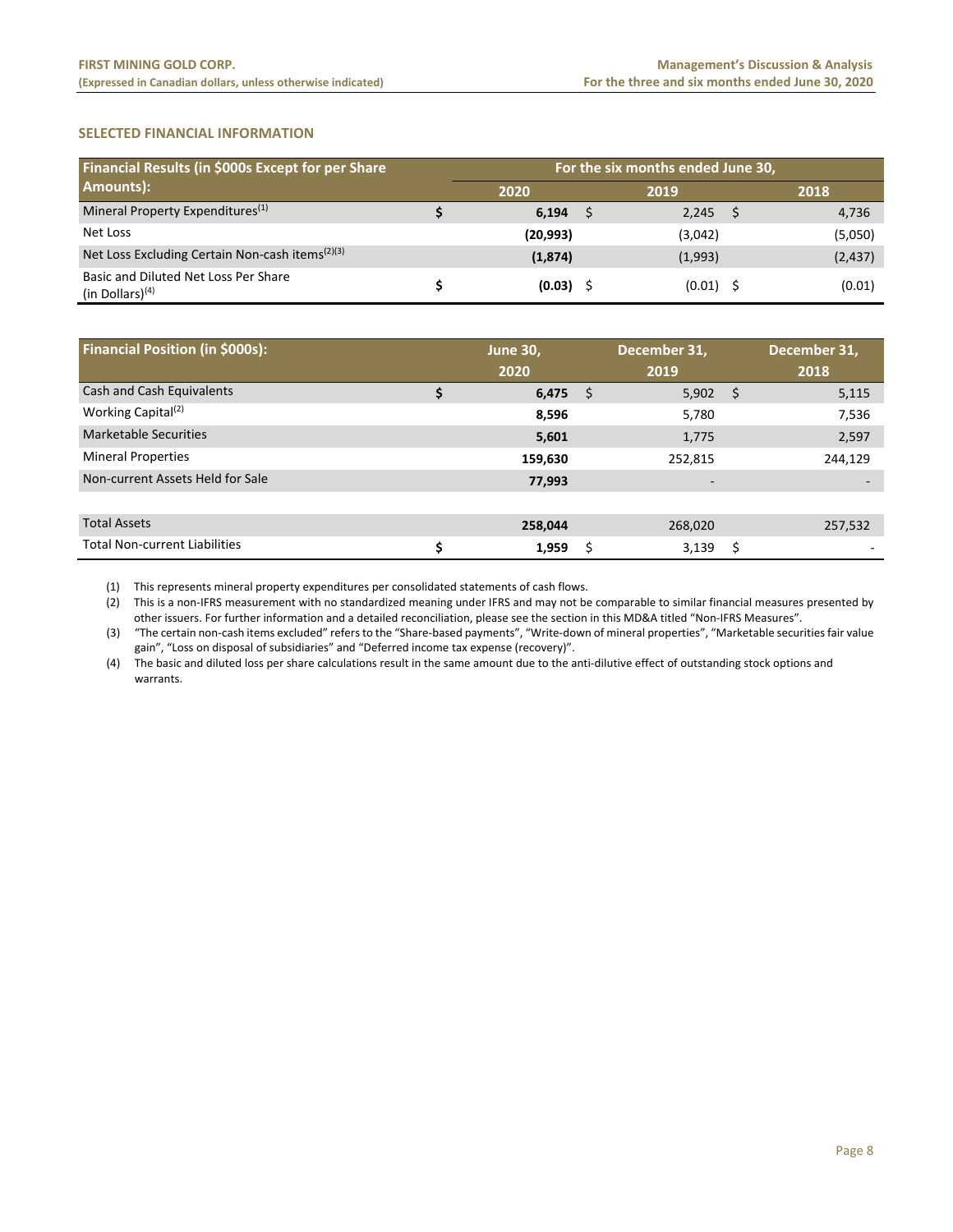## SELECTED FINANCIAL INFORMATION

| Financial Results (in $000s Except for per Share Amounts): | For the six months ended June 30, | | |
|---|---|---|---|
| | **2020** | **2019** | **2018** |
| Mineral Property Expenditures[(1)] | $ **6,194** | $ 2,245 | $ 4,736 |
| Net Loss | **(20,993)** | (3,042) | (5,050) |
| Net Loss Excluding Certain Non-cash items[(2)(3)] | **(1,874)** | (1,993) | (2,437) |
| Basic and Diluted Net Loss Per Share (in Dollars)[(4)] | $ **(0.03)** | $ (0.01) | $ (0.01) |

| Financial Position (in $000s): | June 30, 2020 | December 31, 2019 | December 31, 2018 |
|---|---|---|---|
| Cash and Cash Equivalents | $ **6,475** | $ 5,902 | $ 5,115 |
| Working Capital[(2)] | **8,596** | 5,780 | 7,536 |
| Marketable Securities | **5,601** | 1,775 | 2,597 |
| Mineral Properties | **159,630** | 252,815 | 244,129 |
| Non-current Assets Held for Sale | **77,993** | - | - |
| | | | |
| Total Assets | **258,044** | 268,020 | 257,532 |
| Total Non-current Liabilities | $ **1,959** | $ 3,139 | $ - |

(1) This represents mineral property expenditures per consolidated statements of cash flows.

(2) This is a non-IFRS measurement with no standardized meaning under IFRS and may not be comparable to similar financial measures presented by other issuers. For further information and a detailed reconciliation, please see the section in this MD&A titled "Non-IFRS Measures".

(3) "The certain non-cash items excluded" refers to the "Share-based payments", "Write-down of mineral properties", "Marketable securities fair value gain", "Loss on disposal of subsidiaries" and "Deferred income tax expense (recovery)".

(4) The basic and diluted loss per share calculations result in the same amount due to the anti-dilutive effect of outstanding stock options and warrants.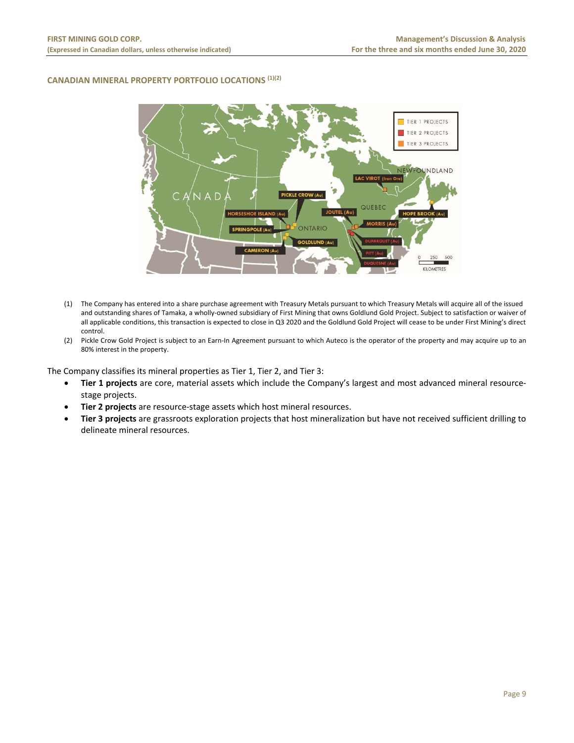## CANADIAN MINERAL PROPERTY PORTFOLIO LOCATIONS [(1)(2)]

(1) The Company has entered into a share purchase agreement with Treasury Metals pursuant to which Treasury Metals will acquire all of the issued and outstanding shares of Tamaka, a wholly-owned subsidiary of First Mining that owns Goldlund Gold Project. Subject to satisfaction or waiver of all applicable conditions, this transaction is expected to close in Q3 2020 and the Goldlund Gold Project will cease to be under First Mining's direct control.

(2) Pickle Crow Gold Project is subject to an Earn-In Agreement pursuant to which Auteco is the operator of the property and may acquire up to an 80% interest in the property.

The Company classifies its mineral properties as Tier 1, Tier 2, and Tier 3:

- **Tier 1 projects** are core, material assets which include the Company's largest and most advanced mineral resource-stage projects.
- **Tier 2 projects** are resource-stage assets which host mineral resources.
- **Tier 3 projects** are grassroots exploration projects that host mineralization but have not received sufficient drilling to delineate mineral resources.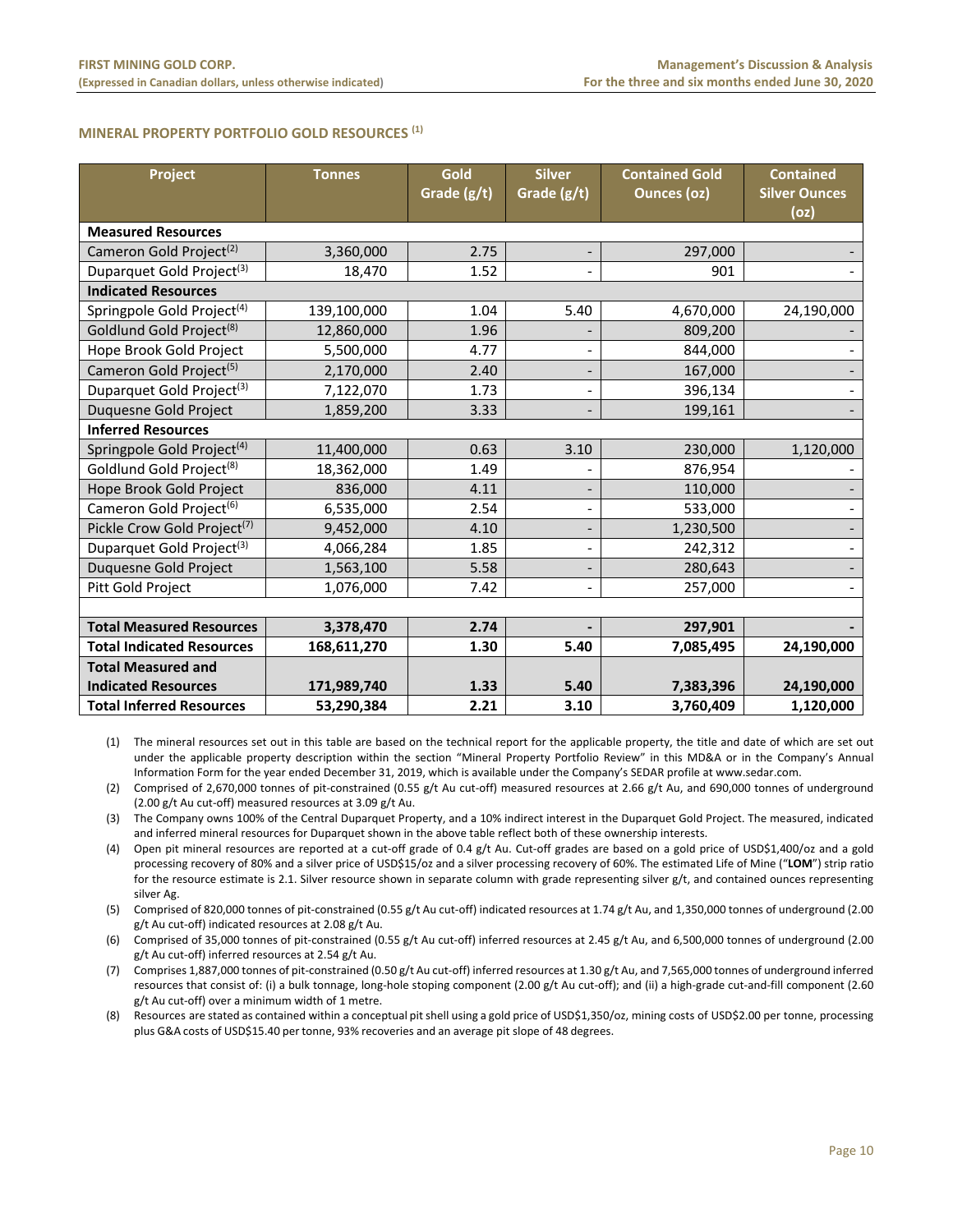## MINERAL PROPERTY PORTFOLIO GOLD RESOURCES [(1)]

| Project | Tonnes | Gold Grade (g/t) | Silver Grade (g/t) | Contained Gold Ounces (oz) | Contained Silver Ounces (oz) |
|---|---|---|---|---|---|
| **Measured Resources** | | | | | |
| Cameron Gold Project[(2)] | 3,360,000 | 2.75 | - | 297,000 | - |
| Duparquet Gold Project[(3)] | 18,470 | 1.52 | - | 901 | - |
| **Indicated Resources** | | | | | |
| Springpole Gold Project[(4)] | 139,100,000 | 1.04 | 5.40 | 4,670,000 | 24,190,000 |
| Goldlund Gold Project[(8)] | 12,860,000 | 1.96 | - | 809,200 | - |
| Hope Brook Gold Project | 5,500,000 | 4.77 | - | 844,000 | - |
| Cameron Gold Project[(5)] | 2,170,000 | 2.40 | - | 167,000 | - |
| Duparquet Gold Project[(3)] | 7,122,070 | 1.73 | - | 396,134 | - |
| Duquesne Gold Project | 1,859,200 | 3.33 | - | 199,161 | - |
| **Inferred Resources** | | | | | |
| Springpole Gold Project[(4)] | 11,400,000 | 0.63 | 3.10 | 230,000 | 1,120,000 |
| Goldlund Gold Project[(8)] | 18,362,000 | 1.49 | - | 876,954 | - |
| Hope Brook Gold Project | 836,000 | 4.11 | - | 110,000 | - |
| Cameron Gold Project[(6)] | 6,535,000 | 2.54 | - | 533,000 | - |
| Pickle Crow Gold Project[(7)] | 9,452,000 | 4.10 | - | 1,230,500 | - |
| Duparquet Gold Project[(3)] | 4,066,284 | 1.85 | - | 242,312 | - |
| Duquesne Gold Project | 1,563,100 | 5.58 | - | 280,643 | - |
| Pitt Gold Project | 1,076,000 | 7.42 | - | 257,000 | - |
| | | | | | |
| **Total Measured Resources** | **3,378,470** | **2.74** | **-** | **297,901** | **-** |
| **Total Indicated Resources** | **168,611,270** | **1.30** | **5.40** | **7,085,495** | **24,190,000** |
| **Total Measured and Indicated Resources** | **171,989,740** | **1.33** | **5.40** | **7,383,396** | **24,190,000** |
| **Total Inferred Resources** | **53,290,384** | **2.21** | **3.10** | **3,760,409** | **1,120,000** |

(1) The mineral resources set out in this table are based on the technical report for the applicable property, the title and date of which are set out under the applicable property description within the section "Mineral Property Portfolio Review" in this MD&A or in the Company's Annual Information Form for the year ended December 31, 2019, which is available under the Company's SEDAR profile at www.sedar.com.

(2) Comprised of 2,670,000 tonnes of pit-constrained (0.55 g/t Au cut-off) measured resources at 2.66 g/t Au, and 690,000 tonnes of underground (2.00 g/t Au cut-off) measured resources at 3.09 g/t Au.

(3) The Company owns 100% of the Central Duparquet Property, and a 10% indirect interest in the Duparquet Gold Project. The measured, indicated and inferred mineral resources for Duparquet shown in the above table reflect both of these ownership interests.

(4) Open pit mineral resources are reported at a cut-off grade of 0.4 g/t Au. Cut-off grades are based on a gold price of USD$1,400/oz and a gold processing recovery of 80% and a silver price of USD$15/oz and a silver processing recovery of 60%. The estimated Life of Mine ("**LOM**") strip ratio for the resource estimate is 2.1. Silver resource shown in separate column with grade representing silver g/t, and contained ounces representing silver Ag.

(5) Comprised of 820,000 tonnes of pit-constrained (0.55 g/t Au cut-off) indicated resources at 1.74 g/t Au, and 1,350,000 tonnes of underground (2.00 g/t Au cut-off) indicated resources at 2.08 g/t Au.

(6) Comprised of 35,000 tonnes of pit-constrained (0.55 g/t Au cut-off) inferred resources at 2.45 g/t Au, and 6,500,000 tonnes of underground (2.00 g/t Au cut-off) inferred resources at 2.54 g/t Au.

(7) Comprises 1,887,000 tonnes of pit-constrained (0.50 g/t Au cut-off) inferred resources at 1.30 g/t Au, and 7,565,000 tonnes of underground inferred resources that consist of: (i) a bulk tonnage, long-hole stoping component (2.00 g/t Au cut-off); and (ii) a high-grade cut-and-fill component (2.60 g/t Au cut-off) over a minimum width of 1 metre.

(8) Resources are stated as contained within a conceptual pit shell using a gold price of USD$1,350/oz, mining costs of USD$2.00 per tonne, processing plus G&A costs of USD$15.40 per tonne, 93% recoveries and an average pit slope of 48 degrees.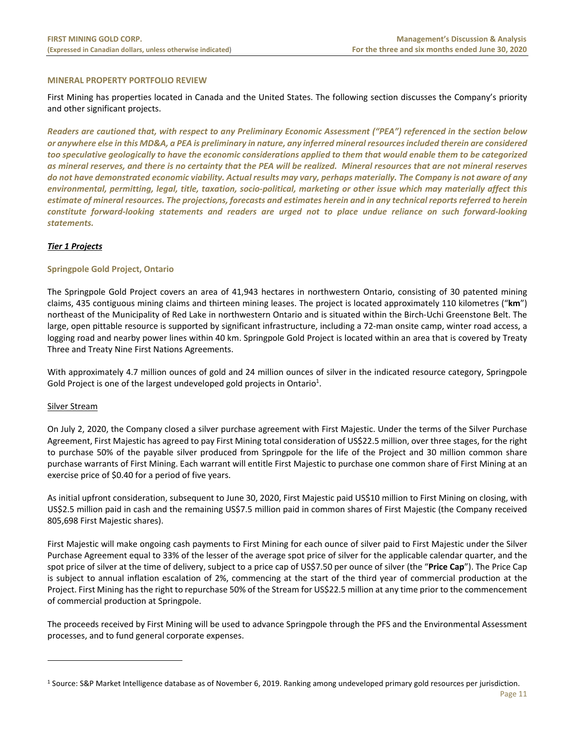## MINERAL PROPERTY PORTFOLIO REVIEW

First Mining has properties located in Canada and the United States. The following section discusses the Company's priority and other significant projects.

***Readers are cautioned that, with respect to any Preliminary Economic Assessment ("PEA") referenced in the section below or anywhere else in this MD&A, a PEA is preliminary in nature, any inferred mineral resources included therein are considered too speculative geologically to have the economic considerations applied to them that would enable them to be categorized as mineral reserves, and there is no certainty that the PEA will be realized. Mineral resources that are not mineral reserves do not have demonstrated economic viability. Actual results may vary, perhaps materially. The Company is not aware of any environmental, permitting, legal, title, taxation, socio-political, marketing or other issue which may materially affect this estimate of mineral resources. The projections, forecasts and estimates herein and in any technical reports referred to herein constitute forward-looking statements and readers are urged not to place undue reliance on such forward-looking statements.***

### *Tier 1 Projects*

### Springpole Gold Project, Ontario

The Springpole Gold Project covers an area of 41,943 hectares in northwestern Ontario, consisting of 30 patented mining claims, 435 contiguous mining claims and thirteen mining leases. The project is located approximately 110 kilometres ("**km**") northeast of the Municipality of Red Lake in northwestern Ontario and is situated within the Birch-Uchi Greenstone Belt. The large, open pittable resource is supported by significant infrastructure, including a 72-man onsite camp, winter road access, a logging road and nearby power lines within 40 km. Springpole Gold Project is located within an area that is covered by Treaty Three and Treaty Nine First Nations Agreements.

With approximately 4.7 million ounces of gold and 24 million ounces of silver in the indicated resource category, Springpole Gold Project is one of the largest undeveloped gold projects in Ontario[1].

#### Silver Stream

On July 2, 2020, the Company closed a silver purchase agreement with First Majestic. Under the terms of the Silver Purchase Agreement, First Majestic has agreed to pay First Mining total consideration of US$22.5 million, over three stages, for the right to purchase 50% of the payable silver produced from Springpole for the life of the Project and 30 million common share purchase warrants of First Mining. Each warrant will entitle First Majestic to purchase one common share of First Mining at an exercise price of $0.40 for a period of five years.

As initial upfront consideration, subsequent to June 30, 2020, First Majestic paid US$10 million to First Mining on closing, with US$2.5 million paid in cash and the remaining US$7.5 million paid in common shares of First Majestic (the Company received 805,698 First Majestic shares).

First Majestic will make ongoing cash payments to First Mining for each ounce of silver paid to First Majestic under the Silver Purchase Agreement equal to 33% of the lesser of the average spot price of silver for the applicable calendar quarter, and the spot price of silver at the time of delivery, subject to a price cap of US$7.50 per ounce of silver (the "**Price Cap**"). The Price Cap is subject to annual inflation escalation of 2%, commencing at the start of the third year of commercial production at the Project. First Mining has the right to repurchase 50% of the Stream for US$22.5 million at any time prior to the commencement of commercial production at Springpole.

The proceeds received by First Mining will be used to advance Springpole through the PFS and the Environmental Assessment processes, and to fund general corporate expenses.

---

[1] Source: S&P Market Intelligence database as of November 6, 2019. Ranking among undeveloped primary gold resources per jurisdiction.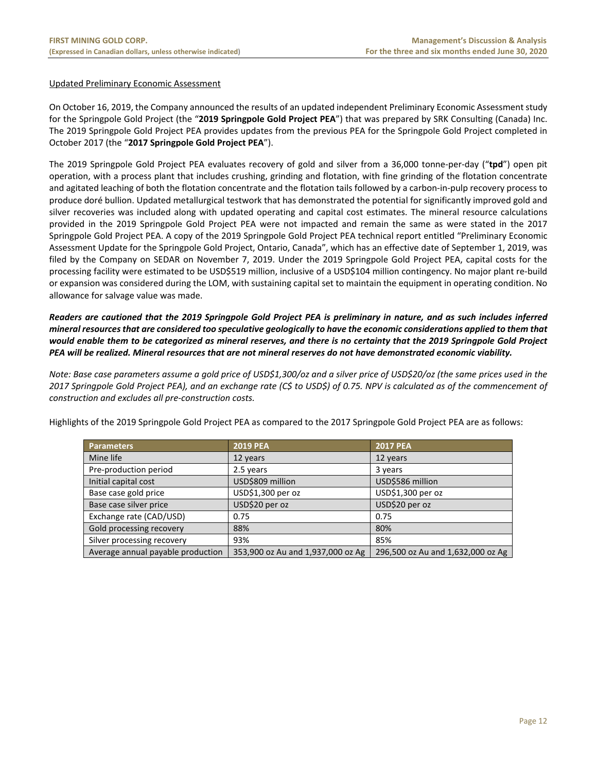Updated Preliminary Economic Assessment

On October 16, 2019, the Company announced the results of an updated independent Preliminary Economic Assessment study for the Springpole Gold Project (the "**2019 Springpole Gold Project PEA**") that was prepared by SRK Consulting (Canada) Inc. The 2019 Springpole Gold Project PEA provides updates from the previous PEA for the Springpole Gold Project completed in October 2017 (the "**2017 Springpole Gold Project PEA**").

The 2019 Springpole Gold Project PEA evaluates recovery of gold and silver from a 36,000 tonne-per-day ("**tpd**") open pit operation, with a process plant that includes crushing, grinding and flotation, with fine grinding of the flotation concentrate and agitated leaching of both the flotation concentrate and the flotation tails followed by a carbon-in-pulp recovery process to produce doré bullion. Updated metallurgical testwork that has demonstrated the potential for significantly improved gold and silver recoveries was included along with updated operating and capital cost estimates. The mineral resource calculations provided in the 2019 Springpole Gold Project PEA were not impacted and remain the same as were stated in the 2017 Springpole Gold Project PEA. A copy of the 2019 Springpole Gold Project PEA technical report entitled "Preliminary Economic Assessment Update for the Springpole Gold Project, Ontario, Canada", which has an effective date of September 1, 2019, was filed by the Company on SEDAR on November 7, 2019. Under the 2019 Springpole Gold Project PEA, capital costs for the processing facility were estimated to be USD$519 million, inclusive of a USD$104 million contingency. No major plant re-build or expansion was considered during the LOM, with sustaining capital set to maintain the equipment in operating condition. No allowance for salvage value was made.

***Readers are cautioned that the 2019 Springpole Gold Project PEA is preliminary in nature, and as such includes inferred mineral resources that are considered too speculative geologically to have the economic considerations applied to them that would enable them to be categorized as mineral reserves, and there is no certainty that the 2019 Springpole Gold Project PEA will be realized. Mineral resources that are not mineral reserves do not have demonstrated economic viability.***

*Note: Base case parameters assume a gold price of USD$1,300/oz and a silver price of USD$20/oz (the same prices used in the 2017 Springpole Gold Project PEA), and an exchange rate (C$ to USD$) of 0.75. NPV is calculated as of the commencement of construction and excludes all pre-construction costs.*

Highlights of the 2019 Springpole Gold Project PEA as compared to the 2017 Springpole Gold Project PEA are as follows:

| Parameters | 2019 PEA | 2017 PEA |
|---|---|---|
| Mine life | 12 years | 12 years |
| Pre-production period | 2.5 years | 3 years |
| Initial capital cost | USD$809 million | USD$586 million |
| Base case gold price | USD$1,300 per oz | USD$1,300 per oz |
| Base case silver price | USD$20 per oz | USD$20 per oz |
| Exchange rate (CAD/USD) | 0.75 | 0.75 |
| Gold processing recovery | 88% | 80% |
| Silver processing recovery | 93% | 85% |
| Average annual payable production | 353,900 oz Au and 1,937,000 oz Ag | 296,500 oz Au and 1,632,000 oz Ag |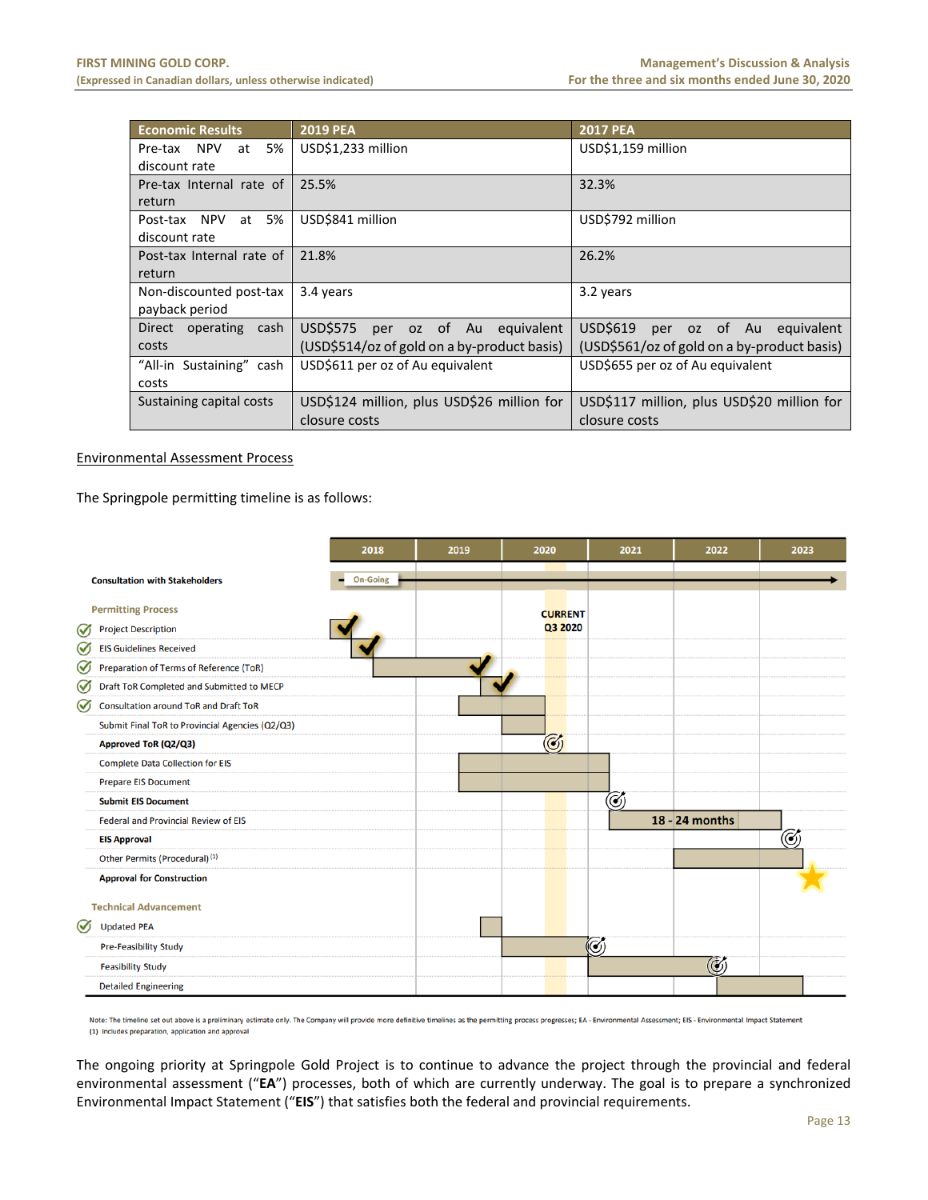| Economic Results | 2019 PEA | 2017 PEA |
|---|---|---|
| Pre-tax NPV at 5% discount rate | USD$1,233 million | USD$1,159 million |
| Pre-tax Internal rate of return | 25.5% | 32.3% |
| Post-tax NPV at 5% discount rate | USD$841 million | USD$792 million |
| Post-tax Internal rate of return | 21.8% | 26.2% |
| Non-discounted post-tax payback period | 3.4 years | 3.2 years |
| Direct operating cash costs | USD$575 per oz of Au equivalent (USD$514/oz of gold on a by-product basis) | USD$619 per oz of Au equivalent (USD$561/oz of gold on a by-product basis) |
| "All-in Sustaining" cash costs | USD$611 per oz of Au equivalent | USD$655 per oz of Au equivalent |
| Sustaining capital costs | USD$124 million, plus USD$26 million for closure costs | USD$117 million, plus USD$20 million for closure costs |

<u>Environmental Assessment Process</u>

The Springpole permitting timeline is as follows:

| | 2018 | 2019 | 2020 | 2021 | 2022 | 2023 |
|---|---|---|---|---|---|---|
| **Consultation with Stakeholders** | On-Going → | | | | | |
| **Permitting Process** | | | CURRENT Q3 2020 | | | |
| ✓ Project Description | ✓ | | | | | |
| ✓ EIS Guidelines Received | ✓ | | | | | |
| ✓ Preparation of Terms of Reference (ToR) | ✓ | | | | | |
| ✓ Draft ToR Completed and Submitted to MECP | | ✓ | | | | |
| ✓ Consultation around ToR and Draft ToR | | | | | | |
| Submit Final ToR to Provincial Agencies (Q2/Q3) | | | | | | |
| **Approved ToR (Q2/Q3)** | | | ◎ | | | |
| Complete Data Collection for EIS | | | | | | |
| Prepare EIS Document | | | | | | |
| **Submit EIS Document** | | | | ◎ | | |
| Federal and Provincial Review of EIS | | | | 18 - 24 months | | |
| **EIS Approval** | | | | | | ◎ |
| Other Permits (Procedural) (1) | | | | | | |
| **Approval for Construction** | | | | | | ★ |
| **Technical Advancement** | | | | | | |
| ✓ Updated PEA | | | | | | |
| Pre-Feasibility Study | | | | ◎ | | |
| Feasibility Study | | | | | ◎ | |
| Detailed Engineering | | | | | | |

Note: The timeline set out above is a preliminary estimate only. The Company will provide more definitive timelines as the permitting process progresses; EA - Environmental Assessment; EIS - Environmental Impact Statement
(1) Includes preparation, application and approval

The ongoing priority at Springpole Gold Project is to continue to advance the project through the provincial and federal environmental assessment ("**EA**") processes, both of which are currently underway. The goal is to prepare a synchronized Environmental Impact Statement ("**EIS**") that satisfies both the federal and provincial requirements.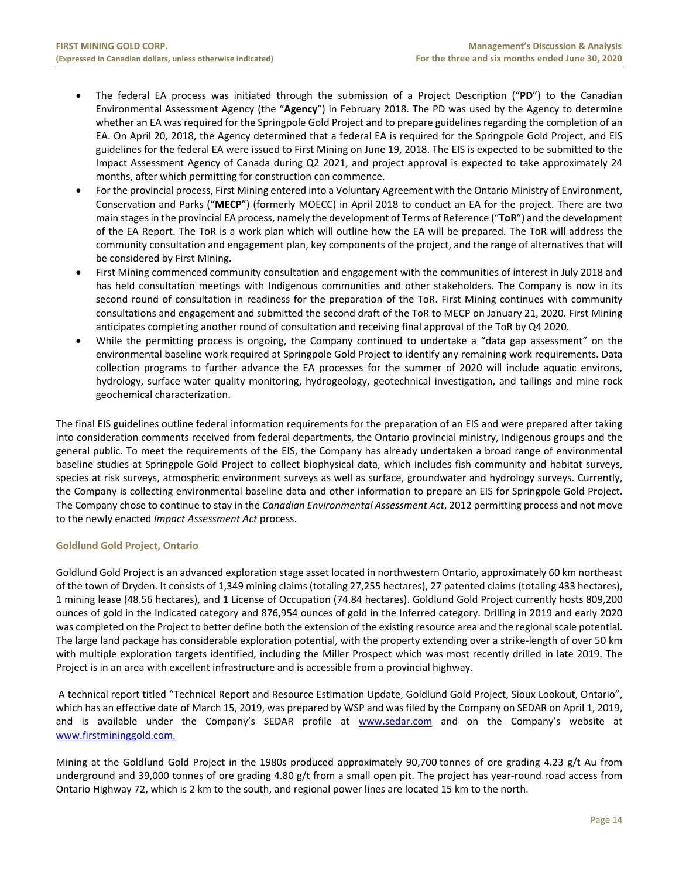- The federal EA process was initiated through the submission of a Project Description ("**PD**") to the Canadian Environmental Assessment Agency (the "**Agency**") in February 2018. The PD was used by the Agency to determine whether an EA was required for the Springpole Gold Project and to prepare guidelines regarding the completion of an EA. On April 20, 2018, the Agency determined that a federal EA is required for the Springpole Gold Project, and EIS guidelines for the federal EA were issued to First Mining on June 19, 2018. The EIS is expected to be submitted to the Impact Assessment Agency of Canada during Q2 2021, and project approval is expected to take approximately 24 months, after which permitting for construction can commence.
- For the provincial process, First Mining entered into a Voluntary Agreement with the Ontario Ministry of Environment, Conservation and Parks ("**MECP**") (formerly MOECC) in April 2018 to conduct an EA for the project. There are two main stages in the provincial EA process, namely the development of Terms of Reference ("**ToR**") and the development of the EA Report. The ToR is a work plan which will outline how the EA will be prepared. The ToR will address the community consultation and engagement plan, key components of the project, and the range of alternatives that will be considered by First Mining.
- First Mining commenced community consultation and engagement with the communities of interest in July 2018 and has held consultation meetings with Indigenous communities and other stakeholders. The Company is now in its second round of consultation in readiness for the preparation of the ToR. First Mining continues with community consultations and engagement and submitted the second draft of the ToR to MECP on January 21, 2020. First Mining anticipates completing another round of consultation and receiving final approval of the ToR by Q4 2020.
- While the permitting process is ongoing, the Company continued to undertake a "data gap assessment" on the environmental baseline work required at Springpole Gold Project to identify any remaining work requirements. Data collection programs to further advance the EA processes for the summer of 2020 will include aquatic environs, hydrology, surface water quality monitoring, hydrogeology, geotechnical investigation, and tailings and mine rock geochemical characterization.

The final EIS guidelines outline federal information requirements for the preparation of an EIS and were prepared after taking into consideration comments received from federal departments, the Ontario provincial ministry, Indigenous groups and the general public. To meet the requirements of the EIS, the Company has already undertaken a broad range of environmental baseline studies at Springpole Gold Project to collect biophysical data, which includes fish community and habitat surveys, species at risk surveys, atmospheric environment surveys as well as surface, groundwater and hydrology surveys. Currently, the Company is collecting environmental baseline data and other information to prepare an EIS for Springpole Gold Project. The Company chose to continue to stay in the *Canadian Environmental Assessment Act*, 2012 permitting process and not move to the newly enacted *Impact Assessment Act* process.

### Goldlund Gold Project, Ontario

Goldlund Gold Project is an advanced exploration stage asset located in northwestern Ontario, approximately 60 km northeast of the town of Dryden. It consists of 1,349 mining claims (totaling 27,255 hectares), 27 patented claims (totaling 433 hectares), 1 mining lease (48.56 hectares), and 1 License of Occupation (74.84 hectares). Goldlund Gold Project currently hosts 809,200 ounces of gold in the Indicated category and 876,954 ounces of gold in the Inferred category. Drilling in 2019 and early 2020 was completed on the Project to better define both the extension of the existing resource area and the regional scale potential. The large land package has considerable exploration potential, with the property extending over a strike-length of over 50 km with multiple exploration targets identified, including the Miller Prospect which was most recently drilled in late 2019. The Project is in an area with excellent infrastructure and is accessible from a provincial highway.

A technical report titled "Technical Report and Resource Estimation Update, Goldlund Gold Project, Sioux Lookout, Ontario", which has an effective date of March 15, 2019, was prepared by WSP and was filed by the Company on SEDAR on April 1, 2019, and is available under the Company's SEDAR profile at www.sedar.com and on the Company's website at www.firstmininggold.com.

Mining at the Goldlund Gold Project in the 1980s produced approximately 90,700 tonnes of ore grading 4.23 g/t Au from underground and 39,000 tonnes of ore grading 4.80 g/t from a small open pit. The project has year-round road access from Ontario Highway 72, which is 2 km to the south, and regional power lines are located 15 km to the north.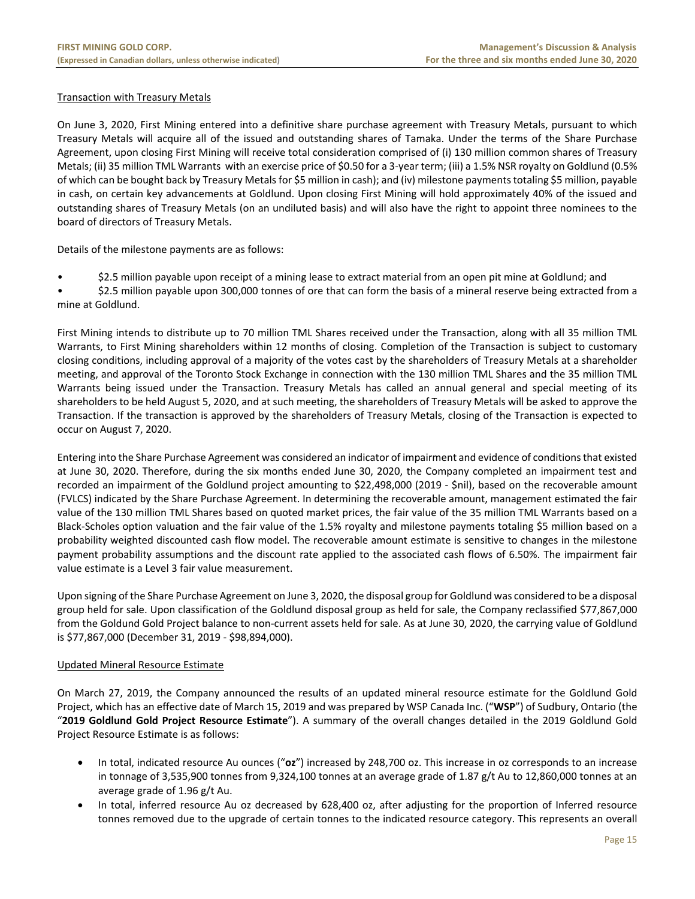Transaction with Treasury Metals

On June 3, 2020, First Mining entered into a definitive share purchase agreement with Treasury Metals, pursuant to which Treasury Metals will acquire all of the issued and outstanding shares of Tamaka. Under the terms of the Share Purchase Agreement, upon closing First Mining will receive total consideration comprised of (i) 130 million common shares of Treasury Metals; (ii) 35 million TML Warrants with an exercise price of $0.50 for a 3-year term; (iii) a 1.5% NSR royalty on Goldlund (0.5% of which can be bought back by Treasury Metals for $5 million in cash); and (iv) milestone payments totaling $5 million, payable in cash, on certain key advancements at Goldlund. Upon closing First Mining will hold approximately 40% of the issued and outstanding shares of Treasury Metals (on an undiluted basis) and will also have the right to appoint three nominees to the board of directors of Treasury Metals.

Details of the milestone payments are as follows:

- $2.5 million payable upon receipt of a mining lease to extract material from an open pit mine at Goldlund; and
- $2.5 million payable upon 300,000 tonnes of ore that can form the basis of a mineral reserve being extracted from a mine at Goldlund.

First Mining intends to distribute up to 70 million TML Shares received under the Transaction, along with all 35 million TML Warrants, to First Mining shareholders within 12 months of closing. Completion of the Transaction is subject to customary closing conditions, including approval of a majority of the votes cast by the shareholders of Treasury Metals at a shareholder meeting, and approval of the Toronto Stock Exchange in connection with the 130 million TML Shares and the 35 million TML Warrants being issued under the Transaction. Treasury Metals has called an annual general and special meeting of its shareholders to be held August 5, 2020, and at such meeting, the shareholders of Treasury Metals will be asked to approve the Transaction. If the transaction is approved by the shareholders of Treasury Metals, closing of the Transaction is expected to occur on August 7, 2020.

Entering into the Share Purchase Agreement was considered an indicator of impairment and evidence of conditions that existed at June 30, 2020. Therefore, during the six months ended June 30, 2020, the Company completed an impairment test and recorded an impairment of the Goldlund project amounting to $22,498,000 (2019 - $nil), based on the recoverable amount (FVLCS) indicated by the Share Purchase Agreement. In determining the recoverable amount, management estimated the fair value of the 130 million TML Shares based on quoted market prices, the fair value of the 35 million TML Warrants based on a Black-Scholes option valuation and the fair value of the 1.5% royalty and milestone payments totaling $5 million based on a probability weighted discounted cash flow model. The recoverable amount estimate is sensitive to changes in the milestone payment probability assumptions and the discount rate applied to the associated cash flows of 6.50%. The impairment fair value estimate is a Level 3 fair value measurement.

Upon signing of the Share Purchase Agreement on June 3, 2020, the disposal group for Goldlund was considered to be a disposal group held for sale. Upon classification of the Goldlund disposal group as held for sale, the Company reclassified $77,867,000 from the Goldund Gold Project balance to non-current assets held for sale. As at June 30, 2020, the carrying value of Goldlund is $77,867,000 (December 31, 2019 - $98,894,000).

Updated Mineral Resource Estimate

On March 27, 2019, the Company announced the results of an updated mineral resource estimate for the Goldlund Gold Project, which has an effective date of March 15, 2019 and was prepared by WSP Canada Inc. ("**WSP**") of Sudbury, Ontario (the "**2019 Goldlund Gold Project Resource Estimate**"). A summary of the overall changes detailed in the 2019 Goldlund Gold Project Resource Estimate is as follows:

- In total, indicated resource Au ounces ("**oz**") increased by 248,700 oz. This increase in oz corresponds to an increase in tonnage of 3,535,900 tonnes from 9,324,100 tonnes at an average grade of 1.87 g/t Au to 12,860,000 tonnes at an average grade of 1.96 g/t Au.
- In total, inferred resource Au oz decreased by 628,400 oz, after adjusting for the proportion of Inferred resource tonnes removed due to the upgrade of certain tonnes to the indicated resource category. This represents an overall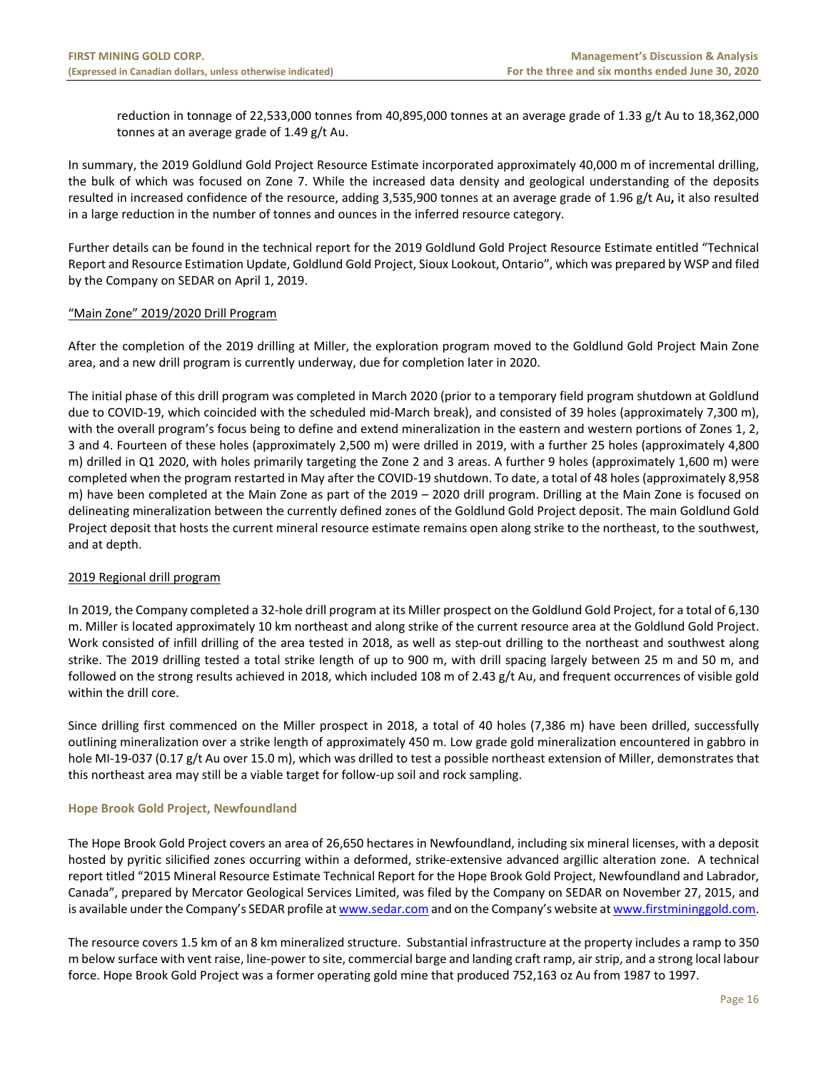reduction in tonnage of 22,533,000 tonnes from 40,895,000 tonnes at an average grade of 1.33 g/t Au to 18,362,000 tonnes at an average grade of 1.49 g/t Au.

In summary, the 2019 Goldlund Gold Project Resource Estimate incorporated approximately 40,000 m of incremental drilling, the bulk of which was focused on Zone 7. While the increased data density and geological understanding of the deposits resulted in increased confidence of the resource, adding 3,535,900 tonnes at an average grade of 1.96 g/t Au**,** it also resulted in a large reduction in the number of tonnes and ounces in the inferred resource category.

Further details can be found in the technical report for the 2019 Goldlund Gold Project Resource Estimate entitled "Technical Report and Resource Estimation Update, Goldlund Gold Project, Sioux Lookout, Ontario", which was prepared by WSP and filed by the Company on SEDAR on April 1, 2019.

"Main Zone" 2019/2020 Drill Program

After the completion of the 2019 drilling at Miller, the exploration program moved to the Goldlund Gold Project Main Zone area, and a new drill program is currently underway, due for completion later in 2020.

The initial phase of this drill program was completed in March 2020 (prior to a temporary field program shutdown at Goldlund due to COVID-19, which coincided with the scheduled mid-March break), and consisted of 39 holes (approximately 7,300 m), with the overall program's focus being to define and extend mineralization in the eastern and western portions of Zones 1, 2, 3 and 4. Fourteen of these holes (approximately 2,500 m) were drilled in 2019, with a further 25 holes (approximately 4,800 m) drilled in Q1 2020, with holes primarily targeting the Zone 2 and 3 areas. A further 9 holes (approximately 1,600 m) were completed when the program restarted in May after the COVID-19 shutdown. To date, a total of 48 holes (approximately 8,958 m) have been completed at the Main Zone as part of the 2019 – 2020 drill program. Drilling at the Main Zone is focused on delineating mineralization between the currently defined zones of the Goldlund Gold Project deposit. The main Goldlund Gold Project deposit that hosts the current mineral resource estimate remains open along strike to the northeast, to the southwest, and at depth.

2019 Regional drill program

In 2019, the Company completed a 32-hole drill program at its Miller prospect on the Goldlund Gold Project, for a total of 6,130 m. Miller is located approximately 10 km northeast and along strike of the current resource area at the Goldlund Gold Project. Work consisted of infill drilling of the area tested in 2018, as well as step-out drilling to the northeast and southwest along strike. The 2019 drilling tested a total strike length of up to 900 m, with drill spacing largely between 25 m and 50 m, and followed on the strong results achieved in 2018, which included 108 m of 2.43 g/t Au, and frequent occurrences of visible gold within the drill core.

Since drilling first commenced on the Miller prospect in 2018, a total of 40 holes (7,386 m) have been drilled, successfully outlining mineralization over a strike length of approximately 450 m. Low grade gold mineralization encountered in gabbro in hole MI-19-037 (0.17 g/t Au over 15.0 m), which was drilled to test a possible northeast extension of Miller, demonstrates that this northeast area may still be a viable target for follow-up soil and rock sampling.

### Hope Brook Gold Project, Newfoundland

The Hope Brook Gold Project covers an area of 26,650 hectares in Newfoundland, including six mineral licenses, with a deposit hosted by pyritic silicified zones occurring within a deformed, strike-extensive advanced argillic alteration zone. A technical report titled "2015 Mineral Resource Estimate Technical Report for the Hope Brook Gold Project, Newfoundland and Labrador, Canada", prepared by Mercator Geological Services Limited, was filed by the Company on SEDAR on November 27, 2015, and is available under the Company's SEDAR profile at www.sedar.com and on the Company's website at www.firstmininggold.com.

The resource covers 1.5 km of an 8 km mineralized structure. Substantial infrastructure at the property includes a ramp to 350 m below surface with vent raise, line-power to site, commercial barge and landing craft ramp, air strip, and a strong local labour force. Hope Brook Gold Project was a former operating gold mine that produced 752,163 oz Au from 1987 to 1997.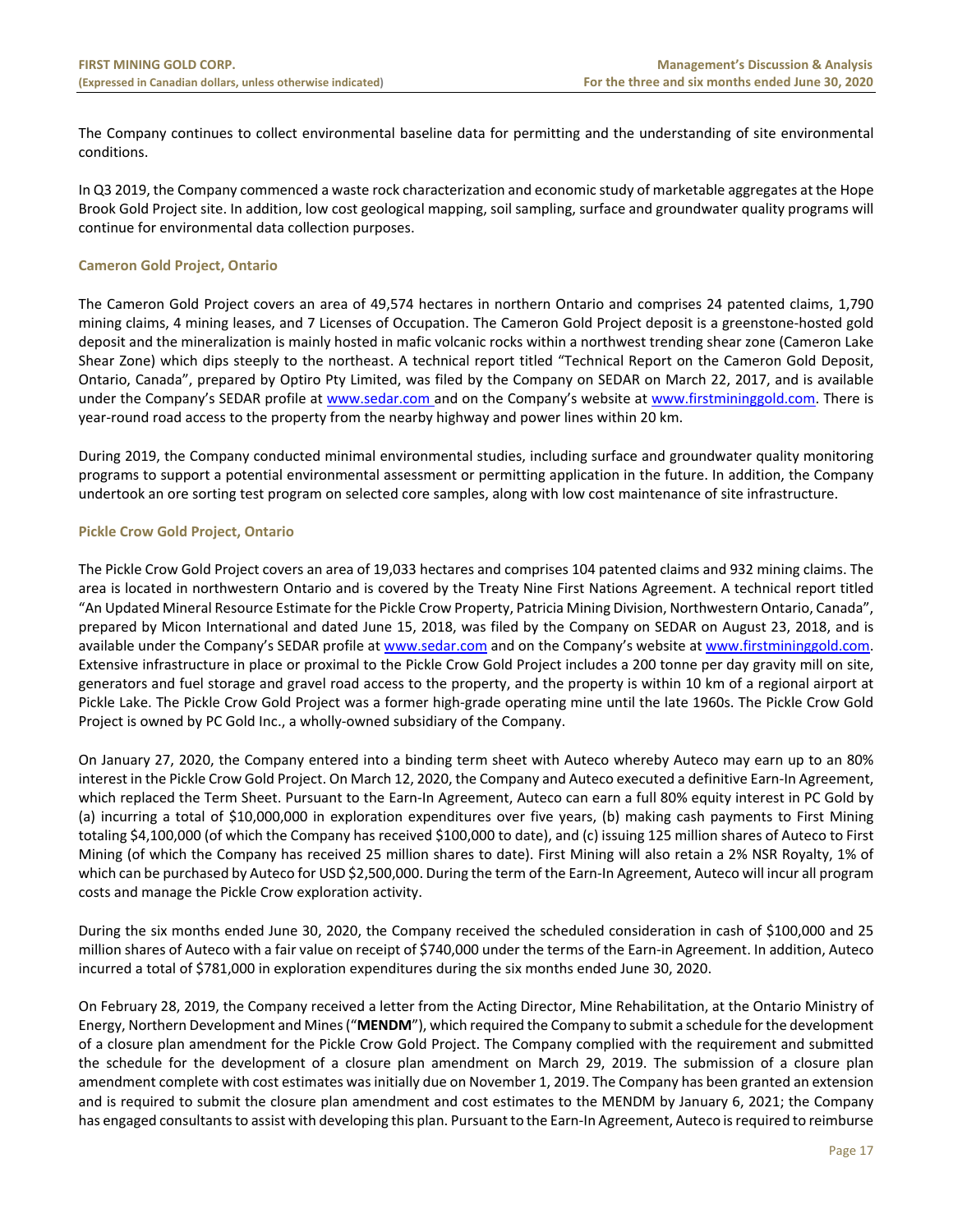The Company continues to collect environmental baseline data for permitting and the understanding of site environmental conditions.

In Q3 2019, the Company commenced a waste rock characterization and economic study of marketable aggregates at the Hope Brook Gold Project site. In addition, low cost geological mapping, soil sampling, surface and groundwater quality programs will continue for environmental data collection purposes.

### Cameron Gold Project, Ontario

The Cameron Gold Project covers an area of 49,574 hectares in northern Ontario and comprises 24 patented claims, 1,790 mining claims, 4 mining leases, and 7 Licenses of Occupation. The Cameron Gold Project deposit is a greenstone-hosted gold deposit and the mineralization is mainly hosted in mafic volcanic rocks within a northwest trending shear zone (Cameron Lake Shear Zone) which dips steeply to the northeast. A technical report titled "Technical Report on the Cameron Gold Deposit, Ontario, Canada", prepared by Optiro Pty Limited, was filed by the Company on SEDAR on March 22, 2017, and is available under the Company's SEDAR profile at www.sedar.com and on the Company's website at www.firstmininggold.com. There is year-round road access to the property from the nearby highway and power lines within 20 km.

During 2019, the Company conducted minimal environmental studies, including surface and groundwater quality monitoring programs to support a potential environmental assessment or permitting application in the future. In addition, the Company undertook an ore sorting test program on selected core samples, along with low cost maintenance of site infrastructure.

### Pickle Crow Gold Project, Ontario

The Pickle Crow Gold Project covers an area of 19,033 hectares and comprises 104 patented claims and 932 mining claims. The area is located in northwestern Ontario and is covered by the Treaty Nine First Nations Agreement. A technical report titled "An Updated Mineral Resource Estimate for the Pickle Crow Property, Patricia Mining Division, Northwestern Ontario, Canada", prepared by Micon International and dated June 15, 2018, was filed by the Company on SEDAR on August 23, 2018, and is available under the Company's SEDAR profile at www.sedar.com and on the Company's website at www.firstmininggold.com. Extensive infrastructure in place or proximal to the Pickle Crow Gold Project includes a 200 tonne per day gravity mill on site, generators and fuel storage and gravel road access to the property, and the property is within 10 km of a regional airport at Pickle Lake. The Pickle Crow Gold Project was a former high-grade operating mine until the late 1960s. The Pickle Crow Gold Project is owned by PC Gold Inc., a wholly-owned subsidiary of the Company.

On January 27, 2020, the Company entered into a binding term sheet with Auteco whereby Auteco may earn up to an 80% interest in the Pickle Crow Gold Project. On March 12, 2020, the Company and Auteco executed a definitive Earn-In Agreement, which replaced the Term Sheet. Pursuant to the Earn-In Agreement, Auteco can earn a full 80% equity interest in PC Gold by (a) incurring a total of $10,000,000 in exploration expenditures over five years, (b) making cash payments to First Mining totaling $4,100,000 (of which the Company has received $100,000 to date), and (c) issuing 125 million shares of Auteco to First Mining (of which the Company has received 25 million shares to date). First Mining will also retain a 2% NSR Royalty, 1% of which can be purchased by Auteco for USD $2,500,000. During the term of the Earn-In Agreement, Auteco will incur all program costs and manage the Pickle Crow exploration activity.

During the six months ended June 30, 2020, the Company received the scheduled consideration in cash of $100,000 and 25 million shares of Auteco with a fair value on receipt of $740,000 under the terms of the Earn-in Agreement. In addition, Auteco incurred a total of $781,000 in exploration expenditures during the six months ended June 30, 2020.

On February 28, 2019, the Company received a letter from the Acting Director, Mine Rehabilitation, at the Ontario Ministry of Energy, Northern Development and Mines ("**MENDM**"), which required the Company to submit a schedule for the development of a closure plan amendment for the Pickle Crow Gold Project. The Company complied with the requirement and submitted the schedule for the development of a closure plan amendment on March 29, 2019. The submission of a closure plan amendment complete with cost estimates was initially due on November 1, 2019. The Company has been granted an extension and is required to submit the closure plan amendment and cost estimates to the MENDM by January 6, 2021; the Company has engaged consultants to assist with developing this plan. Pursuant to the Earn-In Agreement, Auteco is required to reimburse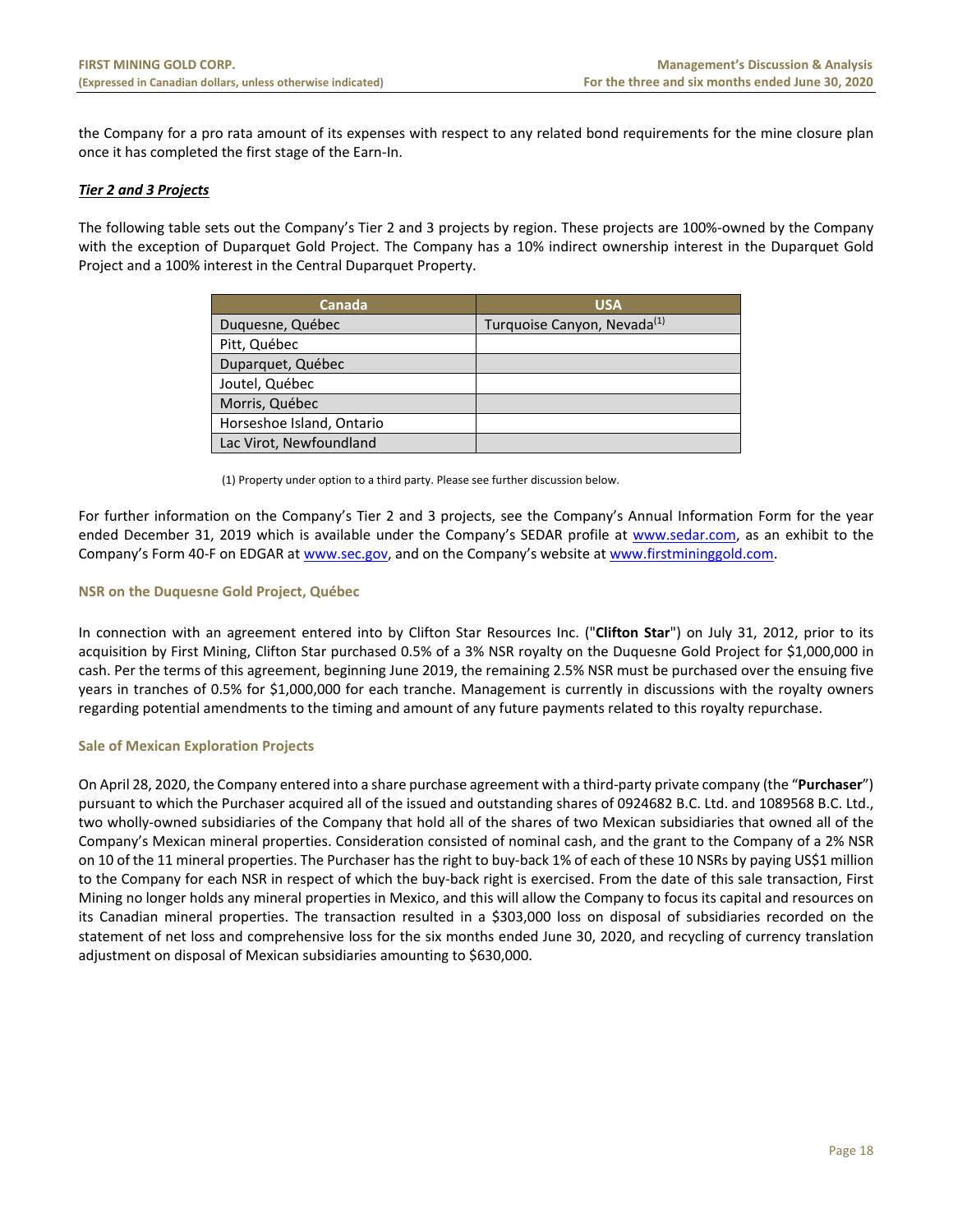the Company for a pro rata amount of its expenses with respect to any related bond requirements for the mine closure plan once it has completed the first stage of the Earn-In.

***Tier 2 and 3 Projects***

The following table sets out the Company's Tier 2 and 3 projects by region. These projects are 100%-owned by the Company with the exception of Duparquet Gold Project. The Company has a 10% indirect ownership interest in the Duparquet Gold Project and a 100% interest in the Central Duparquet Property.

| Canada | USA |
|---|---|
| Duquesne, Québec | Turquoise Canyon, Nevada[(1)] |
| Pitt, Québec | |
| Duparquet, Québec | |
| Joutel, Québec | |
| Morris, Québec | |
| Horseshoe Island, Ontario | |
| Lac Virot, Newfoundland | |

(1) Property under option to a third party. Please see further discussion below.

For further information on the Company's Tier 2 and 3 projects, see the Company's Annual Information Form for the year ended December 31, 2019 which is available under the Company's SEDAR profile at www.sedar.com, as an exhibit to the Company's Form 40-F on EDGAR at www.sec.gov, and on the Company's website at www.firstmininggold.com.

### NSR on the Duquesne Gold Project, Québec

In connection with an agreement entered into by Clifton Star Resources Inc. ("**Clifton Star**") on July 31, 2012, prior to its acquisition by First Mining, Clifton Star purchased 0.5% of a 3% NSR royalty on the Duquesne Gold Project for $1,000,000 in cash. Per the terms of this agreement, beginning June 2019, the remaining 2.5% NSR must be purchased over the ensuing five years in tranches of 0.5% for $1,000,000 for each tranche. Management is currently in discussions with the royalty owners regarding potential amendments to the timing and amount of any future payments related to this royalty repurchase.

### Sale of Mexican Exploration Projects

On April 28, 2020, the Company entered into a share purchase agreement with a third-party private company (the "**Purchaser**") pursuant to which the Purchaser acquired all of the issued and outstanding shares of 0924682 B.C. Ltd. and 1089568 B.C. Ltd., two wholly-owned subsidiaries of the Company that hold all of the shares of two Mexican subsidiaries that owned all of the Company's Mexican mineral properties. Consideration consisted of nominal cash, and the grant to the Company of a 2% NSR on 10 of the 11 mineral properties. The Purchaser has the right to buy-back 1% of each of these 10 NSRs by paying US$1 million to the Company for each NSR in respect of which the buy-back right is exercised. From the date of this sale transaction, First Mining no longer holds any mineral properties in Mexico, and this will allow the Company to focus its capital and resources on its Canadian mineral properties. The transaction resulted in a $303,000 loss on disposal of subsidiaries recorded on the statement of net loss and comprehensive loss for the six months ended June 30, 2020, and recycling of currency translation adjustment on disposal of Mexican subsidiaries amounting to $630,000.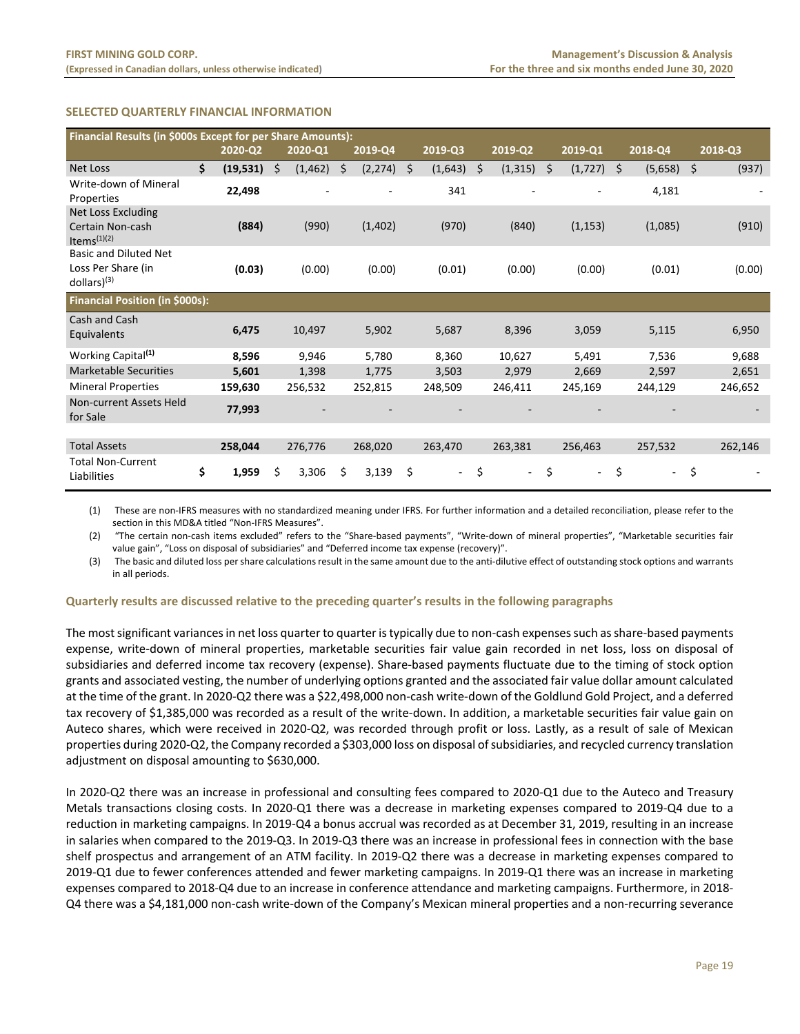## SELECTED QUARTERLY FINANCIAL INFORMATION

| Financial Results (in $000s Except for per Share Amounts): | 2020-Q2 | 2020-Q1 | 2019-Q4 | 2019-Q3 | 2019-Q2 | 2019-Q1 | 2018-Q4 | 2018-Q3 |
|---|---|---|---|---|---|---|---|---|
| Net Loss | **$ (19,531)** | $ (1,462) | $ (2,274) | $ (1,643) | $ (1,315) | $ (1,727) | $ (5,658) | $ (937) |
| Write-down of Mineral Properties | **22,498** | - | - | 341 | - | - | 4,181 | - |
| Net Loss Excluding Certain Non-cash Items(1)(2) | **(884)** | (990) | (1,402) | (970) | (840) | (1,153) | (1,085) | (910) |
| Basic and Diluted Net Loss Per Share (in dollars)(3) | **(0.03)** | (0.00) | (0.00) | (0.01) | (0.00) | (0.00) | (0.01) | (0.00) |
| **Financial Position (in $000s):** | | | | | | | | |
| Cash and Cash Equivalents | **6,475** | 10,497 | 5,902 | 5,687 | 8,396 | 3,059 | 5,115 | 6,950 |
| Working Capital(1) | **8,596** | 9,946 | 5,780 | 8,360 | 10,627 | 5,491 | 7,536 | 9,688 |
| Marketable Securities | **5,601** | 1,398 | 1,775 | 3,503 | 2,979 | 2,669 | 2,597 | 2,651 |
| Mineral Properties | **159,630** | 256,532 | 252,815 | 248,509 | 246,411 | 245,169 | 244,129 | 246,652 |
| Non-current Assets Held for Sale | **77,993** | - | - | - | - | - | - | - |
| Total Assets | **258,044** | 276,776 | 268,020 | 263,470 | 263,381 | 256,463 | 257,532 | 262,146 |
| Total Non-Current Liabilities | **$ 1,959** | $ 3,306 | $ 3,139 | $ - | $ - | $ - | $ - | $ - |

(1) These are non-IFRS measures with no standardized meaning under IFRS. For further information and a detailed reconciliation, please refer to the section in this MD&A titled "Non-IFRS Measures".

(2) "The certain non-cash items excluded" refers to the "Share-based payments", "Write-down of mineral properties", "Marketable securities fair value gain", "Loss on disposal of subsidiaries" and "Deferred income tax expense (recovery)".

(3) The basic and diluted loss per share calculations result in the same amount due to the anti-dilutive effect of outstanding stock options and warrants in all periods.

### Quarterly results are discussed relative to the preceding quarter's results in the following paragraphs

The most significant variances in net loss quarter to quarter is typically due to non-cash expenses such as share-based payments expense, write-down of mineral properties, marketable securities fair value gain recorded in net loss, loss on disposal of subsidiaries and deferred income tax recovery (expense). Share-based payments fluctuate due to the timing of stock option grants and associated vesting, the number of underlying options granted and the associated fair value dollar amount calculated at the time of the grant. In 2020-Q2 there was a $22,498,000 non-cash write-down of the Goldlund Gold Project, and a deferred tax recovery of $1,385,000 was recorded as a result of the write-down. In addition, a marketable securities fair value gain on Auteco shares, which were received in 2020-Q2, was recorded through profit or loss. Lastly, as a result of sale of Mexican properties during 2020-Q2, the Company recorded a $303,000 loss on disposal of subsidiaries, and recycled currency translation adjustment on disposal amounting to $630,000.

In 2020-Q2 there was an increase in professional and consulting fees compared to 2020-Q1 due to the Auteco and Treasury Metals transactions closing costs. In 2020-Q1 there was a decrease in marketing expenses compared to 2019-Q4 due to a reduction in marketing campaigns. In 2019-Q4 a bonus accrual was recorded as at December 31, 2019, resulting in an increase in salaries when compared to the 2019-Q3. In 2019-Q3 there was an increase in professional fees in connection with the base shelf prospectus and arrangement of an ATM facility. In 2019-Q2 there was a decrease in marketing expenses compared to 2019-Q1 due to fewer conferences attended and fewer marketing campaigns. In 2019-Q1 there was an increase in marketing expenses compared to 2018-Q4 due to an increase in conference attendance and marketing campaigns. Furthermore, in 2018-Q4 there was a $4,181,000 non-cash write-down of the Company's Mexican mineral properties and a non-recurring severance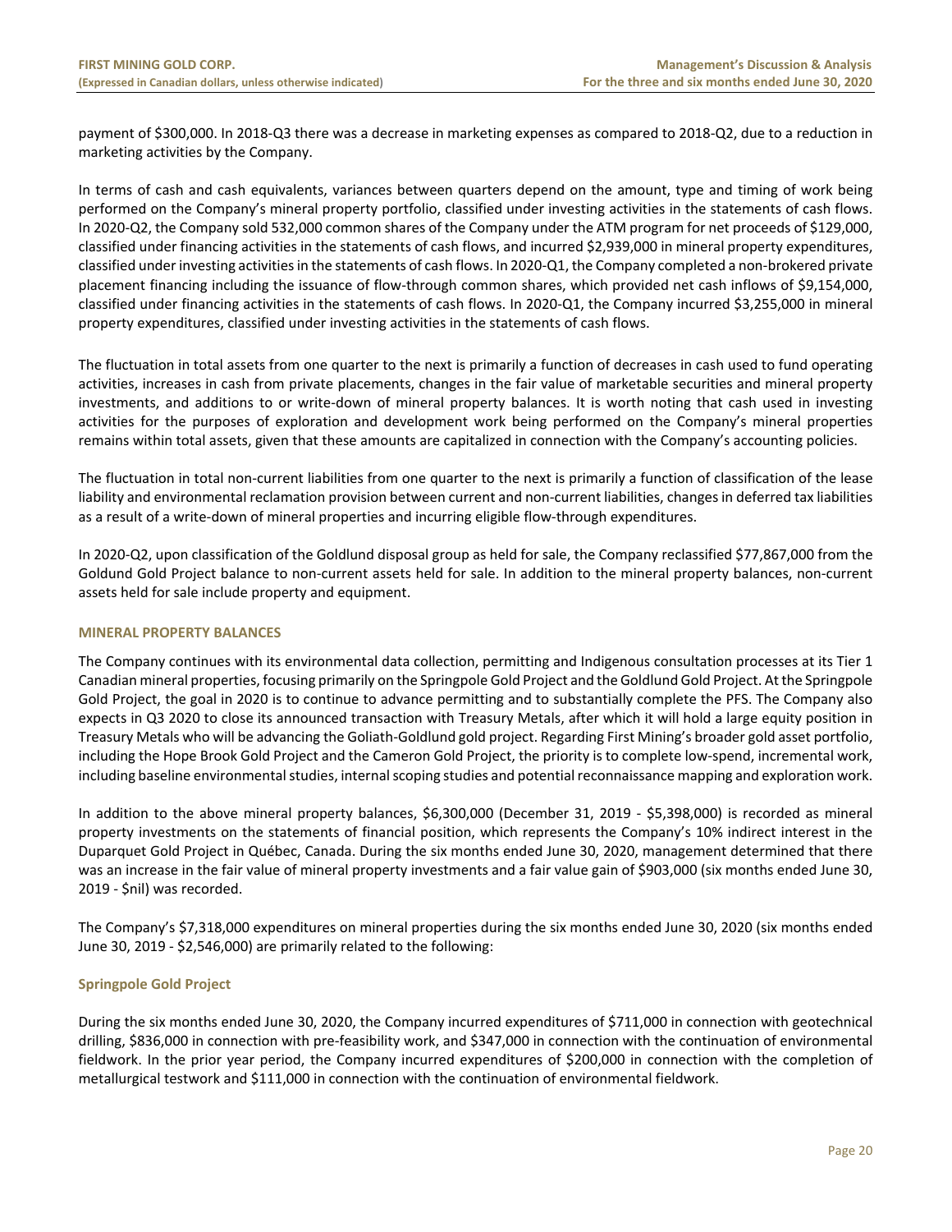payment of $300,000. In 2018-Q3 there was a decrease in marketing expenses as compared to 2018-Q2, due to a reduction in marketing activities by the Company.

In terms of cash and cash equivalents, variances between quarters depend on the amount, type and timing of work being performed on the Company's mineral property portfolio, classified under investing activities in the statements of cash flows. In 2020-Q2, the Company sold 532,000 common shares of the Company under the ATM program for net proceeds of $129,000, classified under financing activities in the statements of cash flows, and incurred $2,939,000 in mineral property expenditures, classified under investing activities in the statements of cash flows. In 2020-Q1, the Company completed a non-brokered private placement financing including the issuance of flow-through common shares, which provided net cash inflows of $9,154,000, classified under financing activities in the statements of cash flows. In 2020-Q1, the Company incurred $3,255,000 in mineral property expenditures, classified under investing activities in the statements of cash flows.

The fluctuation in total assets from one quarter to the next is primarily a function of decreases in cash used to fund operating activities, increases in cash from private placements, changes in the fair value of marketable securities and mineral property investments, and additions to or write-down of mineral property balances. It is worth noting that cash used in investing activities for the purposes of exploration and development work being performed on the Company's mineral properties remains within total assets, given that these amounts are capitalized in connection with the Company's accounting policies.

The fluctuation in total non-current liabilities from one quarter to the next is primarily a function of classification of the lease liability and environmental reclamation provision between current and non-current liabilities, changes in deferred tax liabilities as a result of a write-down of mineral properties and incurring eligible flow-through expenditures.

In 2020-Q2, upon classification of the Goldlund disposal group as held for sale, the Company reclassified $77,867,000 from the Goldund Gold Project balance to non-current assets held for sale. In addition to the mineral property balances, non-current assets held for sale include property and equipment.

## MINERAL PROPERTY BALANCES

The Company continues with its environmental data collection, permitting and Indigenous consultation processes at its Tier 1 Canadian mineral properties, focusing primarily on the Springpole Gold Project and the Goldlund Gold Project. At the Springpole Gold Project, the goal in 2020 is to continue to advance permitting and to substantially complete the PFS. The Company also expects in Q3 2020 to close its announced transaction with Treasury Metals, after which it will hold a large equity position in Treasury Metals who will be advancing the Goliath-Goldlund gold project. Regarding First Mining's broader gold asset portfolio, including the Hope Brook Gold Project and the Cameron Gold Project, the priority is to complete low-spend, incremental work, including baseline environmental studies, internal scoping studies and potential reconnaissance mapping and exploration work.

In addition to the above mineral property balances, $6,300,000 (December 31, 2019 - $5,398,000) is recorded as mineral property investments on the statements of financial position, which represents the Company's 10% indirect interest in the Duparquet Gold Project in Québec, Canada. During the six months ended June 30, 2020, management determined that there was an increase in the fair value of mineral property investments and a fair value gain of $903,000 (six months ended June 30, 2019 - $nil) was recorded.

The Company's $7,318,000 expenditures on mineral properties during the six months ended June 30, 2020 (six months ended June 30, 2019 - $2,546,000) are primarily related to the following:

### Springpole Gold Project

During the six months ended June 30, 2020, the Company incurred expenditures of $711,000 in connection with geotechnical drilling, $836,000 in connection with pre-feasibility work, and $347,000 in connection with the continuation of environmental fieldwork. In the prior year period, the Company incurred expenditures of $200,000 in connection with the completion of metallurgical testwork and $111,000 in connection with the continuation of environmental fieldwork.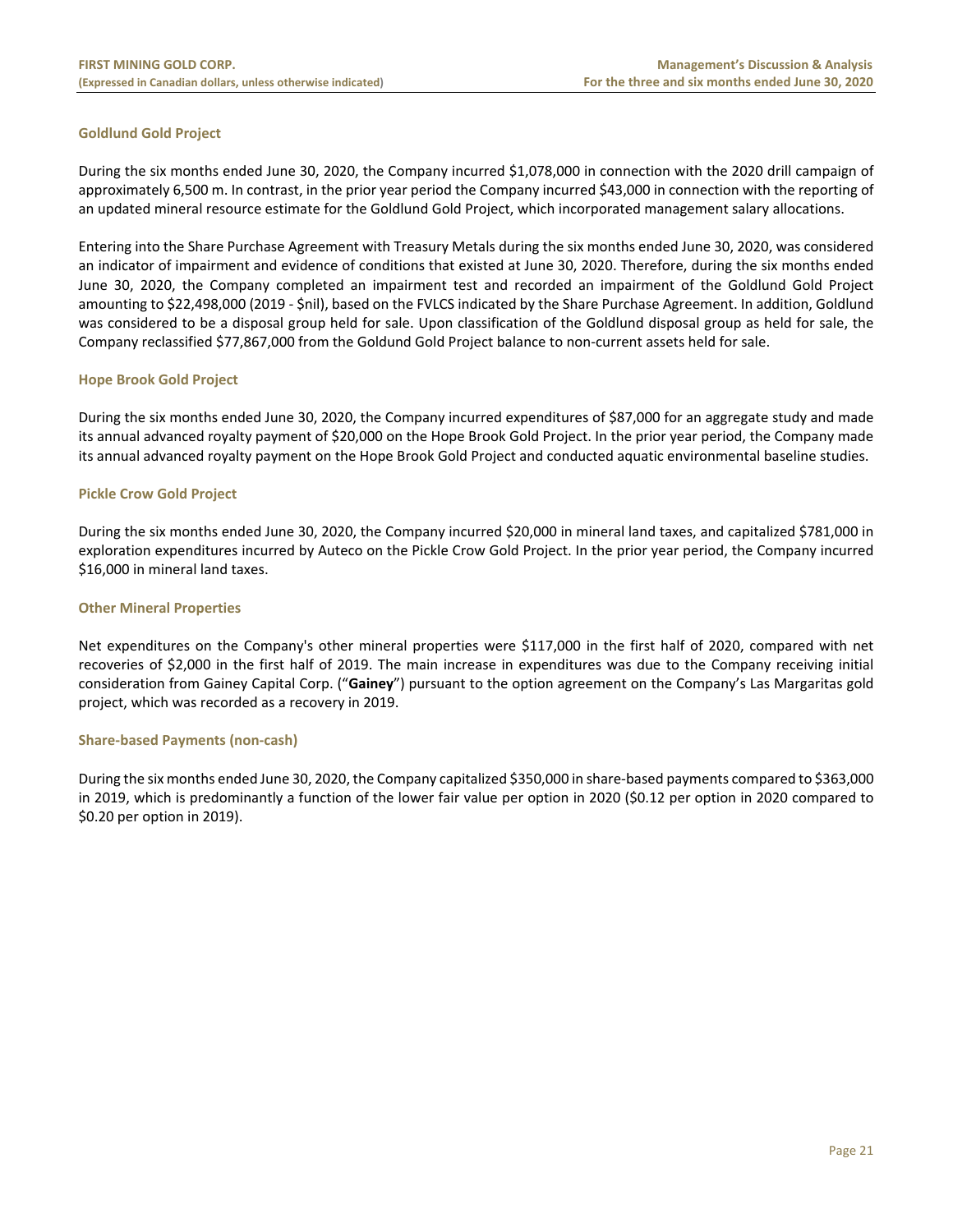### Goldlund Gold Project

During the six months ended June 30, 2020, the Company incurred $1,078,000 in connection with the 2020 drill campaign of approximately 6,500 m. In contrast, in the prior year period the Company incurred $43,000 in connection with the reporting of an updated mineral resource estimate for the Goldlund Gold Project, which incorporated management salary allocations.

Entering into the Share Purchase Agreement with Treasury Metals during the six months ended June 30, 2020, was considered an indicator of impairment and evidence of conditions that existed at June 30, 2020. Therefore, during the six months ended June 30, 2020, the Company completed an impairment test and recorded an impairment of the Goldlund Gold Project amounting to $22,498,000 (2019 - $nil), based on the FVLCS indicated by the Share Purchase Agreement. In addition, Goldlund was considered to be a disposal group held for sale. Upon classification of the Goldlund disposal group as held for sale, the Company reclassified $77,867,000 from the Goldund Gold Project balance to non-current assets held for sale.

### Hope Brook Gold Project

During the six months ended June 30, 2020, the Company incurred expenditures of $87,000 for an aggregate study and made its annual advanced royalty payment of $20,000 on the Hope Brook Gold Project. In the prior year period, the Company made its annual advanced royalty payment on the Hope Brook Gold Project and conducted aquatic environmental baseline studies.

### Pickle Crow Gold Project

During the six months ended June 30, 2020, the Company incurred $20,000 in mineral land taxes, and capitalized $781,000 in exploration expenditures incurred by Auteco on the Pickle Crow Gold Project. In the prior year period, the Company incurred $16,000 in mineral land taxes.

### Other Mineral Properties

Net expenditures on the Company's other mineral properties were $117,000 in the first half of 2020, compared with net recoveries of $2,000 in the first half of 2019. The main increase in expenditures was due to the Company receiving initial consideration from Gainey Capital Corp. ("**Gainey**") pursuant to the option agreement on the Company's Las Margaritas gold project, which was recorded as a recovery in 2019.

### Share-based Payments (non-cash)

During the six months ended June 30, 2020, the Company capitalized $350,000 in share-based payments compared to $363,000 in 2019, which is predominantly a function of the lower fair value per option in 2020 ($0.12 per option in 2020 compared to $0.20 per option in 2019).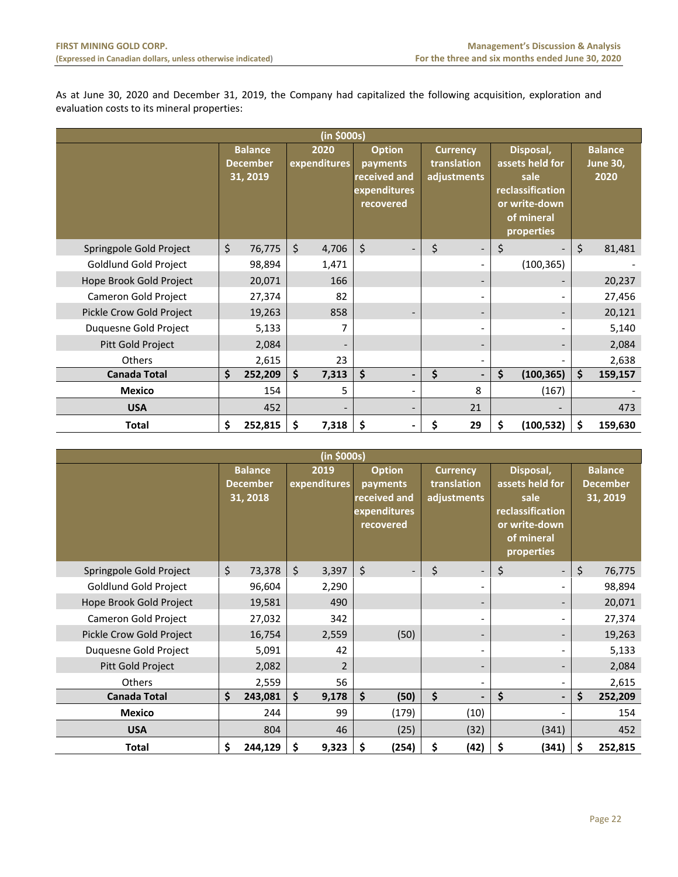As at June 30, 2020 and December 31, 2019, the Company had capitalized the following acquisition, exploration and evaluation costs to its mineral properties:

| (in $000s) | Balance December 31, 2019 | 2020 expenditures | Option payments received and expenditures recovered | Currency translation adjustments | Disposal, assets held for sale reclassification or write-down of mineral properties | Balance June 30, 2020 |
|---|---|---|---|---|---|---|
| Springpole Gold Project | $ 76,775 | $ 4,706 | $ - | $ - | $ - | $ 81,481 |
| Goldlund Gold Project | 98,894 | 1,471 | | - | (100,365) | - |
| Hope Brook Gold Project | 20,071 | 166 | | - | - | 20,237 |
| Cameron Gold Project | 27,374 | 82 | | - | - | 27,456 |
| Pickle Crow Gold Project | 19,263 | 858 | - | - | - | 20,121 |
| Duquesne Gold Project | 5,133 | 7 | | - | - | 5,140 |
| Pitt Gold Project | 2,084 | - | | - | - | 2,084 |
| Others | 2,615 | 23 | | - | - | 2,638 |
| **Canada Total** | **$ 252,209** | **$ 7,313** | **$ -** | **$ -** | **$ (100,365)** | **$ 159,157** |
| **Mexico** | 154 | 5 | - | 8 | (167) | - |
| **USA** | 452 | - | - | 21 | - | 473 |
| **Total** | **$ 252,815** | **$ 7,318** | **$ -** | **$ 29** | **$ (100,532)** | **$ 159,630** |

| (in $000s) | Balance December 31, 2018 | 2019 expenditures | Option payments received and expenditures recovered | Currency translation adjustments | Disposal, assets held for sale reclassification or write-down of mineral properties | Balance December 31, 2019 |
|---|---|---|---|---|---|---|
| Springpole Gold Project | $ 73,378 | $ 3,397 | $ - | $ - | $ - | $ 76,775 |
| Goldlund Gold Project | 96,604 | 2,290 | | - | - | 98,894 |
| Hope Brook Gold Project | 19,581 | 490 | | - | - | 20,071 |
| Cameron Gold Project | 27,032 | 342 | | - | - | 27,374 |
| Pickle Crow Gold Project | 16,754 | 2,559 | (50) | - | - | 19,263 |
| Duquesne Gold Project | 5,091 | 42 | | - | - | 5,133 |
| Pitt Gold Project | 2,082 | 2 | | - | - | 2,084 |
| Others | 2,559 | 56 | | - | - | 2,615 |
| **Canada Total** | **$ 243,081** | **$ 9,178** | **$ (50)** | **$ -** | **$ -** | **$ 252,209** |
| **Mexico** | 244 | 99 | (179) | (10) | - | 154 |
| **USA** | 804 | 46 | (25) | (32) | (341) | 452 |
| **Total** | **$ 244,129** | **$ 9,323** | **$ (254)** | **$ (42)** | **$ (341)** | **$ 252,815** |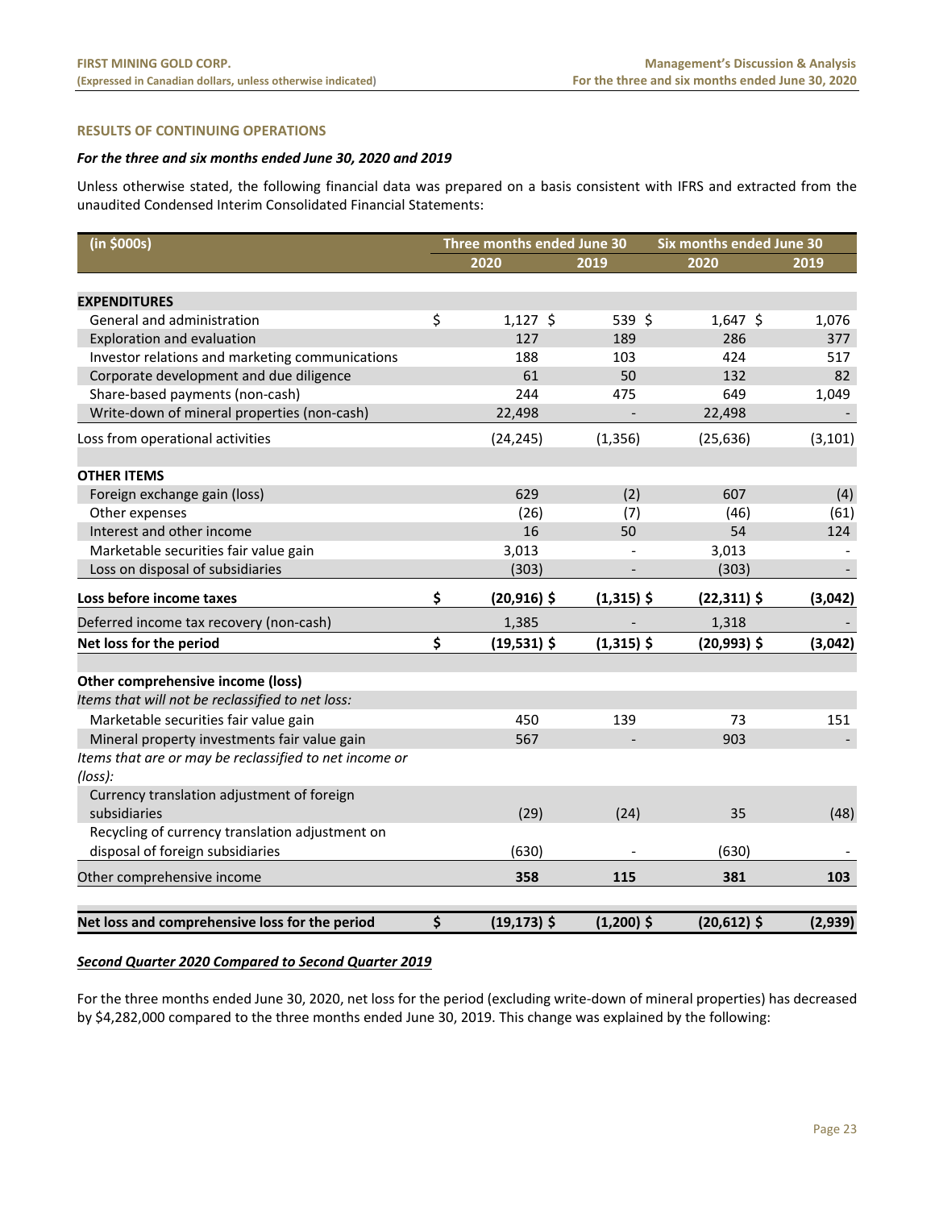## RESULTS OF CONTINUING OPERATIONS

### *For the three and six months ended June 30, 2020 and 2019*

Unless otherwise stated, the following financial data was prepared on a basis consistent with IFRS and extracted from the unaudited Condensed Interim Consolidated Financial Statements:

| (in $000s) | Three months ended June 30 | | Six months ended June 30 | |
|---|---|---|---|---|
| | 2020 | 2019 | 2020 | 2019 |
| **EXPENDITURES** | | | | |
| General and administration | $ 1,127 | $ 539 | $ 1,647 | $ 1,076 |
| Exploration and evaluation | 127 | 189 | 286 | 377 |
| Investor relations and marketing communications | 188 | 103 | 424 | 517 |
| Corporate development and due diligence | 61 | 50 | 132 | 82 |
| Share-based payments (non-cash) | 244 | 475 | 649 | 1,049 |
| Write-down of mineral properties (non-cash) | 22,498 | - | 22,498 | - |
| Loss from operational activities | (24,245) | (1,356) | (25,636) | (3,101) |
| **OTHER ITEMS** | | | | |
| Foreign exchange gain (loss) | 629 | (2) | 607 | (4) |
| Other expenses | (26) | (7) | (46) | (61) |
| Interest and other income | 16 | 50 | 54 | 124 |
| Marketable securities fair value gain | 3,013 | - | 3,013 | - |
| Loss on disposal of subsidiaries | (303) | - | (303) | - |
| **Loss before income taxes** | **$ (20,916)** | **$ (1,315)** | **$ (22,311)** | **$ (3,042)** |
| Deferred income tax recovery (non-cash) | 1,385 | - | 1,318 | - |
| **Net loss for the period** | **$ (19,531)** | **$ (1,315)** | **$ (20,993)** | **$ (3,042)** |
| **Other comprehensive income (loss)** | | | | |
| *Items that will not be reclassified to net loss:* | | | | |
| Marketable securities fair value gain | 450 | 139 | 73 | 151 |
| Mineral property investments fair value gain | 567 | - | 903 | - |
| *Items that are or may be reclassified to net income or (loss):* | | | | |
| Currency translation adjustment of foreign subsidiaries | (29) | (24) | 35 | (48) |
| Recycling of currency translation adjustment on disposal of foreign subsidiaries | (630) | - | (630) | - |
| Other comprehensive income | **358** | **115** | **381** | **103** |
| **Net loss and comprehensive loss for the period** | **$ (19,173)** | **$ (1,200)** | **$ (20,612)** | **$ (2,939)** |

***Second Quarter 2020 Compared to Second Quarter 2019***

For the three months ended June 30, 2020, net loss for the period (excluding write-down of mineral properties) has decreased by $4,282,000 compared to the three months ended June 30, 2019. This change was explained by the following: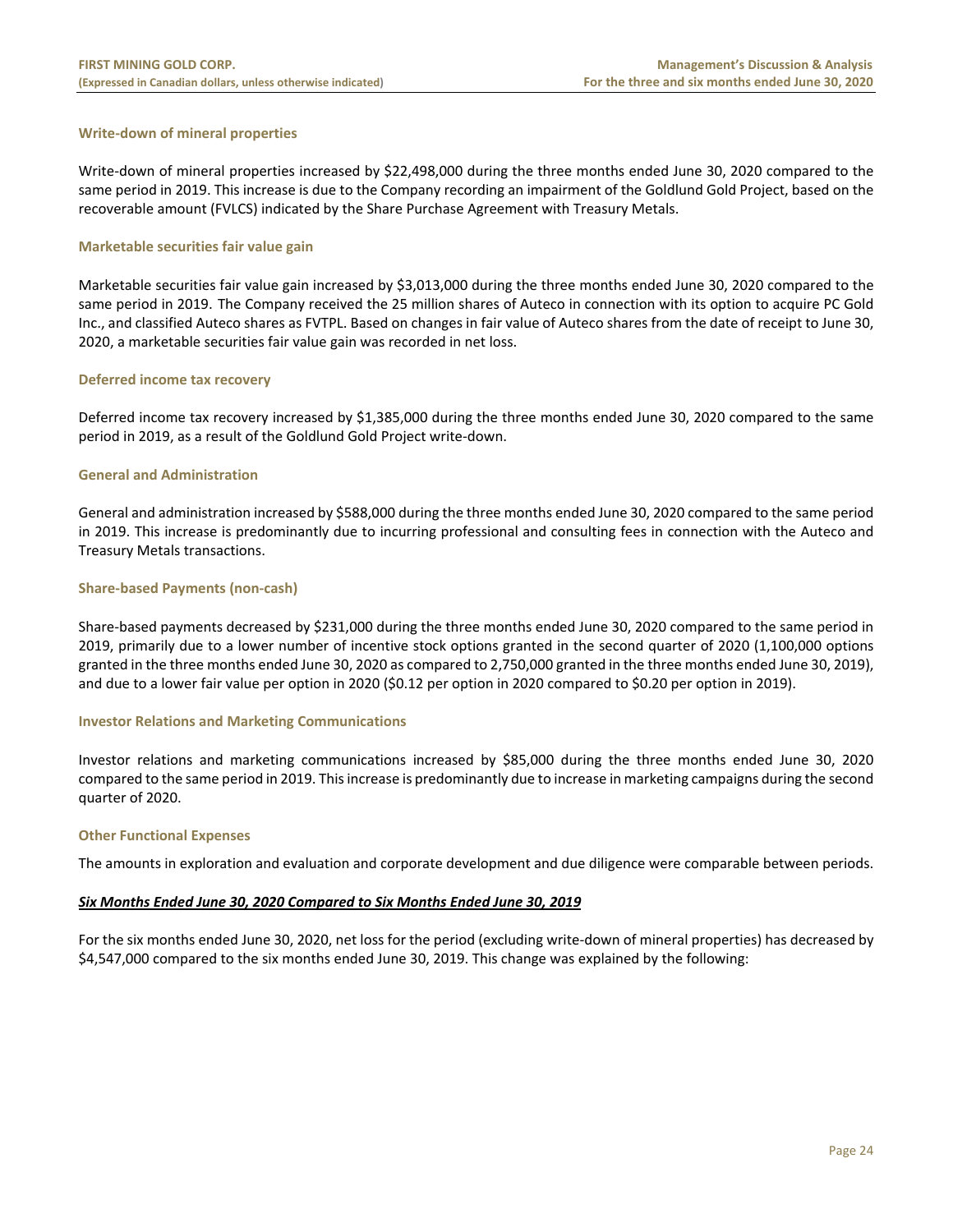### Write-down of mineral properties

Write-down of mineral properties increased by $22,498,000 during the three months ended June 30, 2020 compared to the same period in 2019. This increase is due to the Company recording an impairment of the Goldlund Gold Project, based on the recoverable amount (FVLCS) indicated by the Share Purchase Agreement with Treasury Metals.

### Marketable securities fair value gain

Marketable securities fair value gain increased by $3,013,000 during the three months ended June 30, 2020 compared to the same period in 2019. The Company received the 25 million shares of Auteco in connection with its option to acquire PC Gold Inc., and classified Auteco shares as FVTPL. Based on changes in fair value of Auteco shares from the date of receipt to June 30, 2020, a marketable securities fair value gain was recorded in net loss.

### Deferred income tax recovery

Deferred income tax recovery increased by $1,385,000 during the three months ended June 30, 2020 compared to the same period in 2019, as a result of the Goldlund Gold Project write-down.

### General and Administration

General and administration increased by $588,000 during the three months ended June 30, 2020 compared to the same period in 2019. This increase is predominantly due to incurring professional and consulting fees in connection with the Auteco and Treasury Metals transactions.

### Share-based Payments (non-cash)

Share-based payments decreased by $231,000 during the three months ended June 30, 2020 compared to the same period in 2019, primarily due to a lower number of incentive stock options granted in the second quarter of 2020 (1,100,000 options granted in the three months ended June 30, 2020 as compared to 2,750,000 granted in the three months ended June 30, 2019), and due to a lower fair value per option in 2020 ($0.12 per option in 2020 compared to $0.20 per option in 2019).

### Investor Relations and Marketing Communications

Investor relations and marketing communications increased by $85,000 during the three months ended June 30, 2020 compared to the same period in 2019. This increase is predominantly due to increase in marketing campaigns during the second quarter of 2020.

### Other Functional Expenses

The amounts in exploration and evaluation and corporate development and due diligence were comparable between periods.

***Six Months Ended June 30, 2020 Compared to Six Months Ended June 30, 2019***

For the six months ended June 30, 2020, net loss for the period (excluding write-down of mineral properties) has decreased by $4,547,000 compared to the six months ended June 30, 2019. This change was explained by the following: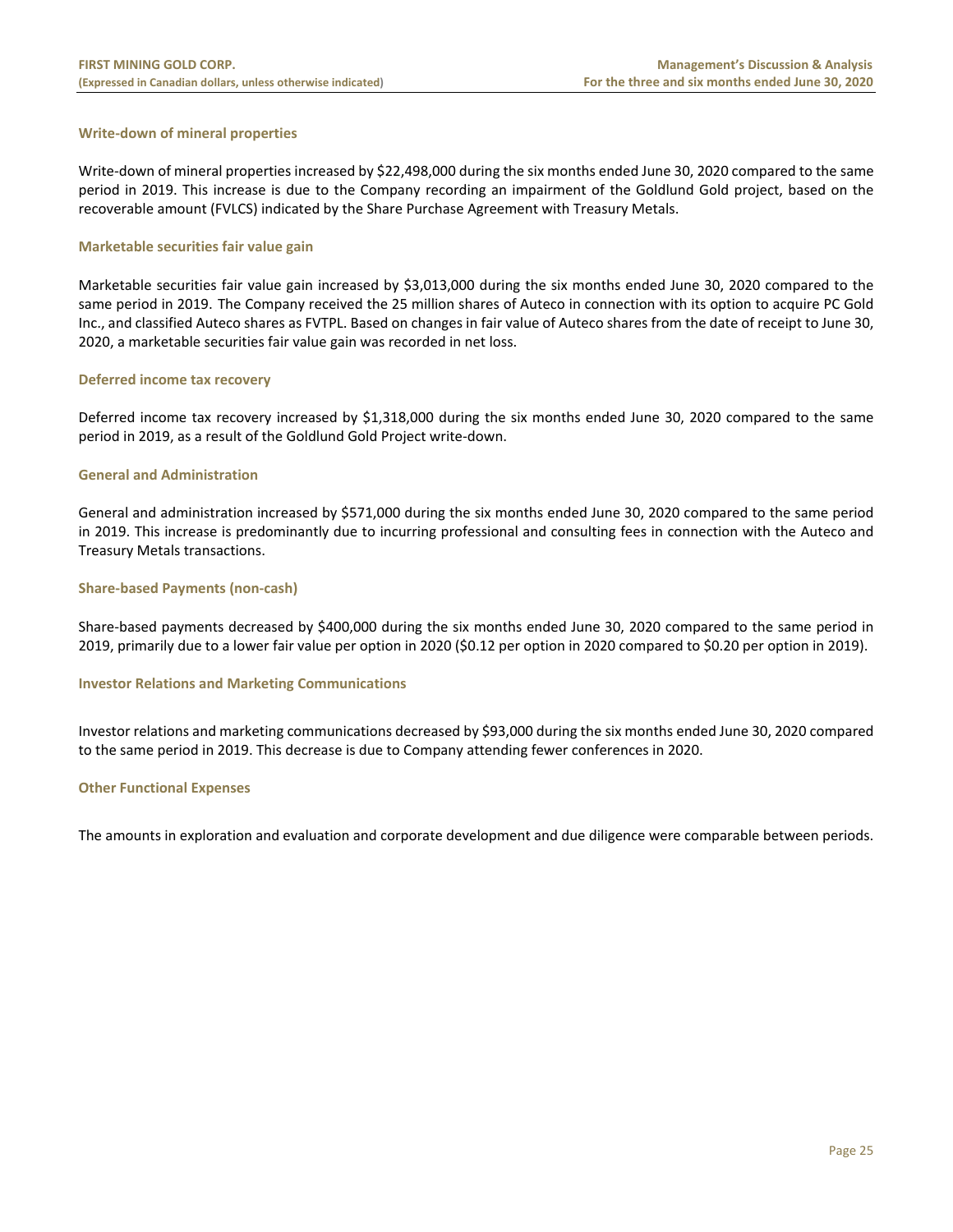### Write-down of mineral properties

Write-down of mineral properties increased by $22,498,000 during the six months ended June 30, 2020 compared to the same period in 2019. This increase is due to the Company recording an impairment of the Goldlund Gold project, based on the recoverable amount (FVLCS) indicated by the Share Purchase Agreement with Treasury Metals.

### Marketable securities fair value gain

Marketable securities fair value gain increased by $3,013,000 during the six months ended June 30, 2020 compared to the same period in 2019. The Company received the 25 million shares of Auteco in connection with its option to acquire PC Gold Inc., and classified Auteco shares as FVTPL. Based on changes in fair value of Auteco shares from the date of receipt to June 30, 2020, a marketable securities fair value gain was recorded in net loss.

### Deferred income tax recovery

Deferred income tax recovery increased by $1,318,000 during the six months ended June 30, 2020 compared to the same period in 2019, as a result of the Goldlund Gold Project write-down.

### General and Administration

General and administration increased by $571,000 during the six months ended June 30, 2020 compared to the same period in 2019. This increase is predominantly due to incurring professional and consulting fees in connection with the Auteco and Treasury Metals transactions.

### Share-based Payments (non-cash)

Share-based payments decreased by $400,000 during the six months ended June 30, 2020 compared to the same period in 2019, primarily due to a lower fair value per option in 2020 ($0.12 per option in 2020 compared to $0.20 per option in 2019).

### Investor Relations and Marketing Communications

Investor relations and marketing communications decreased by $93,000 during the six months ended June 30, 2020 compared to the same period in 2019. This decrease is due to Company attending fewer conferences in 2020.

### Other Functional Expenses

The amounts in exploration and evaluation and corporate development and due diligence were comparable between periods.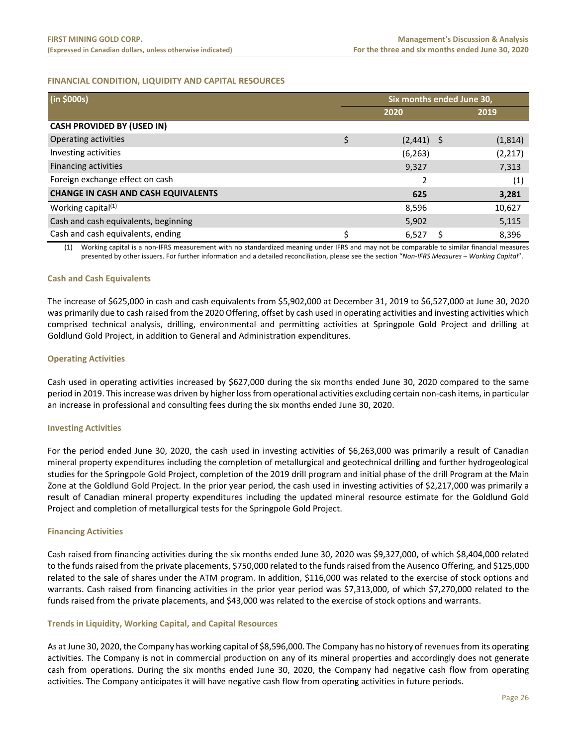## FINANCIAL CONDITION, LIQUIDITY AND CAPITAL RESOURCES

| (in $000s) | Six months ended June 30, | |
|---|---|---|
| | 2020 | 2019 |
| **CASH PROVIDED BY (USED IN)** | | |
| Operating activities | $ (2,441) | $ (1,814) |
| Investing activities | (6,263) | (2,217) |
| Financing activities | 9,327 | 7,313 |
| Foreign exchange effect on cash | 2 | (1) |
| **CHANGE IN CASH AND CASH EQUIVALENTS** | **625** | **3,281** |
| Working capital[(1)] | 8,596 | 10,627 |
| Cash and cash equivalents, beginning | 5,902 | 5,115 |
| Cash and cash equivalents, ending | $ 6,527 | $ 8,396 |

(1) Working capital is a non-IFRS measurement with no standardized meaning under IFRS and may not be comparable to similar financial measures presented by other issuers. For further information and a detailed reconciliation, please see the section "*Non-IFRS Measures – Working Capital*".

### Cash and Cash Equivalents

The increase of $625,000 in cash and cash equivalents from $5,902,000 at December 31, 2019 to $6,527,000 at June 30, 2020 was primarily due to cash raised from the 2020 Offering, offset by cash used in operating activities and investing activities which comprised technical analysis, drilling, environmental and permitting activities at Springpole Gold Project and drilling at Goldlund Gold Project, in addition to General and Administration expenditures.

### Operating Activities

Cash used in operating activities increased by $627,000 during the six months ended June 30, 2020 compared to the same period in 2019. This increase was driven by higher loss from operational activities excluding certain non-cash items, in particular an increase in professional and consulting fees during the six months ended June 30, 2020.

### Investing Activities

For the period ended June 30, 2020, the cash used in investing activities of $6,263,000 was primarily a result of Canadian mineral property expenditures including the completion of metallurgical and geotechnical drilling and further hydrogeological studies for the Springpole Gold Project, completion of the 2019 drill program and initial phase of the drill Program at the Main Zone at the Goldlund Gold Project. In the prior year period, the cash used in investing activities of $2,217,000 was primarily a result of Canadian mineral property expenditures including the updated mineral resource estimate for the Goldlund Gold Project and completion of metallurgical tests for the Springpole Gold Project.

### Financing Activities

Cash raised from financing activities during the six months ended June 30, 2020 was $9,327,000, of which $8,404,000 related to the funds raised from the private placements, $750,000 related to the funds raised from the Ausenco Offering, and $125,000 related to the sale of shares under the ATM program. In addition, $116,000 was related to the exercise of stock options and warrants. Cash raised from financing activities in the prior year period was $7,313,000, of which $7,270,000 related to the funds raised from the private placements, and $43,000 was related to the exercise of stock options and warrants.

### Trends in Liquidity, Working Capital, and Capital Resources

As at June 30, 2020, the Company has working capital of $8,596,000. The Company has no history of revenues from its operating activities. The Company is not in commercial production on any of its mineral properties and accordingly does not generate cash from operations. During the six months ended June 30, 2020, the Company had negative cash flow from operating activities. The Company anticipates it will have negative cash flow from operating activities in future periods.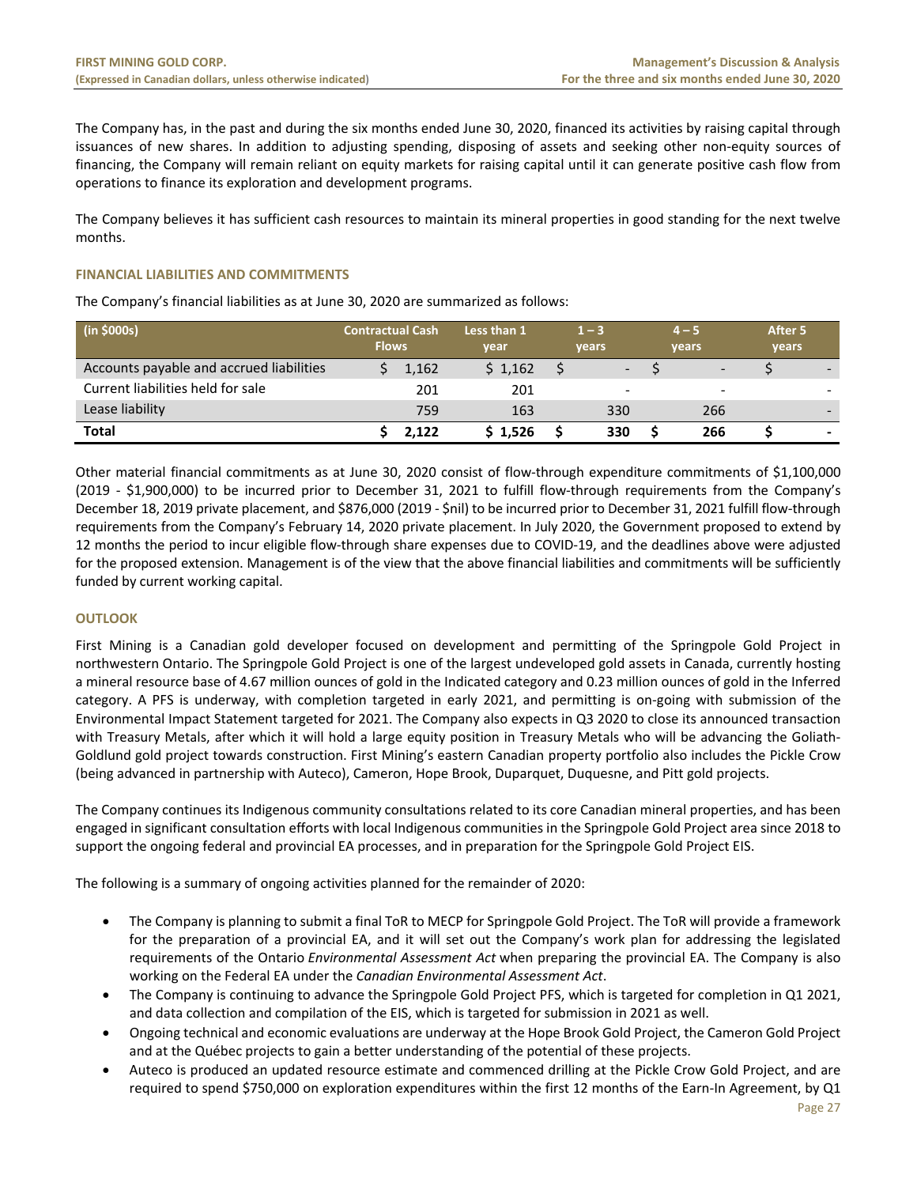The Company has, in the past and during the six months ended June 30, 2020, financed its activities by raising capital through issuances of new shares. In addition to adjusting spending, disposing of assets and seeking other non-equity sources of financing, the Company will remain reliant on equity markets for raising capital until it can generate positive cash flow from operations to finance its exploration and development programs.

The Company believes it has sufficient cash resources to maintain its mineral properties in good standing for the next twelve months.

## FINANCIAL LIABILITIES AND COMMITMENTS

The Company's financial liabilities as at June 30, 2020 are summarized as follows:

| (in $000s) | Contractual Cash Flows | Less than 1 year | 1 – 3 years | 4 – 5 years | After 5 years |
|---|---|---|---|---|---|
| Accounts payable and accrued liabilities | $ 1,162 | $ 1,162 | $ - | $ - | $ - |
| Current liabilities held for sale | 201 | 201 | - | - | - |
| Lease liability | 759 | 163 | 330 | 266 | - |
| **Total** | **$ 2,122** | **$ 1,526** | **$ 330** | **$ 266** | **$ -** |

Other material financial commitments as at June 30, 2020 consist of flow-through expenditure commitments of $1,100,000 (2019 - $1,900,000) to be incurred prior to December 31, 2021 to fulfill flow-through requirements from the Company's December 18, 2019 private placement, and $876,000 (2019 - $nil) to be incurred prior to December 31, 2021 fulfill flow-through requirements from the Company's February 14, 2020 private placement. In July 2020, the Government proposed to extend by 12 months the period to incur eligible flow-through share expenses due to COVID-19, and the deadlines above were adjusted for the proposed extension. Management is of the view that the above financial liabilities and commitments will be sufficiently funded by current working capital.

## OUTLOOK

First Mining is a Canadian gold developer focused on development and permitting of the Springpole Gold Project in northwestern Ontario. The Springpole Gold Project is one of the largest undeveloped gold assets in Canada, currently hosting a mineral resource base of 4.67 million ounces of gold in the Indicated category and 0.23 million ounces of gold in the Inferred category. A PFS is underway, with completion targeted in early 2021, and permitting is on-going with submission of the Environmental Impact Statement targeted for 2021. The Company also expects in Q3 2020 to close its announced transaction with Treasury Metals, after which it will hold a large equity position in Treasury Metals who will be advancing the Goliath-Goldlund gold project towards construction. First Mining's eastern Canadian property portfolio also includes the Pickle Crow (being advanced in partnership with Auteco), Cameron, Hope Brook, Duparquet, Duquesne, and Pitt gold projects.

The Company continues its Indigenous community consultations related to its core Canadian mineral properties, and has been engaged in significant consultation efforts with local Indigenous communities in the Springpole Gold Project area since 2018 to support the ongoing federal and provincial EA processes, and in preparation for the Springpole Gold Project EIS.

The following is a summary of ongoing activities planned for the remainder of 2020:

- The Company is planning to submit a final ToR to MECP for Springpole Gold Project. The ToR will provide a framework for the preparation of a provincial EA, and it will set out the Company's work plan for addressing the legislated requirements of the Ontario *Environmental Assessment Act* when preparing the provincial EA. The Company is also working on the Federal EA under the *Canadian Environmental Assessment Act*.
- The Company is continuing to advance the Springpole Gold Project PFS, which is targeted for completion in Q1 2021, and data collection and compilation of the EIS, which is targeted for submission in 2021 as well.
- Ongoing technical and economic evaluations are underway at the Hope Brook Gold Project, the Cameron Gold Project and at the Québec projects to gain a better understanding of the potential of these projects.
- Auteco is produced an updated resource estimate and commenced drilling at the Pickle Crow Gold Project, and are required to spend $750,000 on exploration expenditures within the first 12 months of the Earn-In Agreement, by Q1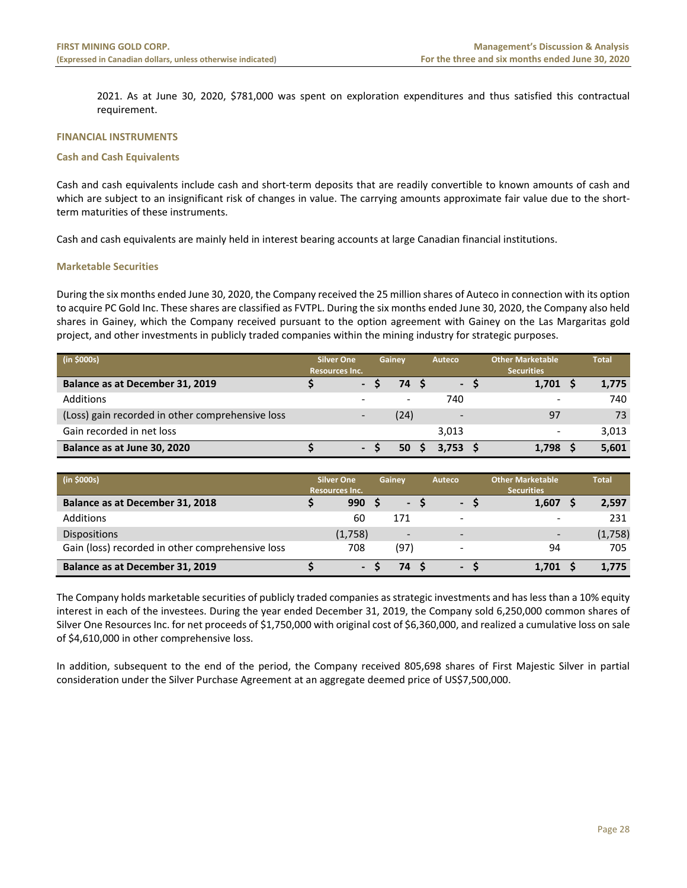2021. As at June 30, 2020, $781,000 was spent on exploration expenditures and thus satisfied this contractual requirement.

## FINANCIAL INSTRUMENTS

### Cash and Cash Equivalents

Cash and cash equivalents include cash and short-term deposits that are readily convertible to known amounts of cash and which are subject to an insignificant risk of changes in value. The carrying amounts approximate fair value due to the short-term maturities of these instruments.

Cash and cash equivalents are mainly held in interest bearing accounts at large Canadian financial institutions.

### Marketable Securities

During the six months ended June 30, 2020, the Company received the 25 million shares of Auteco in connection with its option to acquire PC Gold Inc. These shares are classified as FVTPL. During the six months ended June 30, 2020, the Company also held shares in Gainey, which the Company received pursuant to the option agreement with Gainey on the Las Margaritas gold project, and other investments in publicly traded companies within the mining industry for strategic purposes.

| (in $000s) | Silver One Resources Inc. | Gainey | Auteco | Other Marketable Securities | Total |
|---|---|---|---|---|---|
| **Balance as at December 31, 2019** | **$ -** | **$ 74** | **$ -** | **$ 1,701** | **$ 1,775** |
| Additions | - | - | 740 | - | 740 |
| (Loss) gain recorded in other comprehensive loss | - | (24) | - | 97 | 73 |
| Gain recorded in net loss | | | 3,013 | - | 3,013 |
| **Balance as at June 30, 2020** | **$ -** | **$ 50** | **$ 3,753** | **$ 1,798** | **$ 5,601** |

| (in $000s) | Silver One Resources Inc. | Gainey | Auteco | Other Marketable Securities | Total |
|---|---|---|---|---|---|
| **Balance as at December 31, 2018** | **$ 990** | **$ -** | **$ -** | **$ 1,607** | **$ 2,597** |
| Additions | 60 | 171 | - | - | 231 |
| Dispositions | (1,758) | - | - | - | (1,758) |
| Gain (loss) recorded in other comprehensive loss | 708 | (97) | - | 94 | 705 |
| **Balance as at December 31, 2019** | **$ -** | **$ 74** | **$ -** | **$ 1,701** | **$ 1,775** |

The Company holds marketable securities of publicly traded companies as strategic investments and has less than a 10% equity interest in each of the investees. During the year ended December 31, 2019, the Company sold 6,250,000 common shares of Silver One Resources Inc. for net proceeds of $1,750,000 with original cost of $6,360,000, and realized a cumulative loss on sale of $4,610,000 in other comprehensive loss.

In addition, subsequent to the end of the period, the Company received 805,698 shares of First Majestic Silver in partial consideration under the Silver Purchase Agreement at an aggregate deemed price of US$7,500,000.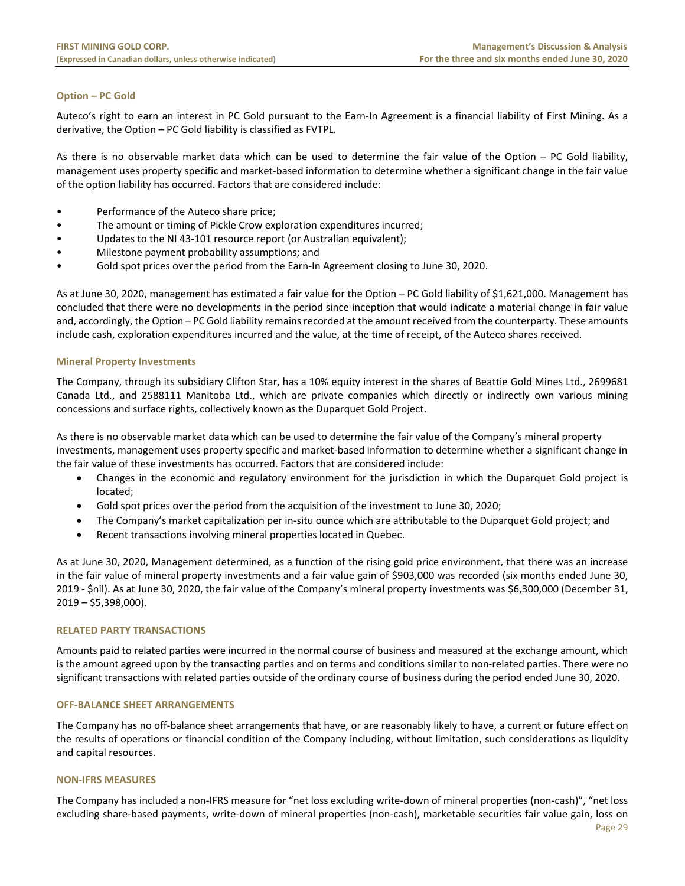### Option – PC Gold

Auteco's right to earn an interest in PC Gold pursuant to the Earn-In Agreement is a financial liability of First Mining. As a derivative, the Option – PC Gold liability is classified as FVTPL.

As there is no observable market data which can be used to determine the fair value of the Option – PC Gold liability, management uses property specific and market-based information to determine whether a significant change in the fair value of the option liability has occurred. Factors that are considered include:

- Performance of the Auteco share price;
- The amount or timing of Pickle Crow exploration expenditures incurred;
- Updates to the NI 43-101 resource report (or Australian equivalent);
- Milestone payment probability assumptions; and
- Gold spot prices over the period from the Earn-In Agreement closing to June 30, 2020.

As at June 30, 2020, management has estimated a fair value for the Option – PC Gold liability of $1,621,000. Management has concluded that there were no developments in the period since inception that would indicate a material change in fair value and, accordingly, the Option – PC Gold liability remains recorded at the amount received from the counterparty. These amounts include cash, exploration expenditures incurred and the value, at the time of receipt, of the Auteco shares received.

### Mineral Property Investments

The Company, through its subsidiary Clifton Star, has a 10% equity interest in the shares of Beattie Gold Mines Ltd., 2699681 Canada Ltd., and 2588111 Manitoba Ltd., which are private companies which directly or indirectly own various mining concessions and surface rights, collectively known as the Duparquet Gold Project.

As there is no observable market data which can be used to determine the fair value of the Company's mineral property investments, management uses property specific and market-based information to determine whether a significant change in the fair value of these investments has occurred. Factors that are considered include:

- Changes in the economic and regulatory environment for the jurisdiction in which the Duparquet Gold project is located;
- Gold spot prices over the period from the acquisition of the investment to June 30, 2020;
- The Company's market capitalization per in-situ ounce which are attributable to the Duparquet Gold project; and
- Recent transactions involving mineral properties located in Quebec.

As at June 30, 2020, Management determined, as a function of the rising gold price environment, that there was an increase in the fair value of mineral property investments and a fair value gain of $903,000 was recorded (six months ended June 30, 2019 - $nil). As at June 30, 2020, the fair value of the Company's mineral property investments was $6,300,000 (December 31, 2019 – $5,398,000).

## RELATED PARTY TRANSACTIONS

Amounts paid to related parties were incurred in the normal course of business and measured at the exchange amount, which is the amount agreed upon by the transacting parties and on terms and conditions similar to non-related parties. There were no significant transactions with related parties outside of the ordinary course of business during the period ended June 30, 2020.

## OFF-BALANCE SHEET ARRANGEMENTS

The Company has no off-balance sheet arrangements that have, or are reasonably likely to have, a current or future effect on the results of operations or financial condition of the Company including, without limitation, such considerations as liquidity and capital resources.

## NON-IFRS MEASURES

The Company has included a non-IFRS measure for "net loss excluding write-down of mineral properties (non-cash)", "net loss excluding share-based payments, write-down of mineral properties (non-cash), marketable securities fair value gain, loss on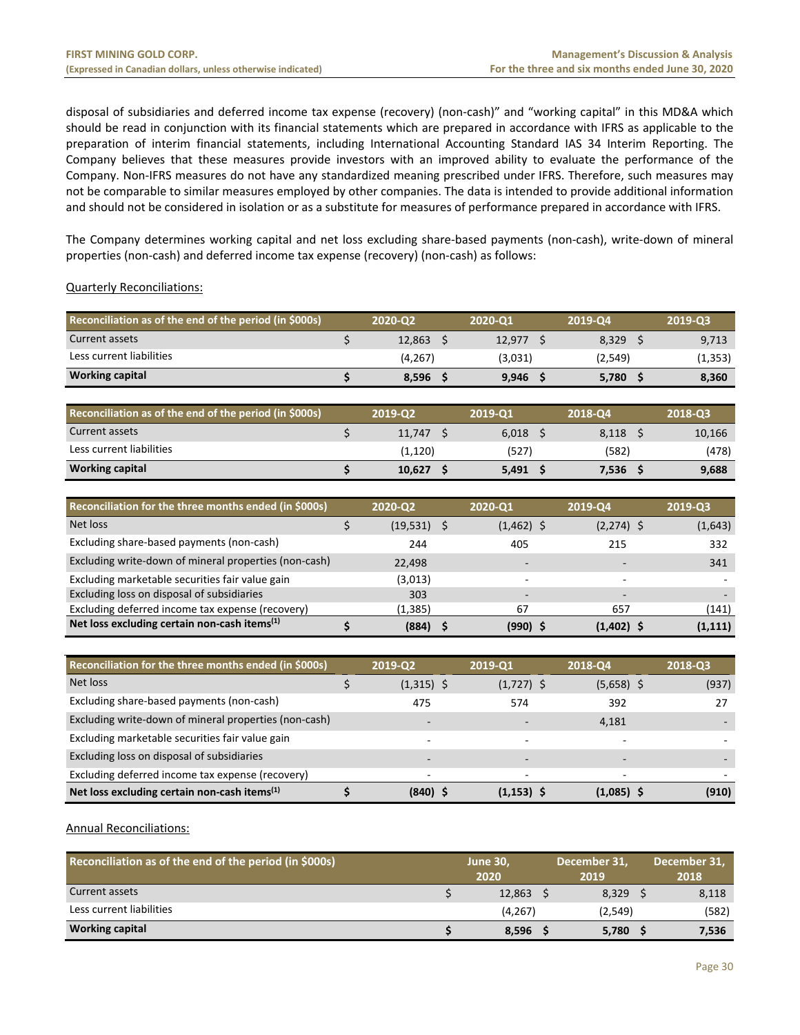disposal of subsidiaries and deferred income tax expense (recovery) (non-cash)" and "working capital" in this MD&A which should be read in conjunction with its financial statements which are prepared in accordance with IFRS as applicable to the preparation of interim financial statements, including International Accounting Standard IAS 34 Interim Reporting. The Company believes that these measures provide investors with an improved ability to evaluate the performance of the Company. Non-IFRS measures do not have any standardized meaning prescribed under IFRS. Therefore, such measures may not be comparable to similar measures employed by other companies. The data is intended to provide additional information and should not be considered in isolation or as a substitute for measures of performance prepared in accordance with IFRS.

The Company determines working capital and net loss excluding share-based payments (non-cash), write-down of mineral properties (non-cash) and deferred income tax expense (recovery) (non-cash) as follows:

Quarterly Reconciliations:

| Reconciliation as of the end of the period (in $000s) | 2020-Q2 | 2020-Q1 | 2019-Q4 | 2019-Q3 |
|---|---|---|---|---|
| Current assets | $ 12,863 | $ 12,977 | $ 8,329 | $ 9,713 |
| Less current liabilities | (4,267) | (3,031) | (2,549) | (1,353) |
| **Working capital** | **$ 8,596** | **$ 9,946** | **$ 5,780** | **$ 8,360** |

| Reconciliation as of the end of the period (in $000s) | 2019-Q2 | 2019-Q1 | 2018-Q4 | 2018-Q3 |
|---|---|---|---|---|
| Current assets | $ 11,747 | $ 6,018 | $ 8,118 | $ 10,166 |
| Less current liabilities | (1,120) | (527) | (582) | (478) |
| **Working capital** | **$ 10,627** | **$ 5,491** | **$ 7,536** | **$ 9,688** |

| Reconciliation for the three months ended (in $000s) | 2020-Q2 | 2020-Q1 | 2019-Q4 | 2019-Q3 |
|---|---|---|---|---|
| Net loss | $ (19,531) | $ (1,462) | $ (2,274) | $ (1,643) |
| Excluding share-based payments (non-cash) | 244 | 405 | 215 | 332 |
| Excluding write-down of mineral properties (non-cash) | 22,498 | - | - | 341 |
| Excluding marketable securities fair value gain | (3,013) | - | - | - |
| Excluding loss on disposal of subsidiaries | 303 | - | - | - |
| Excluding deferred income tax expense (recovery) | (1,385) | 67 | 657 | (141) |
| **Net loss excluding certain non-cash items[(1)]** | **$ (884)** | **$ (990)** | **$ (1,402)** | **$ (1,111)** |

| Reconciliation for the three months ended (in $000s) | 2019-Q2 | 2019-Q1 | 2018-Q4 | 2018-Q3 |
|---|---|---|---|---|
| Net loss | $ (1,315) | $ (1,727) | $ (5,658) | $ (937) |
| Excluding share-based payments (non-cash) | 475 | 574 | 392 | 27 |
| Excluding write-down of mineral properties (non-cash) | - | - | 4,181 | - |
| Excluding marketable securities fair value gain | - | - | - | - |
| Excluding loss on disposal of subsidiaries | - | - | - | - |
| Excluding deferred income tax expense (recovery) | - | - | - | - |
| **Net loss excluding certain non-cash items[(1)]** | **$ (840)** | **$ (1,153)** | **$ (1,085)** | **$ (910)** |

Annual Reconciliations:

| Reconciliation as of the end of the period (in $000s) | June 30, 2020 | December 31, 2019 | December 31, 2018 |
|---|---|---|---|
| Current assets | $ 12,863 | $ 8,329 | $ 8,118 |
| Less current liabilities | (4,267) | (2,549) | (582) |
| **Working capital** | **$ 8,596** | **$ 5,780** | **$ 7,536** |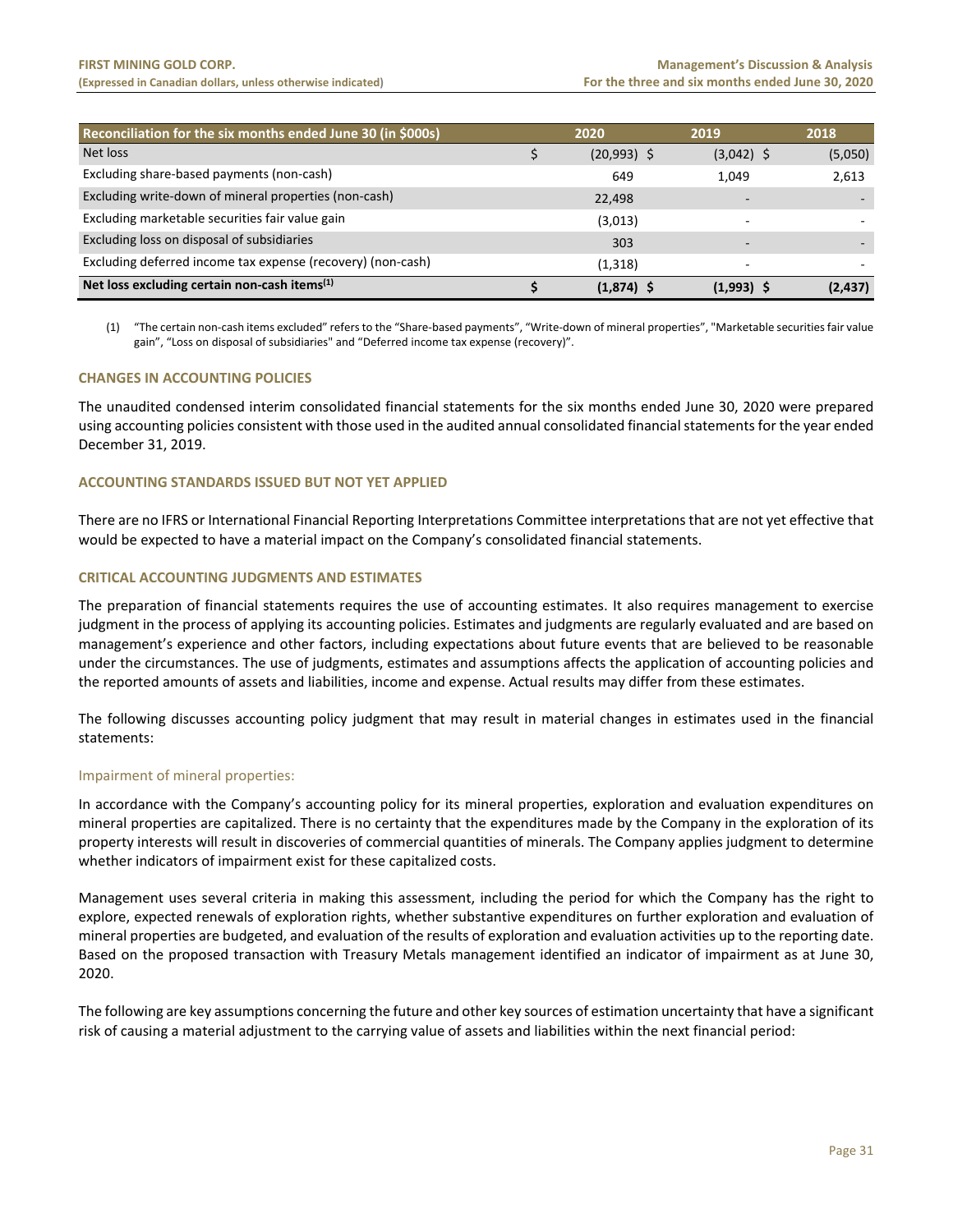| Reconciliation for the six months ended June 30 (in $000s) | 2020 | 2019 | 2018 |
|---|---|---|---|
| Net loss | $ (20,993) | $ (3,042) | $ (5,050) |
| Excluding share-based payments (non-cash) | 649 | 1,049 | 2,613 |
| Excluding write-down of mineral properties (non-cash) | 22,498 | - | - |
| Excluding marketable securities fair value gain | (3,013) | - | - |
| Excluding loss on disposal of subsidiaries | 303 | - | - |
| Excluding deferred income tax expense (recovery) (non-cash) | (1,318) | - | - |
| **Net loss excluding certain non-cash items[(1)]** | **$ (1,874)** | **$ (1,993)** | **$ (2,437)** |

(1) "The certain non-cash items excluded" refers to the "Share-based payments", "Write-down of mineral properties", "Marketable securities fair value gain", "Loss on disposal of subsidiaries" and "Deferred income tax expense (recovery)".

## CHANGES IN ACCOUNTING POLICIES

The unaudited condensed interim consolidated financial statements for the six months ended June 30, 2020 were prepared using accounting policies consistent with those used in the audited annual consolidated financial statements for the year ended December 31, 2019.

## ACCOUNTING STANDARDS ISSUED BUT NOT YET APPLIED

There are no IFRS or International Financial Reporting Interpretations Committee interpretations that are not yet effective that would be expected to have a material impact on the Company's consolidated financial statements.

## CRITICAL ACCOUNTING JUDGMENTS AND ESTIMATES

The preparation of financial statements requires the use of accounting estimates. It also requires management to exercise judgment in the process of applying its accounting policies. Estimates and judgments are regularly evaluated and are based on management's experience and other factors, including expectations about future events that are believed to be reasonable under the circumstances. The use of judgments, estimates and assumptions affects the application of accounting policies and the reported amounts of assets and liabilities, income and expense. Actual results may differ from these estimates.

The following discusses accounting policy judgment that may result in material changes in estimates used in the financial statements:

### Impairment of mineral properties:

In accordance with the Company's accounting policy for its mineral properties, exploration and evaluation expenditures on mineral properties are capitalized. There is no certainty that the expenditures made by the Company in the exploration of its property interests will result in discoveries of commercial quantities of minerals. The Company applies judgment to determine whether indicators of impairment exist for these capitalized costs.

Management uses several criteria in making this assessment, including the period for which the Company has the right to explore, expected renewals of exploration rights, whether substantive expenditures on further exploration and evaluation of mineral properties are budgeted, and evaluation of the results of exploration and evaluation activities up to the reporting date. Based on the proposed transaction with Treasury Metals management identified an indicator of impairment as at June 30, 2020.

The following are key assumptions concerning the future and other key sources of estimation uncertainty that have a significant risk of causing a material adjustment to the carrying value of assets and liabilities within the next financial period: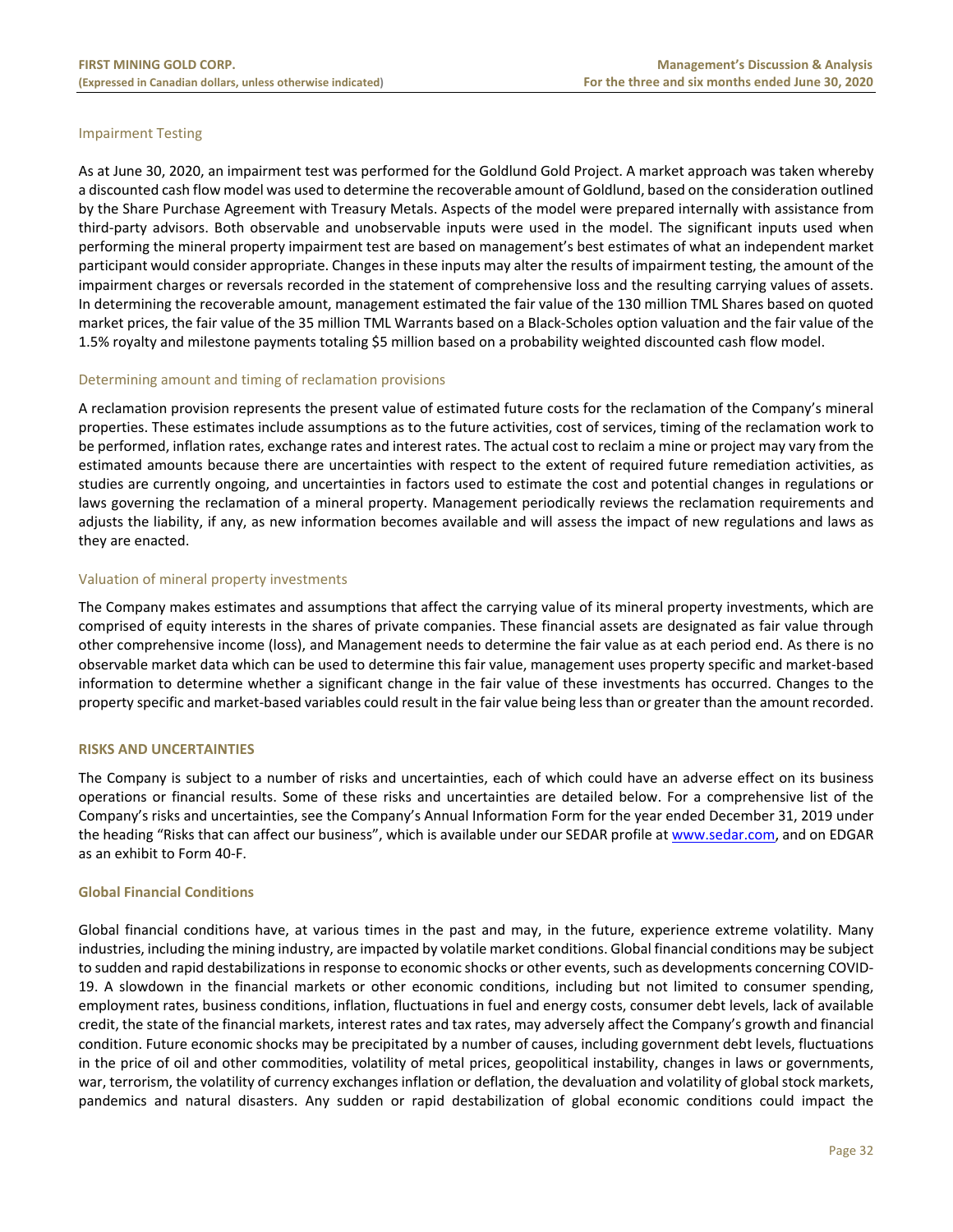### Impairment Testing

As at June 30, 2020, an impairment test was performed for the Goldlund Gold Project. A market approach was taken whereby a discounted cash flow model was used to determine the recoverable amount of Goldlund, based on the consideration outlined by the Share Purchase Agreement with Treasury Metals. Aspects of the model were prepared internally with assistance from third-party advisors. Both observable and unobservable inputs were used in the model. The significant inputs used when performing the mineral property impairment test are based on management's best estimates of what an independent market participant would consider appropriate. Changes in these inputs may alter the results of impairment testing, the amount of the impairment charges or reversals recorded in the statement of comprehensive loss and the resulting carrying values of assets. In determining the recoverable amount, management estimated the fair value of the 130 million TML Shares based on quoted market prices, the fair value of the 35 million TML Warrants based on a Black-Scholes option valuation and the fair value of the 1.5% royalty and milestone payments totaling $5 million based on a probability weighted discounted cash flow model.

### Determining amount and timing of reclamation provisions

A reclamation provision represents the present value of estimated future costs for the reclamation of the Company's mineral properties. These estimates include assumptions as to the future activities, cost of services, timing of the reclamation work to be performed, inflation rates, exchange rates and interest rates. The actual cost to reclaim a mine or project may vary from the estimated amounts because there are uncertainties with respect to the extent of required future remediation activities, as studies are currently ongoing, and uncertainties in factors used to estimate the cost and potential changes in regulations or laws governing the reclamation of a mineral property. Management periodically reviews the reclamation requirements and adjusts the liability, if any, as new information becomes available and will assess the impact of new regulations and laws as they are enacted.

### Valuation of mineral property investments

The Company makes estimates and assumptions that affect the carrying value of its mineral property investments, which are comprised of equity interests in the shares of private companies. These financial assets are designated as fair value through other comprehensive income (loss), and Management needs to determine the fair value as at each period end. As there is no observable market data which can be used to determine this fair value, management uses property specific and market-based information to determine whether a significant change in the fair value of these investments has occurred. Changes to the property specific and market-based variables could result in the fair value being less than or greater than the amount recorded.

## RISKS AND UNCERTAINTIES

The Company is subject to a number of risks and uncertainties, each of which could have an adverse effect on its business operations or financial results. Some of these risks and uncertainties are detailed below. For a comprehensive list of the Company's risks and uncertainties, see the Company's Annual Information Form for the year ended December 31, 2019 under the heading "Risks that can affect our business", which is available under our SEDAR profile at www.sedar.com, and on EDGAR as an exhibit to Form 40-F.

### Global Financial Conditions

Global financial conditions have, at various times in the past and may, in the future, experience extreme volatility. Many industries, including the mining industry, are impacted by volatile market conditions. Global financial conditions may be subject to sudden and rapid destabilizations in response to economic shocks or other events, such as developments concerning COVID-19. A slowdown in the financial markets or other economic conditions, including but not limited to consumer spending, employment rates, business conditions, inflation, fluctuations in fuel and energy costs, consumer debt levels, lack of available credit, the state of the financial markets, interest rates and tax rates, may adversely affect the Company's growth and financial condition. Future economic shocks may be precipitated by a number of causes, including government debt levels, fluctuations in the price of oil and other commodities, volatility of metal prices, geopolitical instability, changes in laws or governments, war, terrorism, the volatility of currency exchanges inflation or deflation, the devaluation and volatility of global stock markets, pandemics and natural disasters. Any sudden or rapid destabilization of global economic conditions could impact the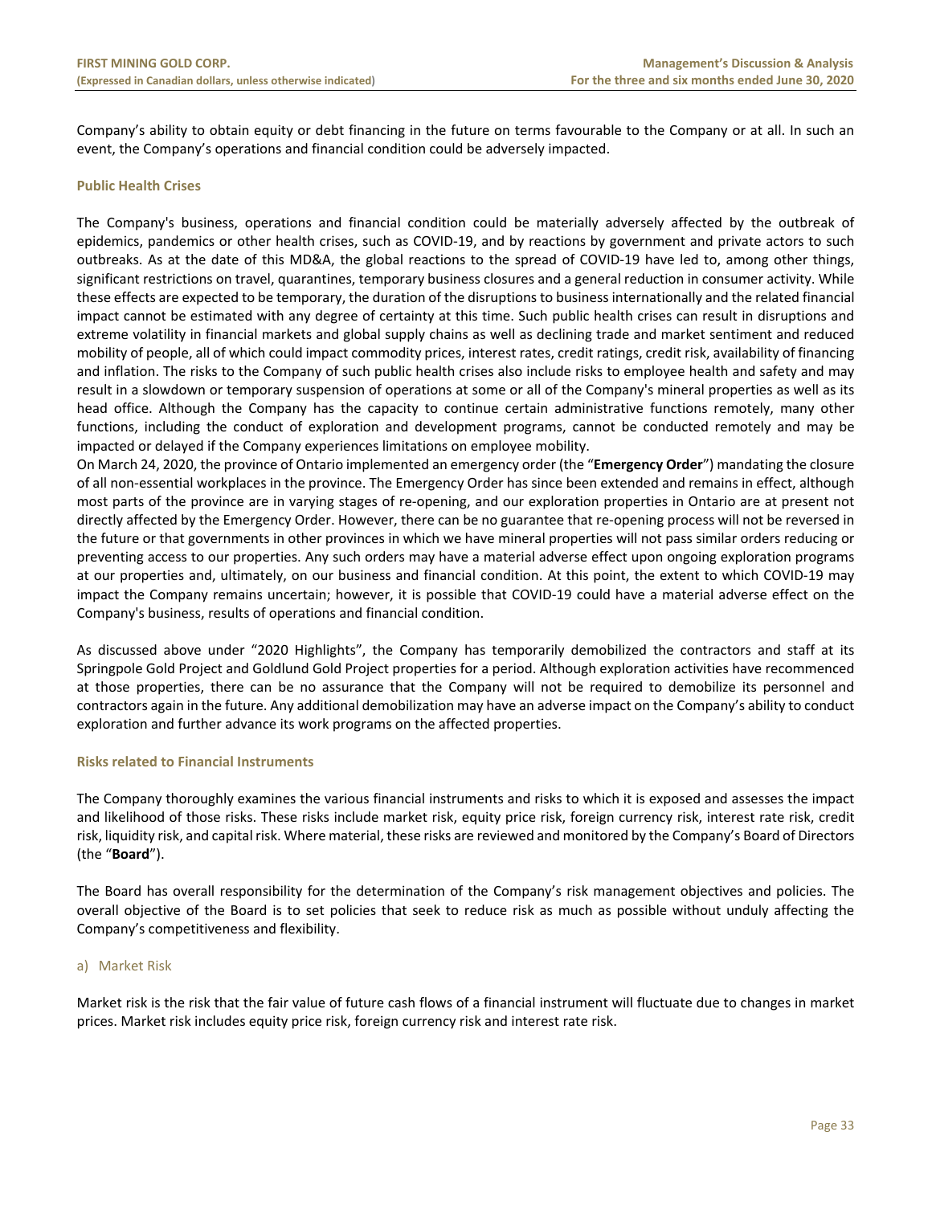Company's ability to obtain equity or debt financing in the future on terms favourable to the Company or at all. In such an event, the Company's operations and financial condition could be adversely impacted.

### Public Health Crises

The Company's business, operations and financial condition could be materially adversely affected by the outbreak of epidemics, pandemics or other health crises, such as COVID-19, and by reactions by government and private actors to such outbreaks. As at the date of this MD&A, the global reactions to the spread of COVID-19 have led to, among other things, significant restrictions on travel, quarantines, temporary business closures and a general reduction in consumer activity. While these effects are expected to be temporary, the duration of the disruptions to business internationally and the related financial impact cannot be estimated with any degree of certainty at this time. Such public health crises can result in disruptions and extreme volatility in financial markets and global supply chains as well as declining trade and market sentiment and reduced mobility of people, all of which could impact commodity prices, interest rates, credit ratings, credit risk, availability of financing and inflation. The risks to the Company of such public health crises also include risks to employee health and safety and may result in a slowdown or temporary suspension of operations at some or all of the Company's mineral properties as well as its head office. Although the Company has the capacity to continue certain administrative functions remotely, many other functions, including the conduct of exploration and development programs, cannot be conducted remotely and may be impacted or delayed if the Company experiences limitations on employee mobility.
On March 24, 2020, the province of Ontario implemented an emergency order (the "**Emergency Order**") mandating the closure of all non-essential workplaces in the province. The Emergency Order has since been extended and remains in effect, although most parts of the province are in varying stages of re-opening, and our exploration properties in Ontario are at present not directly affected by the Emergency Order. However, there can be no guarantee that re-opening process will not be reversed in the future or that governments in other provinces in which we have mineral properties will not pass similar orders reducing or preventing access to our properties. Any such orders may have a material adverse effect upon ongoing exploration programs at our properties and, ultimately, on our business and financial condition. At this point, the extent to which COVID-19 may impact the Company remains uncertain; however, it is possible that COVID-19 could have a material adverse effect on the Company's business, results of operations and financial condition.

As discussed above under "2020 Highlights", the Company has temporarily demobilized the contractors and staff at its Springpole Gold Project and Goldlund Gold Project properties for a period. Although exploration activities have recommenced at those properties, there can be no assurance that the Company will not be required to demobilize its personnel and contractors again in the future. Any additional demobilization may have an adverse impact on the Company's ability to conduct exploration and further advance its work programs on the affected properties.

### Risks related to Financial Instruments

The Company thoroughly examines the various financial instruments and risks to which it is exposed and assesses the impact and likelihood of those risks. These risks include market risk, equity price risk, foreign currency risk, interest rate risk, credit risk, liquidity risk, and capital risk. Where material, these risks are reviewed and monitored by the Company's Board of Directors (the "**Board**").

The Board has overall responsibility for the determination of the Company's risk management objectives and policies. The overall objective of the Board is to set policies that seek to reduce risk as much as possible without unduly affecting the Company's competitiveness and flexibility.

#### a) Market Risk

Market risk is the risk that the fair value of future cash flows of a financial instrument will fluctuate due to changes in market prices. Market risk includes equity price risk, foreign currency risk and interest rate risk.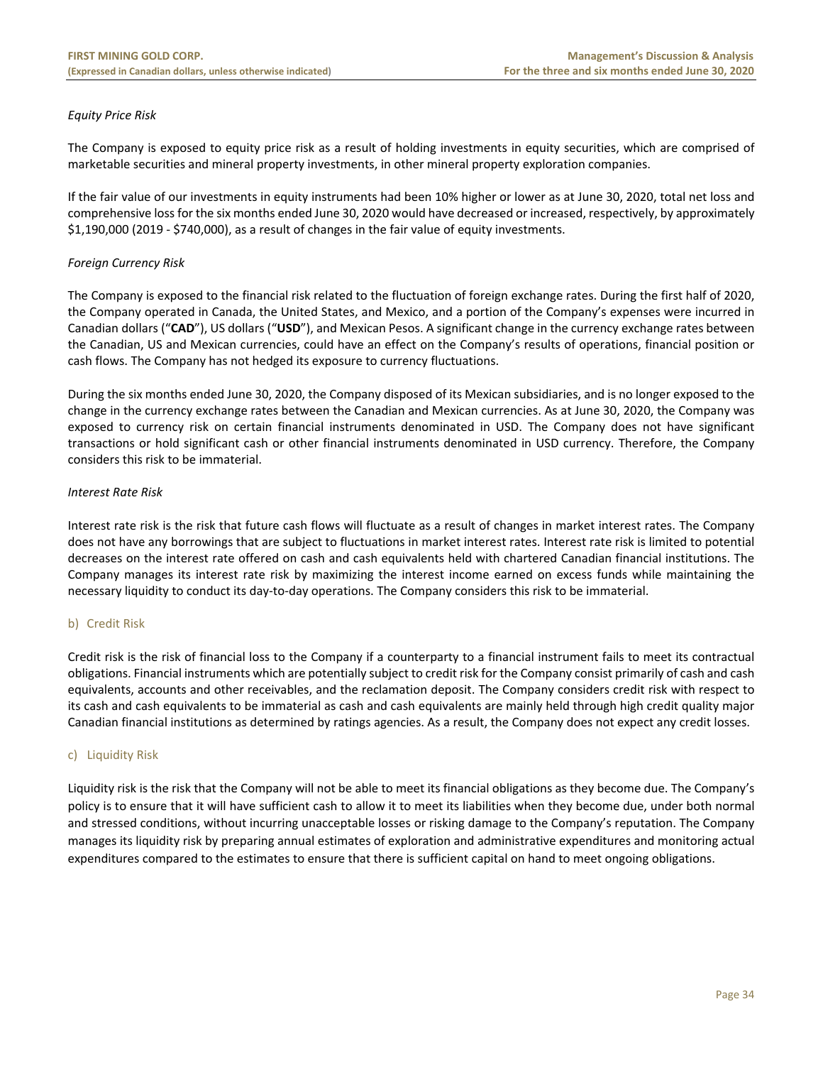*Equity Price Risk*

The Company is exposed to equity price risk as a result of holding investments in equity securities, which are comprised of marketable securities and mineral property investments, in other mineral property exploration companies.

If the fair value of our investments in equity instruments had been 10% higher or lower as at June 30, 2020, total net loss and comprehensive loss for the six months ended June 30, 2020 would have decreased or increased, respectively, by approximately $1,190,000 (2019 - $740,000), as a result of changes in the fair value of equity investments.

*Foreign Currency Risk*

The Company is exposed to the financial risk related to the fluctuation of foreign exchange rates. During the first half of 2020, the Company operated in Canada, the United States, and Mexico, and a portion of the Company's expenses were incurred in Canadian dollars ("**CAD**"), US dollars ("**USD**"), and Mexican Pesos. A significant change in the currency exchange rates between the Canadian, US and Mexican currencies, could have an effect on the Company's results of operations, financial position or cash flows. The Company has not hedged its exposure to currency fluctuations.

During the six months ended June 30, 2020, the Company disposed of its Mexican subsidiaries, and is no longer exposed to the change in the currency exchange rates between the Canadian and Mexican currencies. As at June 30, 2020, the Company was exposed to currency risk on certain financial instruments denominated in USD. The Company does not have significant transactions or hold significant cash or other financial instruments denominated in USD currency. Therefore, the Company considers this risk to be immaterial.

*Interest Rate Risk*

Interest rate risk is the risk that future cash flows will fluctuate as a result of changes in market interest rates. The Company does not have any borrowings that are subject to fluctuations in market interest rates. Interest rate risk is limited to potential decreases on the interest rate offered on cash and cash equivalents held with chartered Canadian financial institutions. The Company manages its interest rate risk by maximizing the interest income earned on excess funds while maintaining the necessary liquidity to conduct its day-to-day operations. The Company considers this risk to be immaterial.

### b) Credit Risk

Credit risk is the risk of financial loss to the Company if a counterparty to a financial instrument fails to meet its contractual obligations. Financial instruments which are potentially subject to credit risk for the Company consist primarily of cash and cash equivalents, accounts and other receivables, and the reclamation deposit. The Company considers credit risk with respect to its cash and cash equivalents to be immaterial as cash and cash equivalents are mainly held through high credit quality major Canadian financial institutions as determined by ratings agencies. As a result, the Company does not expect any credit losses.

### c) Liquidity Risk

Liquidity risk is the risk that the Company will not be able to meet its financial obligations as they become due. The Company's policy is to ensure that it will have sufficient cash to allow it to meet its liabilities when they become due, under both normal and stressed conditions, without incurring unacceptable losses or risking damage to the Company's reputation. The Company manages its liquidity risk by preparing annual estimates of exploration and administrative expenditures and monitoring actual expenditures compared to the estimates to ensure that there is sufficient capital on hand to meet ongoing obligations.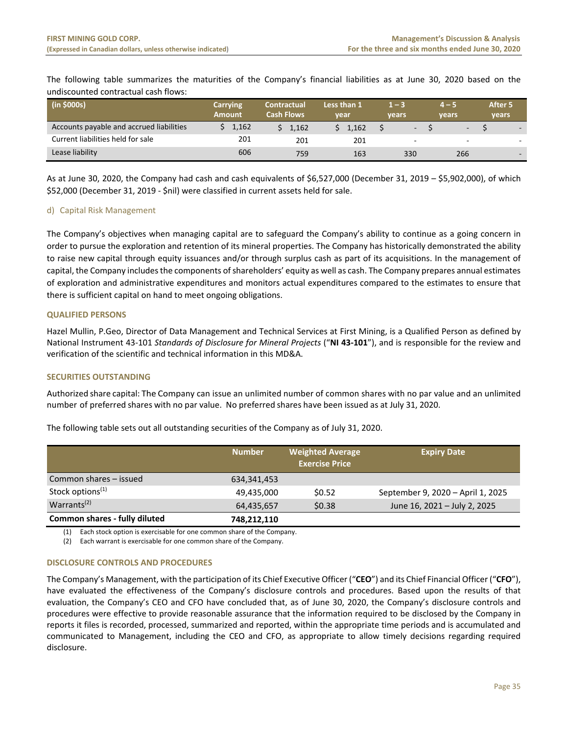The following table summarizes the maturities of the Company's financial liabilities as at June 30, 2020 based on the undiscounted contractual cash flows:

| (in $000s) | Carrying Amount | Contractual Cash Flows | Less than 1 year | 1 – 3 years | 4 – 5 years | After 5 years |
|---|---|---|---|---|---|---|
| Accounts payable and accrued liabilities | $ 1,162 | $ 1,162 | $ 1,162 | $ - | $ - | $ - |
| Current liabilities held for sale | 201 | 201 | 201 | - | - | - |
| Lease liability | 606 | 759 | 163 | 330 | 266 | - |

As at June 30, 2020, the Company had cash and cash equivalents of $6,527,000 (December 31, 2019 – $5,902,000), of which $52,000 (December 31, 2019 - $nil) were classified in current assets held for sale.

### d) Capital Risk Management

The Company's objectives when managing capital are to safeguard the Company's ability to continue as a going concern in order to pursue the exploration and retention of its mineral properties. The Company has historically demonstrated the ability to raise new capital through equity issuances and/or through surplus cash as part of its acquisitions. In the management of capital, the Company includes the components of shareholders' equity as well as cash. The Company prepares annual estimates of exploration and administrative expenditures and monitors actual expenditures compared to the estimates to ensure that there is sufficient capital on hand to meet ongoing obligations.

## QUALIFIED PERSONS

Hazel Mullin, P.Geo, Director of Data Management and Technical Services at First Mining, is a Qualified Person as defined by National Instrument 43-101 *Standards of Disclosure for Mineral Projects* ("**NI 43-101**"), and is responsible for the review and verification of the scientific and technical information in this MD&A.

## SECURITIES OUTSTANDING

Authorized share capital: The Company can issue an unlimited number of common shares with no par value and an unlimited number of preferred shares with no par value. No preferred shares have been issued as at July 31, 2020.

The following table sets out all outstanding securities of the Company as of July 31, 2020.

| | Number | Weighted Average Exercise Price | Expiry Date |
|---|---|---|---|
| Common shares – issued | 634,341,453 | | |
| Stock options(1) | 49,435,000 | $0.52 | September 9, 2020 – April 1, 2025 |
| Warrants(2) | 64,435,657 | $0.38 | June 16, 2021 – July 2, 2025 |
| **Common shares - fully diluted** | **748,212,110** | | |

(1) Each stock option is exercisable for one common share of the Company.

(2) Each warrant is exercisable for one common share of the Company.

## DISCLOSURE CONTROLS AND PROCEDURES

The Company's Management, with the participation of its Chief Executive Officer ("**CEO**") and its Chief Financial Officer ("**CFO**"), have evaluated the effectiveness of the Company's disclosure controls and procedures. Based upon the results of that evaluation, the Company's CEO and CFO have concluded that, as of June 30, 2020, the Company's disclosure controls and procedures were effective to provide reasonable assurance that the information required to be disclosed by the Company in reports it files is recorded, processed, summarized and reported, within the appropriate time periods and is accumulated and communicated to Management, including the CEO and CFO, as appropriate to allow timely decisions regarding required disclosure.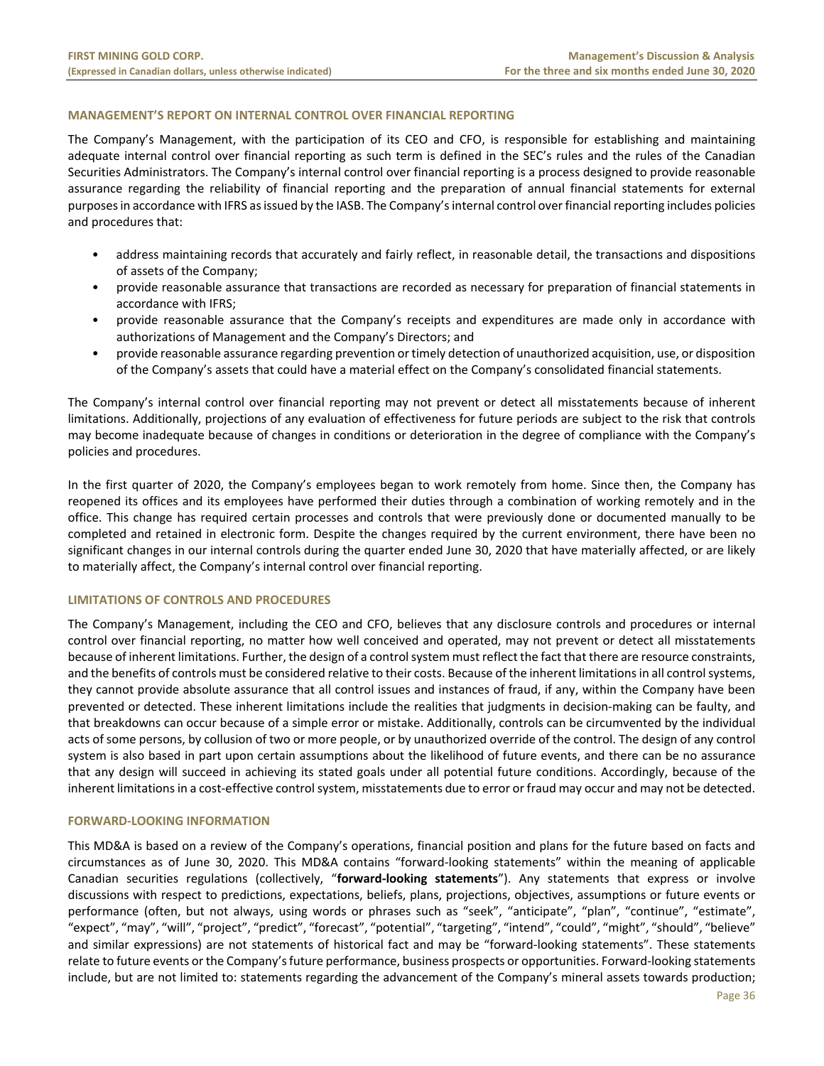## MANAGEMENT'S REPORT ON INTERNAL CONTROL OVER FINANCIAL REPORTING

The Company's Management, with the participation of its CEO and CFO, is responsible for establishing and maintaining adequate internal control over financial reporting as such term is defined in the SEC's rules and the rules of the Canadian Securities Administrators. The Company's internal control over financial reporting is a process designed to provide reasonable assurance regarding the reliability of financial reporting and the preparation of annual financial statements for external purposes in accordance with IFRS as issued by the IASB. The Company's internal control over financial reporting includes policies and procedures that:

- address maintaining records that accurately and fairly reflect, in reasonable detail, the transactions and dispositions of assets of the Company;
- provide reasonable assurance that transactions are recorded as necessary for preparation of financial statements in accordance with IFRS;
- provide reasonable assurance that the Company's receipts and expenditures are made only in accordance with authorizations of Management and the Company's Directors; and
- provide reasonable assurance regarding prevention or timely detection of unauthorized acquisition, use, or disposition of the Company's assets that could have a material effect on the Company's consolidated financial statements.

The Company's internal control over financial reporting may not prevent or detect all misstatements because of inherent limitations. Additionally, projections of any evaluation of effectiveness for future periods are subject to the risk that controls may become inadequate because of changes in conditions or deterioration in the degree of compliance with the Company's policies and procedures.

In the first quarter of 2020, the Company's employees began to work remotely from home. Since then, the Company has reopened its offices and its employees have performed their duties through a combination of working remotely and in the office. This change has required certain processes and controls that were previously done or documented manually to be completed and retained in electronic form. Despite the changes required by the current environment, there have been no significant changes in our internal controls during the quarter ended June 30, 2020 that have materially affected, or are likely to materially affect, the Company's internal control over financial reporting.

## LIMITATIONS OF CONTROLS AND PROCEDURES

The Company's Management, including the CEO and CFO, believes that any disclosure controls and procedures or internal control over financial reporting, no matter how well conceived and operated, may not prevent or detect all misstatements because of inherent limitations. Further, the design of a control system must reflect the fact that there are resource constraints, and the benefits of controls must be considered relative to their costs. Because of the inherent limitations in all control systems, they cannot provide absolute assurance that all control issues and instances of fraud, if any, within the Company have been prevented or detected. These inherent limitations include the realities that judgments in decision-making can be faulty, and that breakdowns can occur because of a simple error or mistake. Additionally, controls can be circumvented by the individual acts of some persons, by collusion of two or more people, or by unauthorized override of the control. The design of any control system is also based in part upon certain assumptions about the likelihood of future events, and there can be no assurance that any design will succeed in achieving its stated goals under all potential future conditions. Accordingly, because of the inherent limitations in a cost-effective control system, misstatements due to error or fraud may occur and may not be detected.

## FORWARD-LOOKING INFORMATION

This MD&A is based on a review of the Company's operations, financial position and plans for the future based on facts and circumstances as of June 30, 2020. This MD&A contains "forward-looking statements" within the meaning of applicable Canadian securities regulations (collectively, "**forward-looking statements**"). Any statements that express or involve discussions with respect to predictions, expectations, beliefs, plans, projections, objectives, assumptions or future events or performance (often, but not always, using words or phrases such as "seek", "anticipate", "plan", "continue", "estimate", "expect", "may", "will", "project", "predict", "forecast", "potential", "targeting", "intend", "could", "might", "should", "believe" and similar expressions) are not statements of historical fact and may be "forward-looking statements". These statements relate to future events or the Company's future performance, business prospects or opportunities. Forward-looking statements include, but are not limited to: statements regarding the advancement of the Company's mineral assets towards production;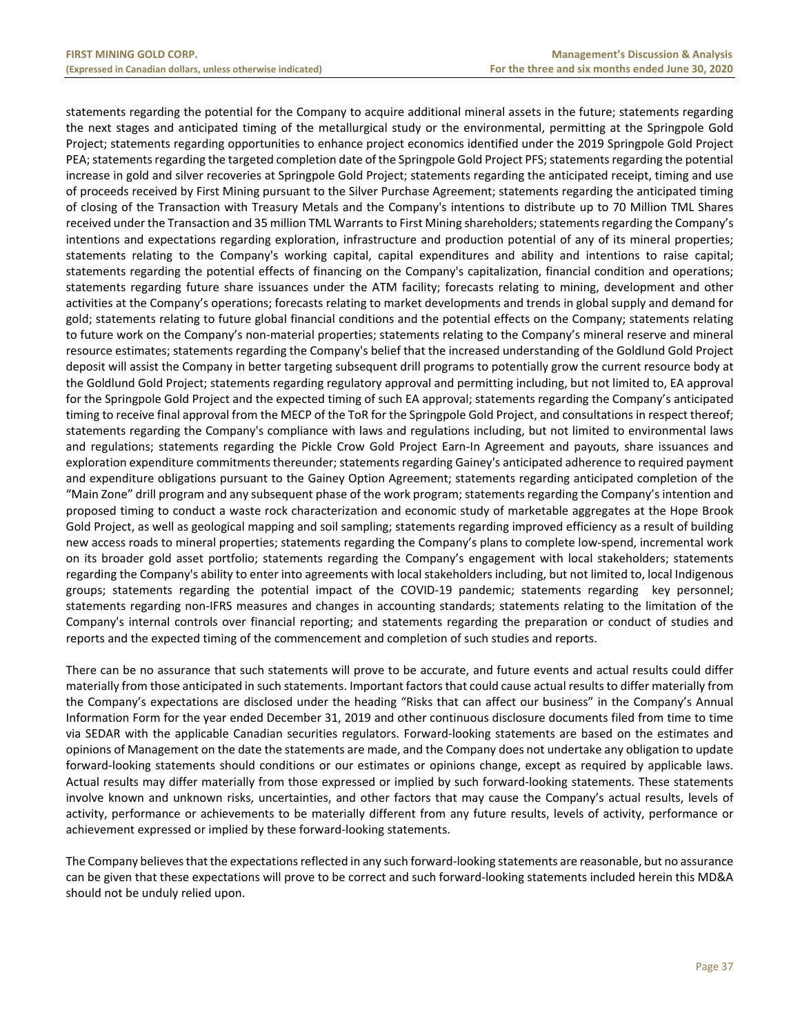statements regarding the potential for the Company to acquire additional mineral assets in the future; statements regarding the next stages and anticipated timing of the metallurgical study or the environmental, permitting at the Springpole Gold Project; statements regarding opportunities to enhance project economics identified under the 2019 Springpole Gold Project PEA; statements regarding the targeted completion date of the Springpole Gold Project PFS; statements regarding the potential increase in gold and silver recoveries at Springpole Gold Project; statements regarding the anticipated receipt, timing and use of proceeds received by First Mining pursuant to the Silver Purchase Agreement; statements regarding the anticipated timing of closing of the Transaction with Treasury Metals and the Company's intentions to distribute up to 70 Million TML Shares received under the Transaction and 35 million TML Warrants to First Mining shareholders; statements regarding the Company's intentions and expectations regarding exploration, infrastructure and production potential of any of its mineral properties; statements relating to the Company's working capital, capital expenditures and ability and intentions to raise capital; statements regarding the potential effects of financing on the Company's capitalization, financial condition and operations; statements regarding future share issuances under the ATM facility; forecasts relating to mining, development and other activities at the Company's operations; forecasts relating to market developments and trends in global supply and demand for gold; statements relating to future global financial conditions and the potential effects on the Company; statements relating to future work on the Company's non-material properties; statements relating to the Company's mineral reserve and mineral resource estimates; statements regarding the Company's belief that the increased understanding of the Goldlund Gold Project deposit will assist the Company in better targeting subsequent drill programs to potentially grow the current resource body at the Goldlund Gold Project; statements regarding regulatory approval and permitting including, but not limited to, EA approval for the Springpole Gold Project and the expected timing of such EA approval; statements regarding the Company's anticipated timing to receive final approval from the MECP of the ToR for the Springpole Gold Project, and consultations in respect thereof; statements regarding the Company's compliance with laws and regulations including, but not limited to environmental laws and regulations; statements regarding the Pickle Crow Gold Project Earn-In Agreement and payouts, share issuances and exploration expenditure commitments thereunder; statements regarding Gainey's anticipated adherence to required payment and expenditure obligations pursuant to the Gainey Option Agreement; statements regarding anticipated completion of the "Main Zone" drill program and any subsequent phase of the work program; statements regarding the Company's intention and proposed timing to conduct a waste rock characterization and economic study of marketable aggregates at the Hope Brook Gold Project, as well as geological mapping and soil sampling; statements regarding improved efficiency as a result of building new access roads to mineral properties; statements regarding the Company's plans to complete low-spend, incremental work on its broader gold asset portfolio; statements regarding the Company's engagement with local stakeholders; statements regarding the Company's ability to enter into agreements with local stakeholders including, but not limited to, local Indigenous groups; statements regarding the potential impact of the COVID-19 pandemic; statements regarding key personnel; statements regarding non-IFRS measures and changes in accounting standards; statements relating to the limitation of the Company's internal controls over financial reporting; and statements regarding the preparation or conduct of studies and reports and the expected timing of the commencement and completion of such studies and reports.

There can be no assurance that such statements will prove to be accurate, and future events and actual results could differ materially from those anticipated in such statements. Important factors that could cause actual results to differ materially from the Company's expectations are disclosed under the heading "Risks that can affect our business" in the Company's Annual Information Form for the year ended December 31, 2019 and other continuous disclosure documents filed from time to time via SEDAR with the applicable Canadian securities regulators. Forward-looking statements are based on the estimates and opinions of Management on the date the statements are made, and the Company does not undertake any obligation to update forward-looking statements should conditions or our estimates or opinions change, except as required by applicable laws. Actual results may differ materially from those expressed or implied by such forward-looking statements. These statements involve known and unknown risks, uncertainties, and other factors that may cause the Company's actual results, levels of activity, performance or achievements to be materially different from any future results, levels of activity, performance or achievement expressed or implied by these forward-looking statements.

The Company believes that the expectations reflected in any such forward-looking statements are reasonable, but no assurance can be given that these expectations will prove to be correct and such forward-looking statements included herein this MD&A should not be unduly relied upon.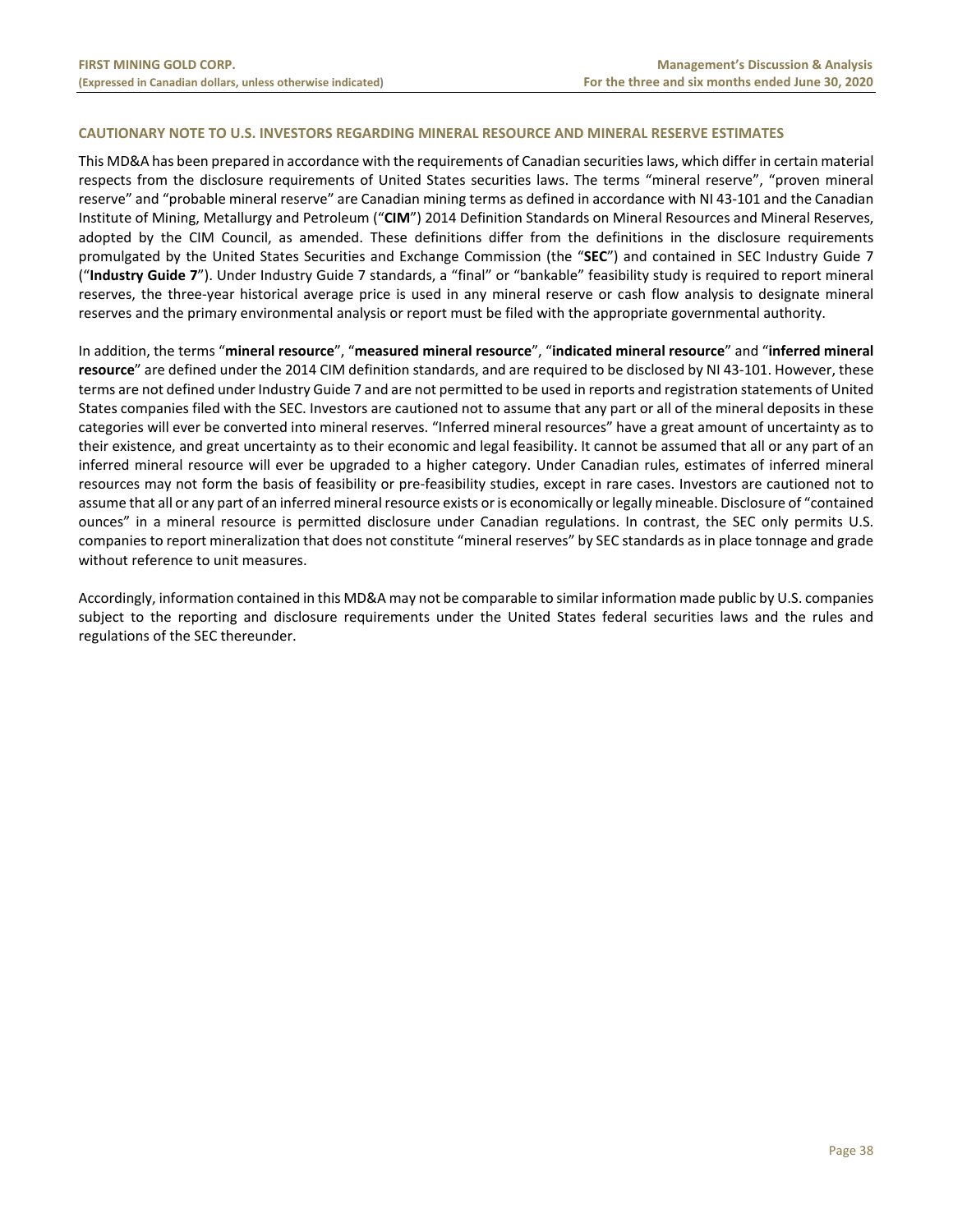## CAUTIONARY NOTE TO U.S. INVESTORS REGARDING MINERAL RESOURCE AND MINERAL RESERVE ESTIMATES

This MD&A has been prepared in accordance with the requirements of Canadian securities laws, which differ in certain material respects from the disclosure requirements of United States securities laws. The terms "mineral reserve", "proven mineral reserve" and "probable mineral reserve" are Canadian mining terms as defined in accordance with NI 43-101 and the Canadian Institute of Mining, Metallurgy and Petroleum ("**CIM**") 2014 Definition Standards on Mineral Resources and Mineral Reserves, adopted by the CIM Council, as amended. These definitions differ from the definitions in the disclosure requirements promulgated by the United States Securities and Exchange Commission (the "**SEC**") and contained in SEC Industry Guide 7 ("**Industry Guide 7**"). Under Industry Guide 7 standards, a "final" or "bankable" feasibility study is required to report mineral reserves, the three-year historical average price is used in any mineral reserve or cash flow analysis to designate mineral reserves and the primary environmental analysis or report must be filed with the appropriate governmental authority.

In addition, the terms "**mineral resource**", "**measured mineral resource**", "**indicated mineral resource**" and "**inferred mineral resource**" are defined under the 2014 CIM definition standards, and are required to be disclosed by NI 43-101. However, these terms are not defined under Industry Guide 7 and are not permitted to be used in reports and registration statements of United States companies filed with the SEC. Investors are cautioned not to assume that any part or all of the mineral deposits in these categories will ever be converted into mineral reserves. "Inferred mineral resources" have a great amount of uncertainty as to their existence, and great uncertainty as to their economic and legal feasibility. It cannot be assumed that all or any part of an inferred mineral resource will ever be upgraded to a higher category. Under Canadian rules, estimates of inferred mineral resources may not form the basis of feasibility or pre-feasibility studies, except in rare cases. Investors are cautioned not to assume that all or any part of an inferred mineral resource exists or is economically or legally mineable. Disclosure of "contained ounces" in a mineral resource is permitted disclosure under Canadian regulations. In contrast, the SEC only permits U.S. companies to report mineralization that does not constitute "mineral reserves" by SEC standards as in place tonnage and grade without reference to unit measures.

Accordingly, information contained in this MD&A may not be comparable to similar information made public by U.S. companies subject to the reporting and disclosure requirements under the United States federal securities laws and the rules and regulations of the SEC thereunder.